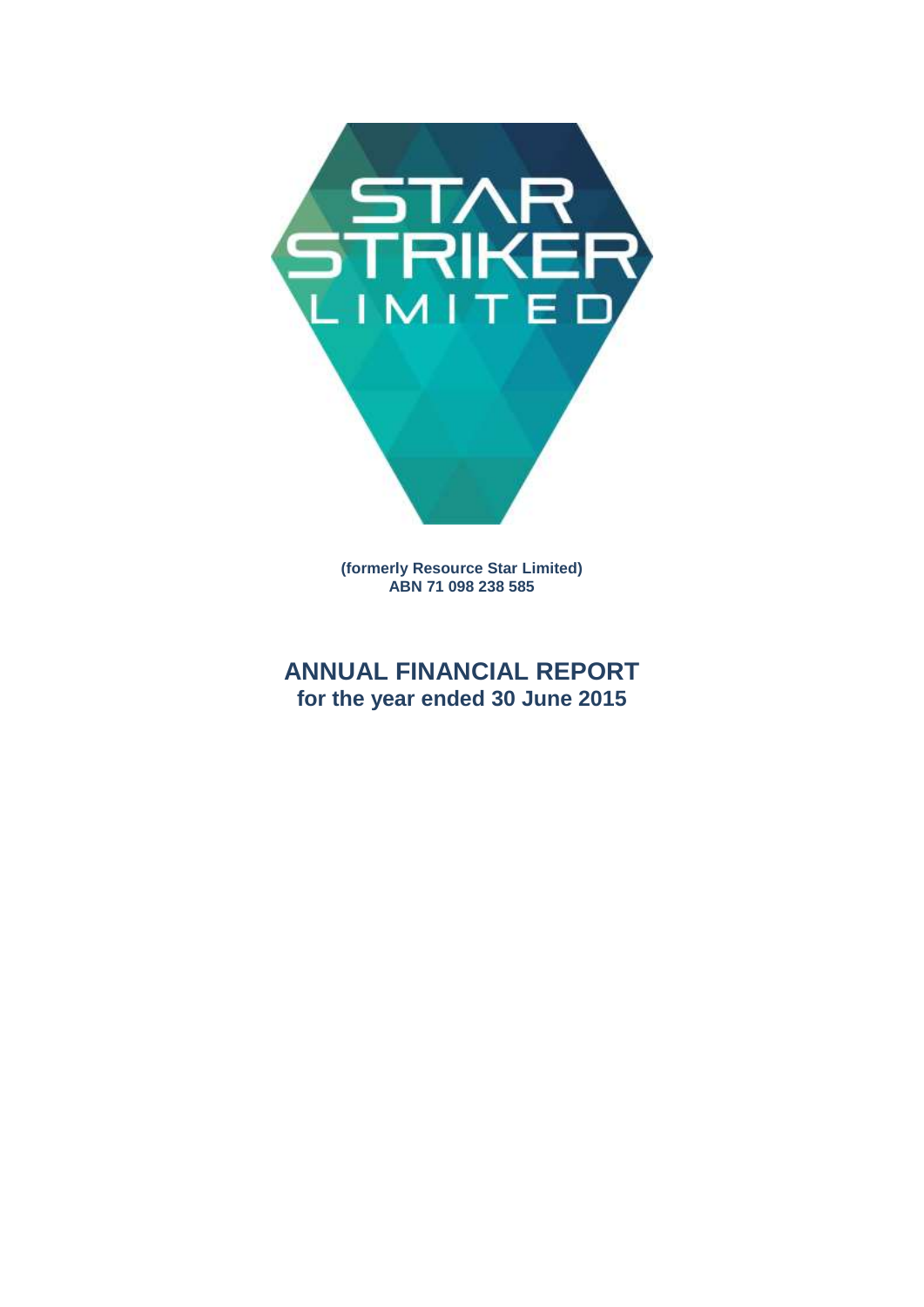# STAR STRIKER LIMITED

**(formerly Resource Star Limited)**
**ABN 71 098 238 585**

## ANNUAL FINANCIAL REPORT
### for the year ended 30 June 2015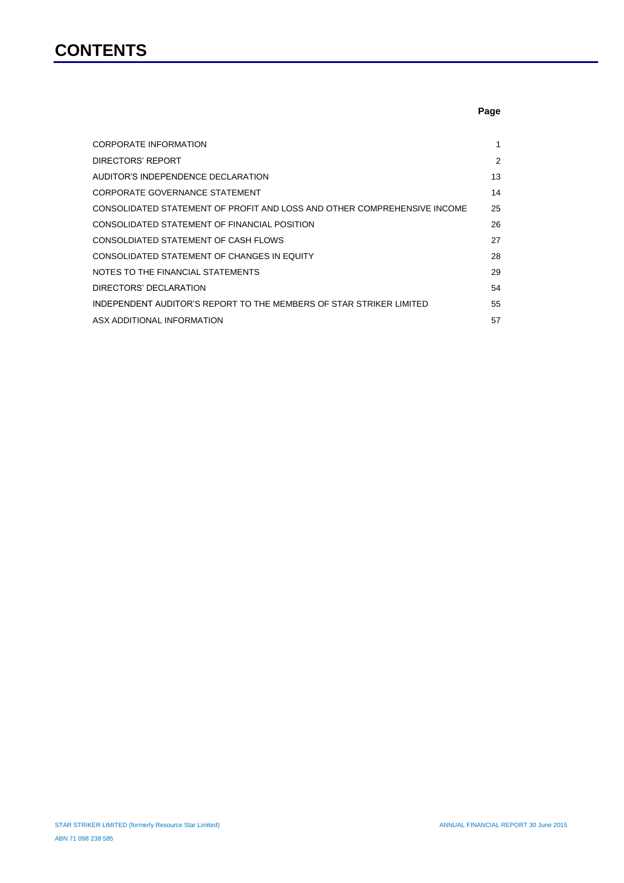# CONTENTS

| | Page |
|---|---|
| CORPORATE INFORMATION | 1 |
| DIRECTORS' REPORT | 2 |
| AUDITOR'S INDEPENDENCE DECLARATION | 13 |
| CORPORATE GOVERNANCE STATEMENT | 14 |
| CONSOLIDATED STATEMENT OF PROFIT AND LOSS AND OTHER COMPREHENSIVE INCOME | 25 |
| CONSOLIDATED STATEMENT OF FINANCIAL POSITION | 26 |
| CONSOLDIATED STATEMENT OF CASH FLOWS | 27 |
| CONSOLIDATED STATEMENT OF CHANGES IN EQUITY | 28 |
| NOTES TO THE FINANCIAL STATEMENTS | 29 |
| DIRECTORS' DECLARATION | 54 |
| INDEPENDENT AUDITOR'S REPORT TO THE MEMBERS OF STAR STRIKER LIMITED | 55 |
| ASX ADDITIONAL INFORMATION | 57 |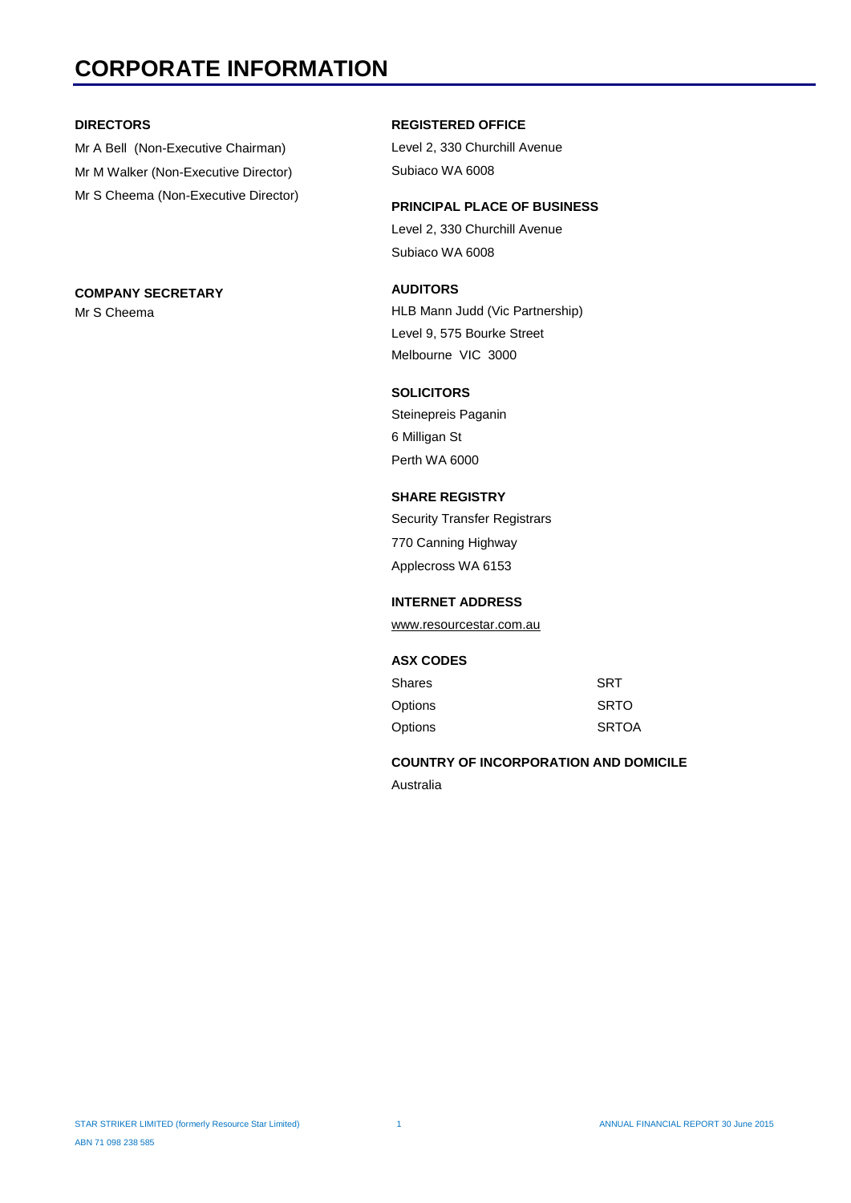# CORPORATE INFORMATION

**DIRECTORS**

Mr A Bell (Non-Executive Chairman)

Mr M Walker (Non-Executive Director)

Mr S Cheema (Non-Executive Director)

**COMPANY SECRETARY**

Mr S Cheema

**REGISTERED OFFICE**

Level 2, 330 Churchill Avenue

Subiaco WA 6008

**PRINCIPAL PLACE OF BUSINESS**

Level 2, 330 Churchill Avenue

Subiaco WA 6008

**AUDITORS**

HLB Mann Judd (Vic Partnership)

Level 9, 575 Bourke Street

Melbourne VIC 3000

**SOLICITORS**

Steinepreis Paganin

6 Milligan St

Perth WA 6000

**SHARE REGISTRY**

Security Transfer Registrars

770 Canning Highway

Applecross WA 6153

**INTERNET ADDRESS**

www.resourcestar.com.au

**ASX CODES**

| | |
|---|---|
| Shares | SRT |
| Options | SRTO |
| Options | SRTOA |

**COUNTRY OF INCORPORATION AND DOMICILE**

Australia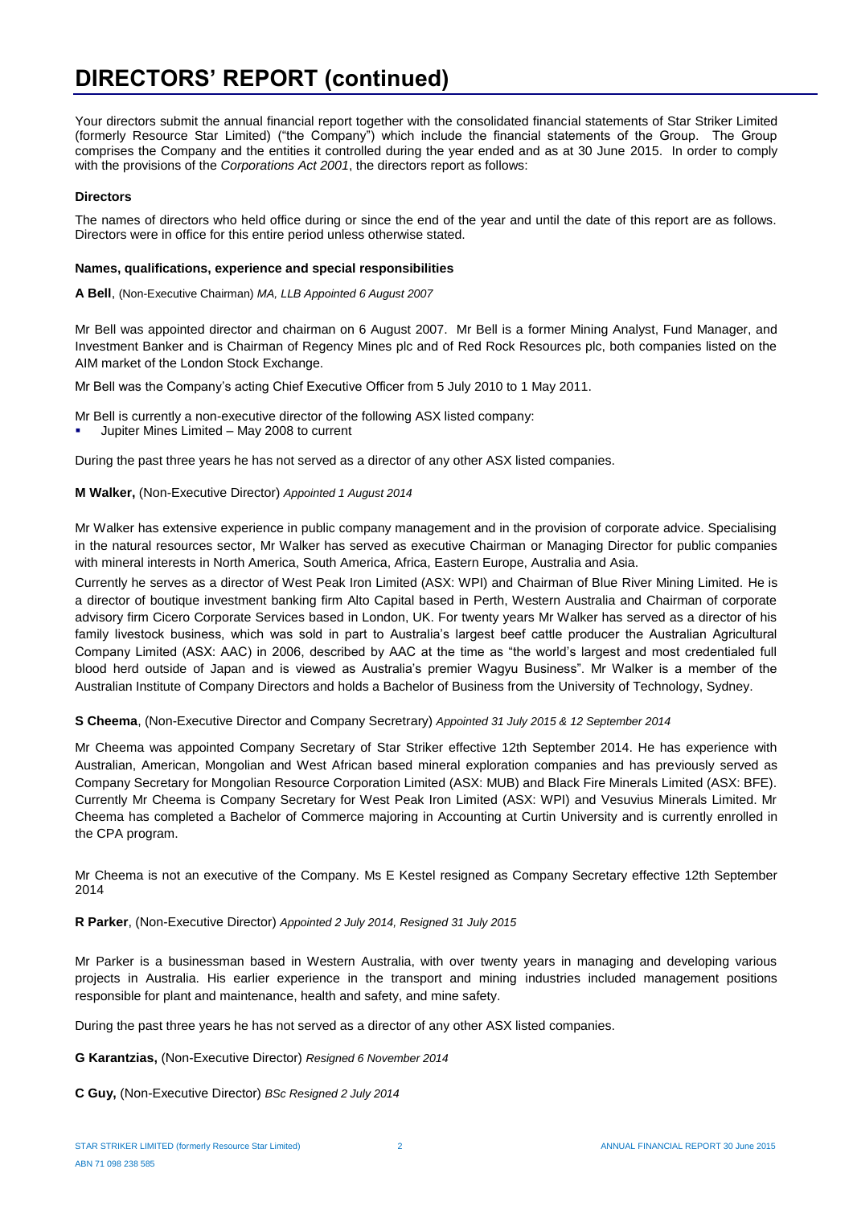# DIRECTORS' REPORT (continued)

Your directors submit the annual financial report together with the consolidated financial statements of Star Striker Limited (formerly Resource Star Limited) ("the Company") which include the financial statements of the Group. The Group comprises the Company and the entities it controlled during the year ended and as at 30 June 2015. In order to comply with the provisions of the *Corporations Act 2001*, the directors report as follows:

**Directors**

The names of directors who held office during or since the end of the year and until the date of this report are as follows. Directors were in office for this entire period unless otherwise stated.

**Names, qualifications, experience and special responsibilities**

**A Bell**, (Non-Executive Chairman) *MA, LLB Appointed 6 August 2007*

Mr Bell was appointed director and chairman on 6 August 2007. Mr Bell is a former Mining Analyst, Fund Manager, and Investment Banker and is Chairman of Regency Mines plc and of Red Rock Resources plc, both companies listed on the AIM market of the London Stock Exchange.

Mr Bell was the Company's acting Chief Executive Officer from 5 July 2010 to 1 May 2011.

Mr Bell is currently a non-executive director of the following ASX listed company:

- Jupiter Mines Limited – May 2008 to current

During the past three years he has not served as a director of any other ASX listed companies.

**M Walker,** (Non-Executive Director) *Appointed 1 August 2014*

Mr Walker has extensive experience in public company management and in the provision of corporate advice. Specialising in the natural resources sector, Mr Walker has served as executive Chairman or Managing Director for public companies with mineral interests in North America, South America, Africa, Eastern Europe, Australia and Asia.

Currently he serves as a director of West Peak Iron Limited (ASX: WPI) and Chairman of Blue River Mining Limited. He is a director of boutique investment banking firm Alto Capital based in Perth, Western Australia and Chairman of corporate advisory firm Cicero Corporate Services based in London, UK. For twenty years Mr Walker has served as a director of his family livestock business, which was sold in part to Australia's largest beef cattle producer the Australian Agricultural Company Limited (ASX: AAC) in 2006, described by AAC at the time as "the world's largest and most credentialed full blood herd outside of Japan and is viewed as Australia's premier Wagyu Business". Mr Walker is a member of the Australian Institute of Company Directors and holds a Bachelor of Business from the University of Technology, Sydney.

**S Cheema**, (Non-Executive Director and Company Secretrary) *Appointed 31 July 2015 & 12 September 2014*

Mr Cheema was appointed Company Secretary of Star Striker effective 12th September 2014. He has experience with Australian, American, Mongolian and West African based mineral exploration companies and has previously served as Company Secretary for Mongolian Resource Corporation Limited (ASX: MUB) and Black Fire Minerals Limited (ASX: BFE). Currently Mr Cheema is Company Secretary for West Peak Iron Limited (ASX: WPI) and Vesuvius Minerals Limited. Mr Cheema has completed a Bachelor of Commerce majoring in Accounting at Curtin University and is currently enrolled in the CPA program.

Mr Cheema is not an executive of the Company. Ms E Kestel resigned as Company Secretary effective 12th September 2014

**R Parker**, (Non-Executive Director) *Appointed 2 July 2014, Resigned 31 July 2015*

Mr Parker is a businessman based in Western Australia, with over twenty years in managing and developing various projects in Australia. His earlier experience in the transport and mining industries included management positions responsible for plant and maintenance, health and safety, and mine safety.

During the past three years he has not served as a director of any other ASX listed companies.

**G Karantzias,** (Non-Executive Director) *Resigned 6 November 2014*

**C Guy,** (Non-Executive Director) *BSc Resigned 2 July 2014*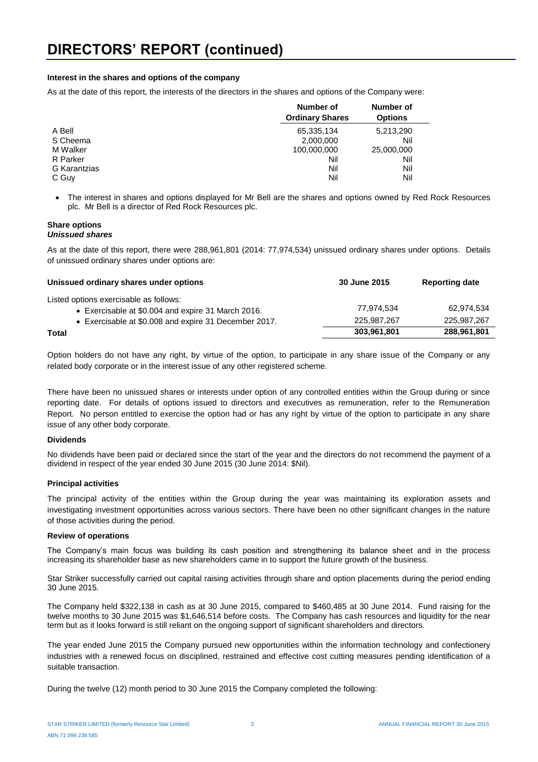# DIRECTORS' REPORT (continued)

**Interest in the shares and options of the company**

As at the date of this report, the interests of the directors in the shares and options of the Company were:

| | Number of Ordinary Shares | Number of Options |
|---|---|---|
| A Bell | 65,335,134 | 5,213,290 |
| S Cheema | 2,000,000 | Nil |
| M Walker | 100,000,000 | 25,000,000 |
| R Parker | Nil | Nil |
| G Karantzias | Nil | Nil |
| C Guy | Nil | Nil |

- The interest in shares and options displayed for Mr Bell are the shares and options owned by Red Rock Resources plc. Mr Bell is a director of Red Rock Resources plc.

**Share options**
***Unissued shares***

As at the date of this report, there were 288,961,801 (2014: 77,974,534) unissued ordinary shares under options. Details of unissued ordinary shares under options are:

| Unissued ordinary shares under options | 30 June 2015 | Reporting date |
|---|---|---|
| Listed options exercisable as follows: | | |
| • Exercisable at $0.004 and expire 31 March 2016. | 77,974,534 | 62,974,534 |
| • Exercisable at $0.008 and expire 31 December 2017. | 225,987,267 | 225,987,267 |
| **Total** | **303,961,801** | **288,961,801** |

Option holders do not have any right, by virtue of the option, to participate in any share issue of the Company or any related body corporate or in the interest issue of any other registered scheme.

There have been no unissued shares or interests under option of any controlled entities within the Group during or since reporting date. For details of options issued to directors and executives as remuneration, refer to the Remuneration Report. No person entitled to exercise the option had or has any right by virtue of the option to participate in any share issue of any other body corporate.

**Dividends**

No dividends have been paid or declared since the start of the year and the directors do not recommend the payment of a dividend in respect of the year ended 30 June 2015 (30 June 2014: $Nil).

**Principal activities**

The principal activity of the entities within the Group during the year was maintaining its exploration assets and investigating investment opportunities across various sectors. There have been no other significant changes in the nature of those activities during the period.

**Review of operations**

The Company's main focus was building its cash position and strengthening its balance sheet and in the process increasing its shareholder base as new shareholders came in to support the future growth of the business.

Star Striker successfully carried out capital raising activities through share and option placements during the period ending 30 June 2015.

The Company held $322,138 in cash as at 30 June 2015, compared to $460,485 at 30 June 2014. Fund raising for the twelve months to 30 June 2015 was $1,646,514 before costs. The Company has cash resources and liquidity for the near term but as it looks forward is still reliant on the ongoing support of significant shareholders and directors.

The year ended June 2015 the Company pursued new opportunities within the information technology and confectionery industries with a renewed focus on disciplined, restrained and effective cost cutting measures pending identification of a suitable transaction.

During the twelve (12) month period to 30 June 2015 the Company completed the following: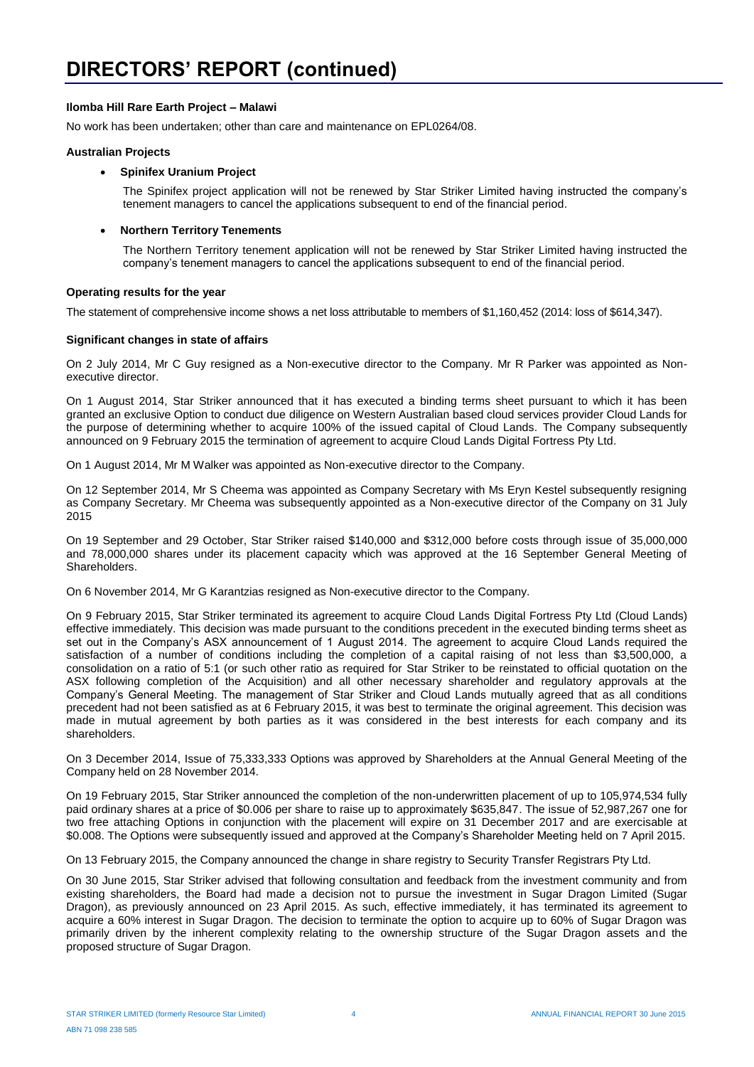# DIRECTORS' REPORT (continued)

**Ilomba Hill Rare Earth Project – Malawi**

No work has been undertaken; other than care and maintenance on EPL0264/08.

**Australian Projects**

- **Spinifex Uranium Project**

  The Spinifex project application will not be renewed by Star Striker Limited having instructed the company's tenement managers to cancel the applications subsequent to end of the financial period.

- **Northern Territory Tenements**

  The Northern Territory tenement application will not be renewed by Star Striker Limited having instructed the company's tenement managers to cancel the applications subsequent to end of the financial period.

**Operating results for the year**

The statement of comprehensive income shows a net loss attributable to members of $1,160,452 (2014: loss of $614,347).

**Significant changes in state of affairs**

On 2 July 2014, Mr C Guy resigned as a Non-executive director to the Company. Mr R Parker was appointed as Non-executive director.

On 1 August 2014, Star Striker announced that it has executed a binding terms sheet pursuant to which it has been granted an exclusive Option to conduct due diligence on Western Australian based cloud services provider Cloud Lands for the purpose of determining whether to acquire 100% of the issued capital of Cloud Lands. The Company subsequently announced on 9 February 2015 the termination of agreement to acquire Cloud Lands Digital Fortress Pty Ltd.

On 1 August 2014, Mr M Walker was appointed as Non-executive director to the Company.

On 12 September 2014, Mr S Cheema was appointed as Company Secretary with Ms Eryn Kestel subsequently resigning as Company Secretary. Mr Cheema was subsequently appointed as a Non-executive director of the Company on 31 July 2015

On 19 September and 29 October, Star Striker raised $140,000 and $312,000 before costs through issue of 35,000,000 and 78,000,000 shares under its placement capacity which was approved at the 16 September General Meeting of Shareholders.

On 6 November 2014, Mr G Karantzias resigned as Non-executive director to the Company.

On 9 February 2015, Star Striker terminated its agreement to acquire Cloud Lands Digital Fortress Pty Ltd (Cloud Lands) effective immediately. This decision was made pursuant to the conditions precedent in the executed binding terms sheet as set out in the Company's ASX announcement of 1 August 2014. The agreement to acquire Cloud Lands required the satisfaction of a number of conditions including the completion of a capital raising of not less than $3,500,000, a consolidation on a ratio of 5:1 (or such other ratio as required for Star Striker to be reinstated to official quotation on the ASX following completion of the Acquisition) and all other necessary shareholder and regulatory approvals at the Company's General Meeting. The management of Star Striker and Cloud Lands mutually agreed that as all conditions precedent had not been satisfied as at 6 February 2015, it was best to terminate the original agreement. This decision was made in mutual agreement by both parties as it was considered in the best interests for each company and its shareholders.

On 3 December 2014, Issue of 75,333,333 Options was approved by Shareholders at the Annual General Meeting of the Company held on 28 November 2014.

On 19 February 2015, Star Striker announced the completion of the non-underwritten placement of up to 105,974,534 fully paid ordinary shares at a price of $0.006 per share to raise up to approximately $635,847. The issue of 52,987,267 one for two free attaching Options in conjunction with the placement will expire on 31 December 2017 and are exercisable at $0.008. The Options were subsequently issued and approved at the Company's Shareholder Meeting held on 7 April 2015.

On 13 February 2015, the Company announced the change in share registry to Security Transfer Registrars Pty Ltd.

On 30 June 2015, Star Striker advised that following consultation and feedback from the investment community and from existing shareholders, the Board had made a decision not to pursue the investment in Sugar Dragon Limited (Sugar Dragon), as previously announced on 23 April 2015. As such, effective immediately, it has terminated its agreement to acquire a 60% interest in Sugar Dragon. The decision to terminate the option to acquire up to 60% of Sugar Dragon was primarily driven by the inherent complexity relating to the ownership structure of the Sugar Dragon assets and the proposed structure of Sugar Dragon.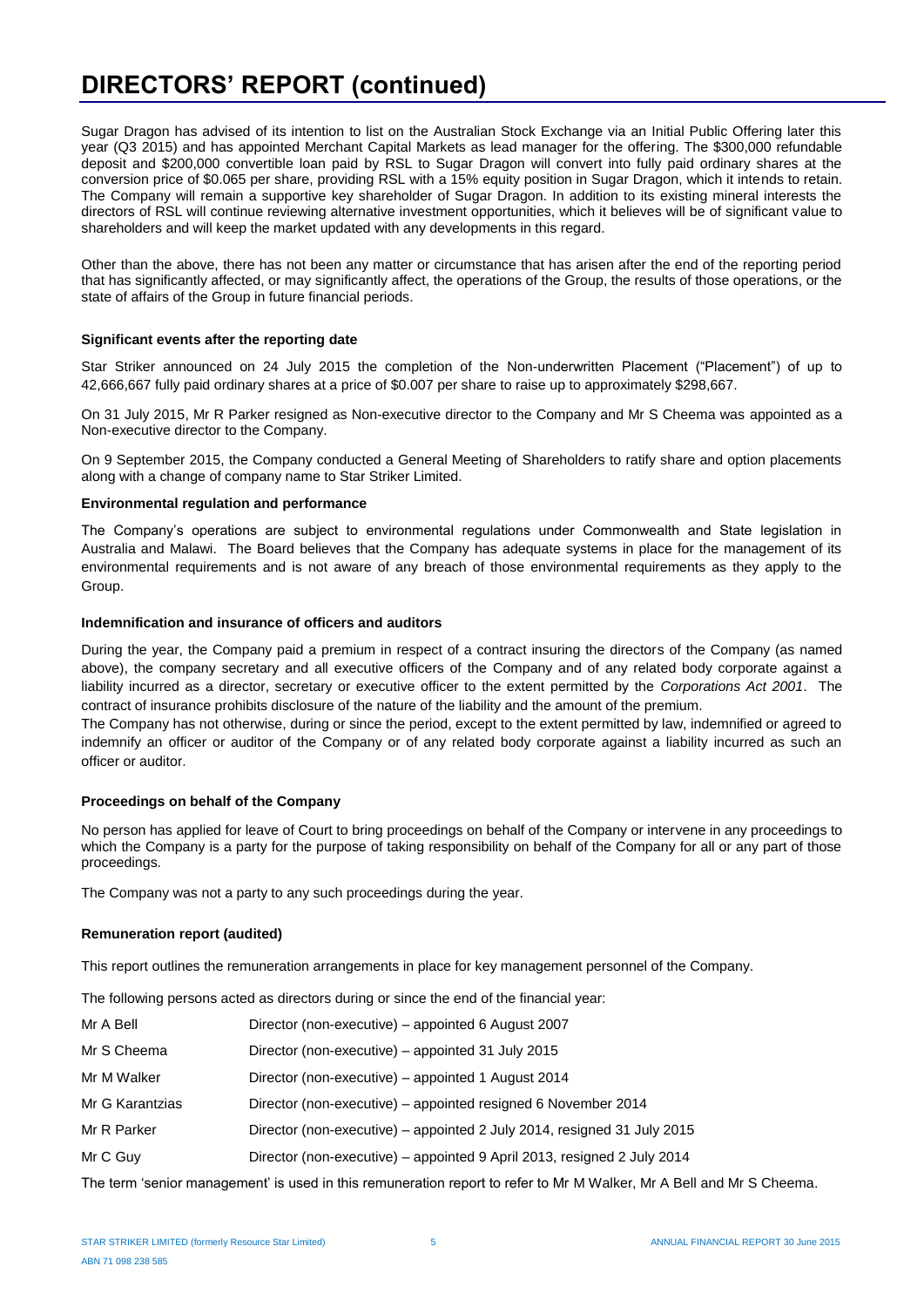# DIRECTORS' REPORT (continued)

Sugar Dragon has advised of its intention to list on the Australian Stock Exchange via an Initial Public Offering later this year (Q3 2015) and has appointed Merchant Capital Markets as lead manager for the offering. The $300,000 refundable deposit and $200,000 convertible loan paid by RSL to Sugar Dragon will convert into fully paid ordinary shares at the conversion price of $0.065 per share, providing RSL with a 15% equity position in Sugar Dragon, which it intends to retain. The Company will remain a supportive key shareholder of Sugar Dragon. In addition to its existing mineral interests the directors of RSL will continue reviewing alternative investment opportunities, which it believes will be of significant value to shareholders and will keep the market updated with any developments in this regard.

Other than the above, there has not been any matter or circumstance that has arisen after the end of the reporting period that has significantly affected, or may significantly affect, the operations of the Group, the results of those operations, or the state of affairs of the Group in future financial periods.

**Significant events after the reporting date**

Star Striker announced on 24 July 2015 the completion of the Non-underwritten Placement ("Placement") of up to 42,666,667 fully paid ordinary shares at a price of $0.007 per share to raise up to approximately $298,667.

On 31 July 2015, Mr R Parker resigned as Non-executive director to the Company and Mr S Cheema was appointed as a Non-executive director to the Company.

On 9 September 2015, the Company conducted a General Meeting of Shareholders to ratify share and option placements along with a change of company name to Star Striker Limited.

**Environmental regulation and performance**

The Company's operations are subject to environmental regulations under Commonwealth and State legislation in Australia and Malawi. The Board believes that the Company has adequate systems in place for the management of its environmental requirements and is not aware of any breach of those environmental requirements as they apply to the Group.

**Indemnification and insurance of officers and auditors**

During the year, the Company paid a premium in respect of a contract insuring the directors of the Company (as named above), the company secretary and all executive officers of the Company and of any related body corporate against a liability incurred as a director, secretary or executive officer to the extent permitted by the *Corporations Act 2001*. The contract of insurance prohibits disclosure of the nature of the liability and the amount of the premium.

The Company has not otherwise, during or since the period, except to the extent permitted by law, indemnified or agreed to indemnify an officer or auditor of the Company or of any related body corporate against a liability incurred as such an officer or auditor.

**Proceedings on behalf of the Company**

No person has applied for leave of Court to bring proceedings on behalf of the Company or intervene in any proceedings to which the Company is a party for the purpose of taking responsibility on behalf of the Company for all or any part of those proceedings.

The Company was not a party to any such proceedings during the year.

**Remuneration report (audited)**

This report outlines the remuneration arrangements in place for key management personnel of the Company.

The following persons acted as directors during or since the end of the financial year:

| | |
|---|---|
| Mr A Bell | Director (non-executive) – appointed 6 August 2007 |
| Mr S Cheema | Director (non-executive) – appointed 31 July 2015 |
| Mr M Walker | Director (non-executive) – appointed 1 August 2014 |
| Mr G Karantzias | Director (non-executive) – appointed resigned 6 November 2014 |
| Mr R Parker | Director (non-executive) – appointed 2 July 2014, resigned 31 July 2015 |
| Mr C Guy | Director (non-executive) – appointed 9 April 2013, resigned 2 July 2014 |

The term 'senior management' is used in this remuneration report to refer to Mr M Walker, Mr A Bell and Mr S Cheema.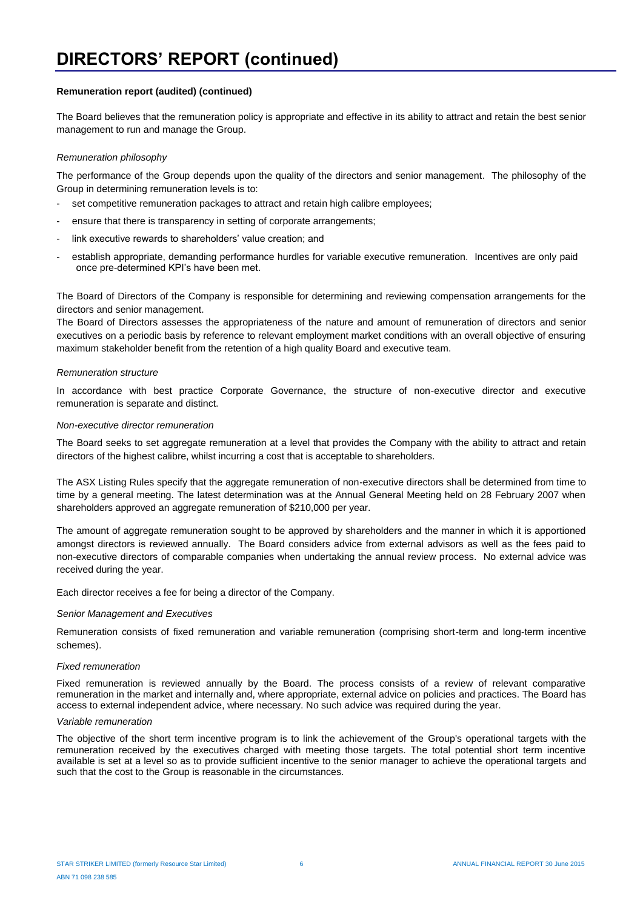# DIRECTORS' REPORT (continued)

**Remuneration report (audited) (continued)**

The Board believes that the remuneration policy is appropriate and effective in its ability to attract and retain the best senior management to run and manage the Group.

*Remuneration philosophy*

The performance of the Group depends upon the quality of the directors and senior management. The philosophy of the Group in determining remuneration levels is to:

- set competitive remuneration packages to attract and retain high calibre employees;
- ensure that there is transparency in setting of corporate arrangements;
- link executive rewards to shareholders' value creation; and
- establish appropriate, demanding performance hurdles for variable executive remuneration. Incentives are only paid once pre-determined KPI's have been met.

The Board of Directors of the Company is responsible for determining and reviewing compensation arrangements for the directors and senior management.

The Board of Directors assesses the appropriateness of the nature and amount of remuneration of directors and senior executives on a periodic basis by reference to relevant employment market conditions with an overall objective of ensuring maximum stakeholder benefit from the retention of a high quality Board and executive team.

*Remuneration structure*

In accordance with best practice Corporate Governance, the structure of non-executive director and executive remuneration is separate and distinct.

*Non-executive director remuneration*

The Board seeks to set aggregate remuneration at a level that provides the Company with the ability to attract and retain directors of the highest calibre, whilst incurring a cost that is acceptable to shareholders.

The ASX Listing Rules specify that the aggregate remuneration of non-executive directors shall be determined from time to time by a general meeting. The latest determination was at the Annual General Meeting held on 28 February 2007 when shareholders approved an aggregate remuneration of $210,000 per year.

The amount of aggregate remuneration sought to be approved by shareholders and the manner in which it is apportioned amongst directors is reviewed annually. The Board considers advice from external advisors as well as the fees paid to non-executive directors of comparable companies when undertaking the annual review process. No external advice was received during the year.

Each director receives a fee for being a director of the Company.

*Senior Management and Executives*

Remuneration consists of fixed remuneration and variable remuneration (comprising short-term and long-term incentive schemes).

*Fixed remuneration*

Fixed remuneration is reviewed annually by the Board. The process consists of a review of relevant comparative remuneration in the market and internally and, where appropriate, external advice on policies and practices. The Board has access to external independent advice, where necessary. No such advice was required during the year.

*Variable remuneration*

The objective of the short term incentive program is to link the achievement of the Group's operational targets with the remuneration received by the executives charged with meeting those targets. The total potential short term incentive available is set at a level so as to provide sufficient incentive to the senior manager to achieve the operational targets and such that the cost to the Group is reasonable in the circumstances.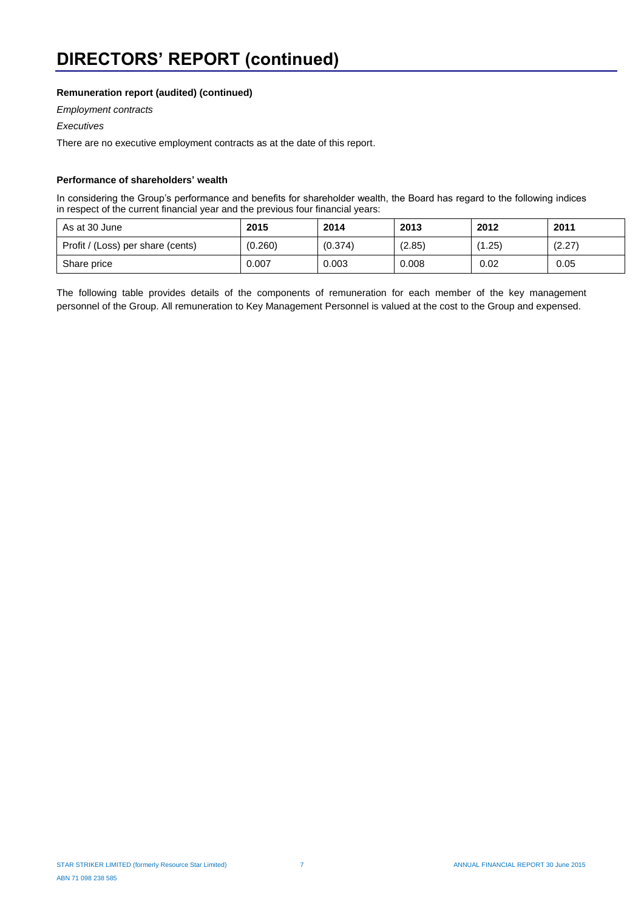# DIRECTORS' REPORT (continued)

**Remuneration report (audited) (continued)**

*Employment contracts*

*Executives*

There are no executive employment contracts as at the date of this report.

**Performance of shareholders' wealth**

In considering the Group's performance and benefits for shareholder wealth, the Board has regard to the following indices in respect of the current financial year and the previous four financial years:

| As at 30 June | 2015 | 2014 | 2013 | 2012 | 2011 |
|---|---|---|---|---|---|
| Profit / (Loss) per share (cents) | (0.260) | (0.374) | (2.85) | (1.25) | (2.27) |
| Share price | 0.007 | 0.003 | 0.008 | 0.02 | 0.05 |

The following table provides details of the components of remuneration for each member of the key management personnel of the Group. All remuneration to Key Management Personnel is valued at the cost to the Group and expensed.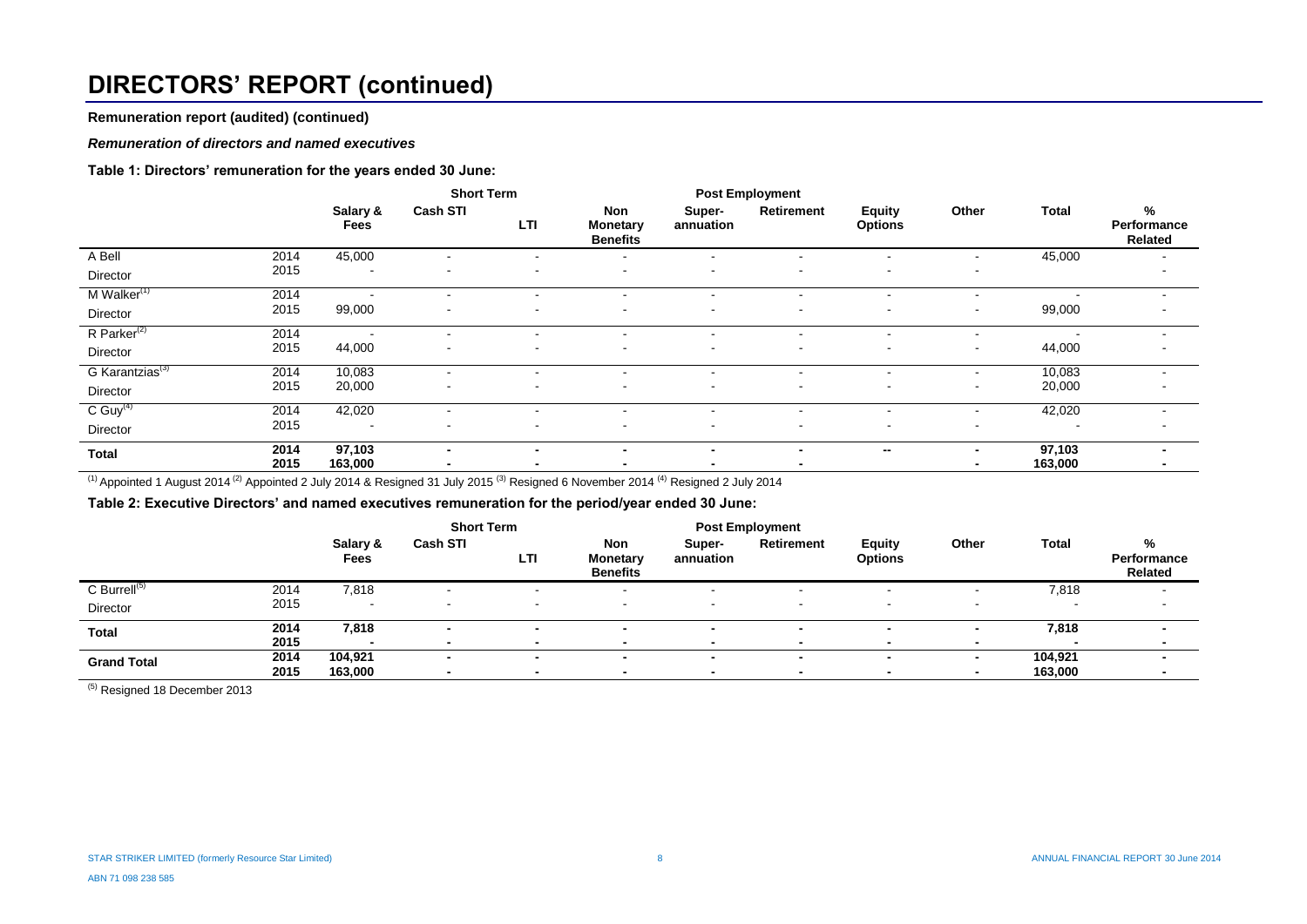# DIRECTORS' REPORT (continued)

**Remuneration report (audited) (continued)**

***Remuneration of directors and named executives***

**Table 1: Directors' remuneration for the years ended 30 June:**

| | | Short Term | | | | Post Employment | | | | | |
|---|---|---|---|---|---|---|---|---|---|---|---|
| | | **Salary & Fees** | **Cash STI** | **LTI** | **Non Monetary Benefits** | **Super-annuation** | **Retirement** | **Equity Options** | **Other** | **Total** | **% Performance Related** |
| A Bell | 2014 | 45,000 | - | - | - | - | - | - | - | 45,000 | - |
| Director | 2015 | - | - | - | - | - | - | - | - | | - |
| M Walker[(1)] | 2014 | - | - | - | - | - | - | - | - | - | - |
| Director | 2015 | 99,000 | - | - | - | - | - | - | - | 99,000 | - |
| R Parker[(2)] | 2014 | - | - | - | - | - | - | - | - | - | - |
| Director | 2015 | 44,000 | - | - | - | - | - | - | - | 44,000 | - |
| G Karantzias[(3)] | 2014 | 10,083 | - | - | - | - | - | - | - | 10,083 | - |
| Director | 2015 | 20,000 | - | - | - | - | - | - | - | 20,000 | - |
| C Guy[(4)] | 2014 | 42,020 | - | - | - | - | - | - | - | 42,020 | - |
| Director | 2015 | - | - | - | - | - | - | - | - | - | - |
| **Total** | **2014** | **97,103** | **-** | **-** | **-** | **-** | **-** | **--** | **-** | **97,103** | **-** |
| | **2015** | **163,000** | **-** | **-** | **-** | **-** | **-** | | **-** | **163,000** | **-** |

[(1)] Appointed 1 August 2014 [(2)] Appointed 2 July 2014 & Resigned 31 July 2015 [(3)] Resigned 6 November 2014 [(4)] Resigned 2 July 2014

**Table 2: Executive Directors' and named executives remuneration for the period/year ended 30 June:**

| | | Short Term | | | | Post Employment | | | | | |
|---|---|---|---|---|---|---|---|---|---|---|---|
| | | **Salary & Fees** | **Cash STI** | **LTI** | **Non Monetary Benefits** | **Super-annuation** | **Retirement** | **Equity Options** | **Other** | **Total** | **% Performance Related** |
| C Burrell[(5)] | 2014 | 7,818 | - | - | - | - | - | - | - | 7,818 | - |
| Director | 2015 | - | - | - | - | - | - | - | - | - | - |
| **Total** | **2014** | **7,818** | **-** | **-** | **-** | **-** | **-** | **-** | **-** | **7,818** | **-** |
| | **2015** | **-** | **-** | **-** | **-** | **-** | **-** | **-** | **-** | **-** | **-** |
| **Grand Total** | **2014** | **104,921** | **-** | **-** | **-** | **-** | **-** | **-** | **-** | **104,921** | **-** |
| | **2015** | **163,000** | **-** | **-** | **-** | **-** | **-** | **-** | **-** | **163,000** | **-** |

[(5)] Resigned 18 December 2013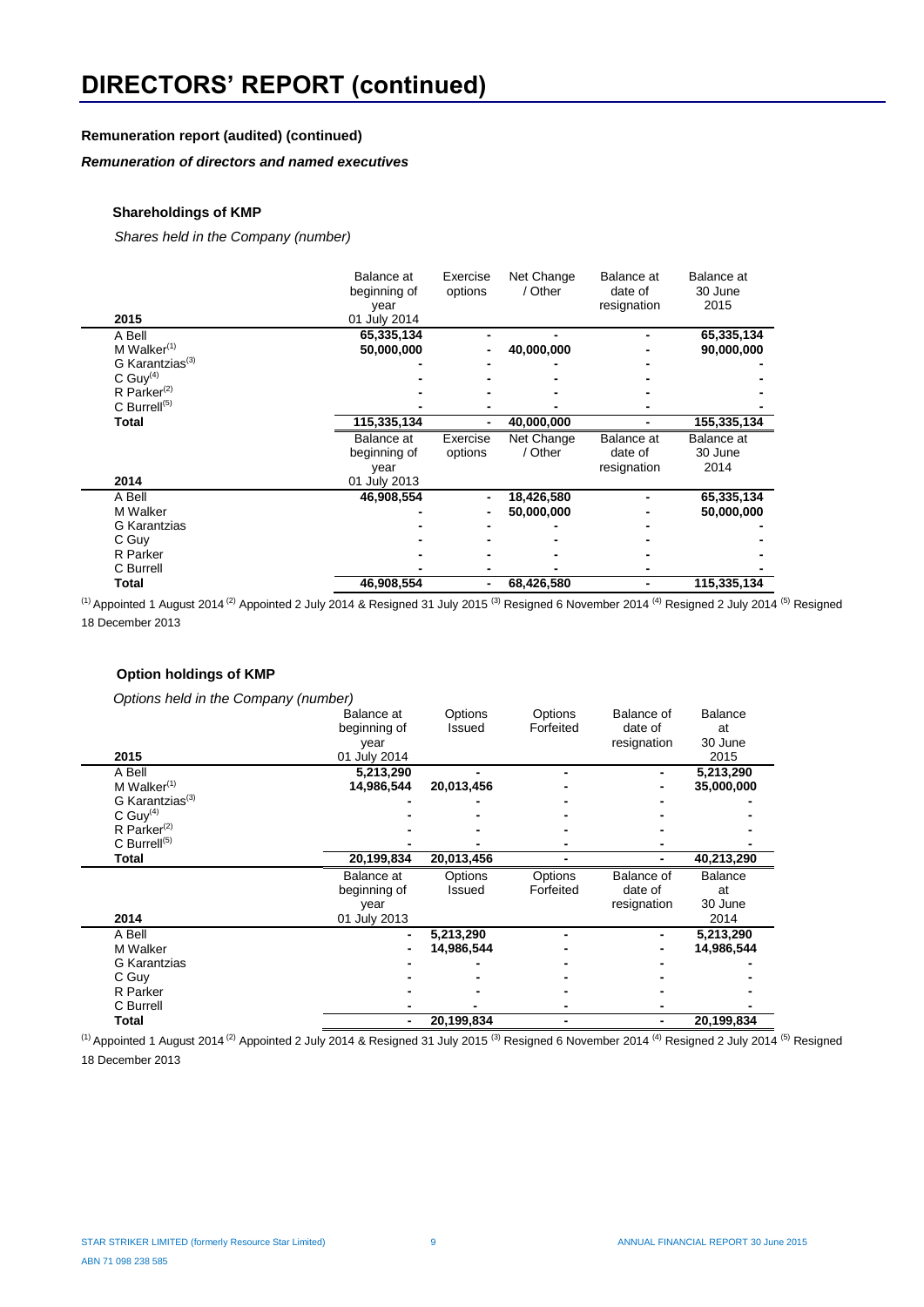# DIRECTORS' REPORT (continued)

**Remuneration report (audited) (continued)**

***Remuneration of directors and named executives***

**Shareholdings of KMP**

*Shares held in the Company (number)*

| 2015 | Balance at beginning of year 01 July 2014 | Exercise options | Net Change / Other | Balance at date of resignation | Balance at 30 June 2015 |
|---|---|---|---|---|---|
| A Bell | **65,335,134** | **-** | **-** | **-** | **65,335,134** |
| M Walker[(1)] | **50,000,000** | **-** | **40,000,000** | **-** | **90,000,000** |
| G Karantzias[(3)] | **-** | **-** | **-** | **-** | **-** |
| C Guy[(4)] | **-** | **-** | **-** | **-** | **-** |
| R Parker[(2)] | **-** | **-** | **-** | **-** | **-** |
| C Burrell[(5)] | **-** | **-** | **-** | **-** | **-** |
| **Total** | **115,335,134** | **-** | **40,000,000** | **-** | **155,335,134** |

| 2014 | Balance at beginning of year 01 July 2013 | Exercise options | Net Change / Other | Balance at date of resignation | Balance at 30 June 2014 |
|---|---|---|---|---|---|
| A Bell | **46,908,554** | **-** | **18,426,580** | **-** | **65,335,134** |
| M Walker | **-** | **-** | **50,000,000** | **-** | **50,000,000** |
| G Karantzias | **-** | **-** | **-** | **-** | **-** |
| C Guy | **-** | **-** | **-** | **-** | **-** |
| R Parker | **-** | **-** | **-** | **-** | **-** |
| C Burrell | **-** | **-** | **-** | **-** | **-** |
| **Total** | **46,908,554** | **-** | **68,426,580** | **-** | **115,335,134** |

[(1)] Appointed 1 August 2014 [(2)] Appointed 2 July 2014 & Resigned 31 July 2015 [(3)] Resigned 6 November 2014 [(4)] Resigned 2 July 2014 [(5)] Resigned 18 December 2013

**Option holdings of KMP**

*Options held in the Company (number)*

| 2015 | Balance at beginning of year 01 July 2014 | Options Issued | Options Forfeited | Balance of date of resignation | Balance at 30 June 2015 |
|---|---|---|---|---|---|
| A Bell | **5,213,290** | **-** | **-** | **-** | **5,213,290** |
| M Walker[(1)] | **14,986,544** | **20,013,456** | **-** | **-** | **35,000,000** |
| G Karantzias[(3)] | **-** | **-** | **-** | **-** | **-** |
| C Guy[(4)] | **-** | **-** | **-** | **-** | **-** |
| R Parker[(2)] | **-** | **-** | **-** | **-** | **-** |
| C Burrell[(5)] | **-** | **-** | **-** | **-** | **-** |
| **Total** | **20,199,834** | **20,013,456** | **-** | **-** | **40,213,290** |

| 2014 | Balance at beginning of year 01 July 2013 | Options Issued | Options Forfeited | Balance of date of resignation | Balance at 30 June 2014 |
|---|---|---|---|---|---|
| A Bell | **-** | **5,213,290** | **-** | **-** | **5,213,290** |
| M Walker | **-** | **14,986,544** | **-** | **-** | **14,986,544** |
| G Karantzias | **-** | **-** | **-** | **-** | **-** |
| C Guy | **-** | **-** | **-** | **-** | **-** |
| R Parker | **-** | **-** | **-** | **-** | **-** |
| C Burrell | **-** | **-** | **-** | **-** | **-** |
| **Total** | **-** | **20,199,834** | **-** | **-** | **20,199,834** |

[(1)] Appointed 1 August 2014 [(2)] Appointed 2 July 2014 & Resigned 31 July 2015 [(3)] Resigned 6 November 2014 [(4)] Resigned 2 July 2014 [(5)] Resigned 18 December 2013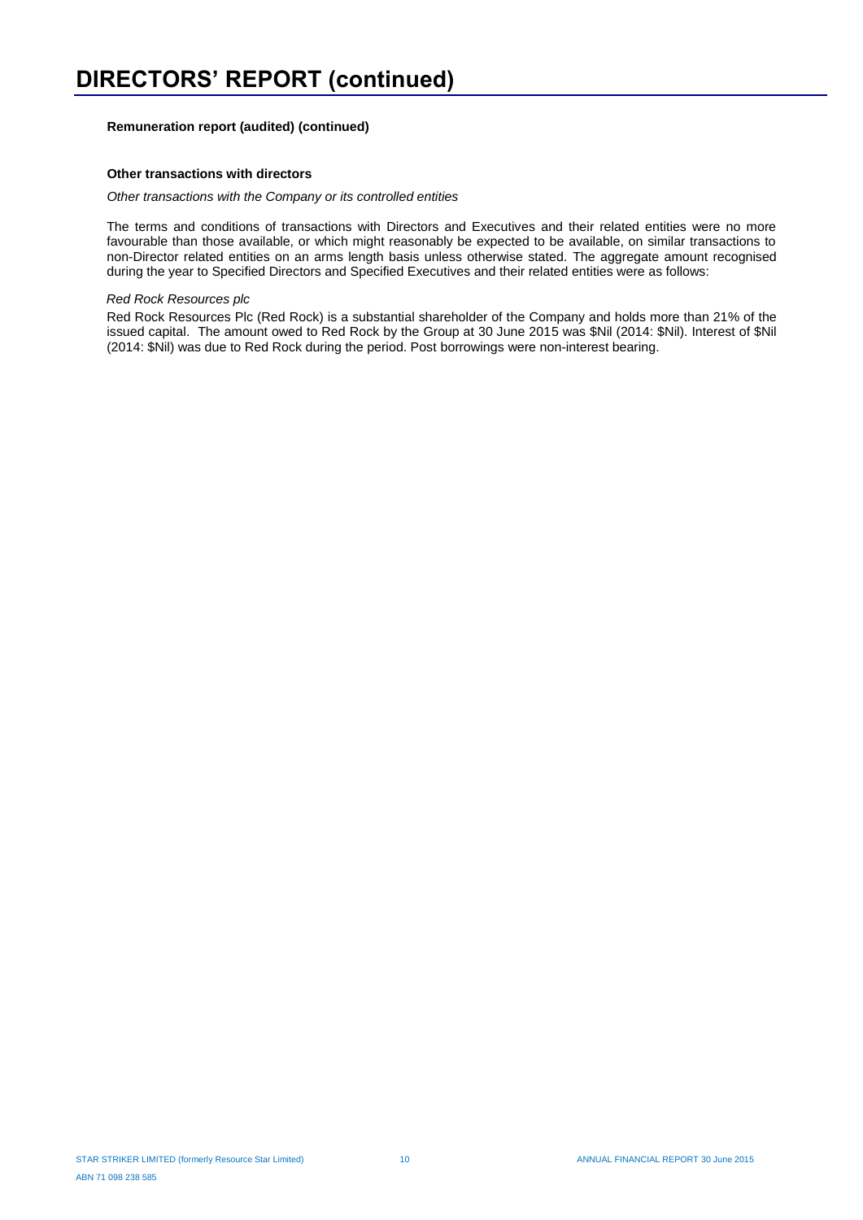# DIRECTORS' REPORT (continued)

**Remuneration report (audited) (continued)**

**Other transactions with directors**

*Other transactions with the Company or its controlled entities*

The terms and conditions of transactions with Directors and Executives and their related entities were no more favourable than those available, or which might reasonably be expected to be available, on similar transactions to non-Director related entities on an arms length basis unless otherwise stated. The aggregate amount recognised during the year to Specified Directors and Specified Executives and their related entities were as follows:

*Red Rock Resources plc*

Red Rock Resources Plc (Red Rock) is a substantial shareholder of the Company and holds more than 21% of the issued capital. The amount owed to Red Rock by the Group at 30 June 2015 was $Nil (2014: $Nil). Interest of $Nil (2014: $Nil) was due to Red Rock during the period. Post borrowings were non-interest bearing.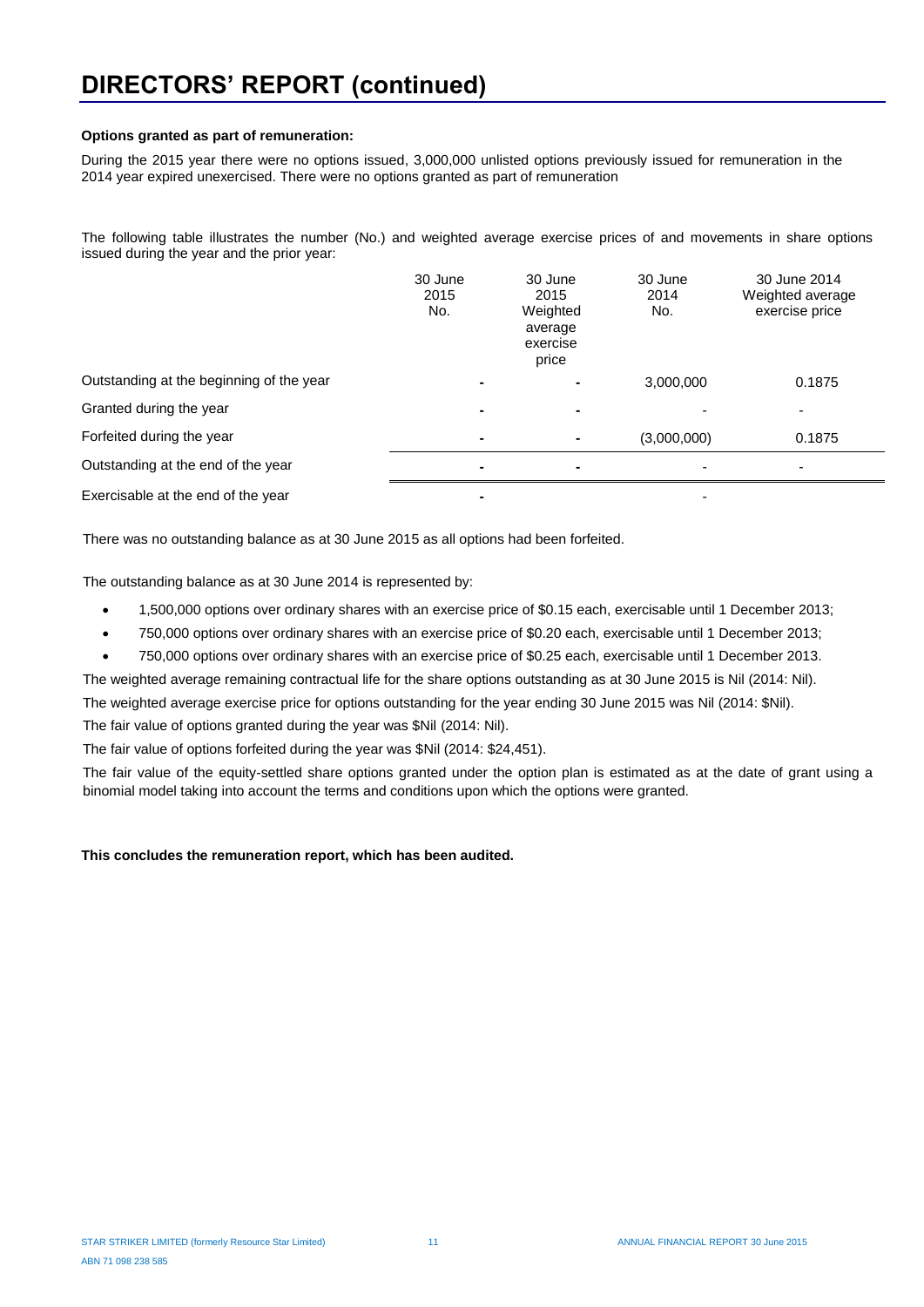# DIRECTORS' REPORT (continued)

**Options granted as part of remuneration:**

During the 2015 year there were no options issued, 3,000,000 unlisted options previously issued for remuneration in the 2014 year expired unexercised. There were no options granted as part of remuneration

The following table illustrates the number (No.) and weighted average exercise prices of and movements in share options issued during the year and the prior year:

| | 30 June 2015 No. | 30 June 2015 Weighted average exercise price | 30 June 2014 No. | 30 June 2014 Weighted average exercise price |
|---|---|---|---|---|
| Outstanding at the beginning of the year | - | - | 3,000,000 | 0.1875 |
| Granted during the year | - | - | - | - |
| Forfeited during the year | - | - | (3,000,000) | 0.1875 |
| Outstanding at the end of the year | - | - | - | - |
| Exercisable at the end of the year | - | | - | |

There was no outstanding balance as at 30 June 2015 as all options had been forfeited.

The outstanding balance as at 30 June 2014 is represented by:

- 1,500,000 options over ordinary shares with an exercise price of $0.15 each, exercisable until 1 December 2013;
- 750,000 options over ordinary shares with an exercise price of $0.20 each, exercisable until 1 December 2013;
- 750,000 options over ordinary shares with an exercise price of $0.25 each, exercisable until 1 December 2013.

The weighted average remaining contractual life for the share options outstanding as at 30 June 2015 is Nil (2014: Nil).

The weighted average exercise price for options outstanding for the year ending 30 June 2015 was Nil (2014: $Nil).

The fair value of options granted during the year was $Nil (2014: Nil).

The fair value of options forfeited during the year was $Nil (2014: $24,451).

The fair value of the equity-settled share options granted under the option plan is estimated as at the date of grant using a binomial model taking into account the terms and conditions upon which the options were granted.

**This concludes the remuneration report, which has been audited.**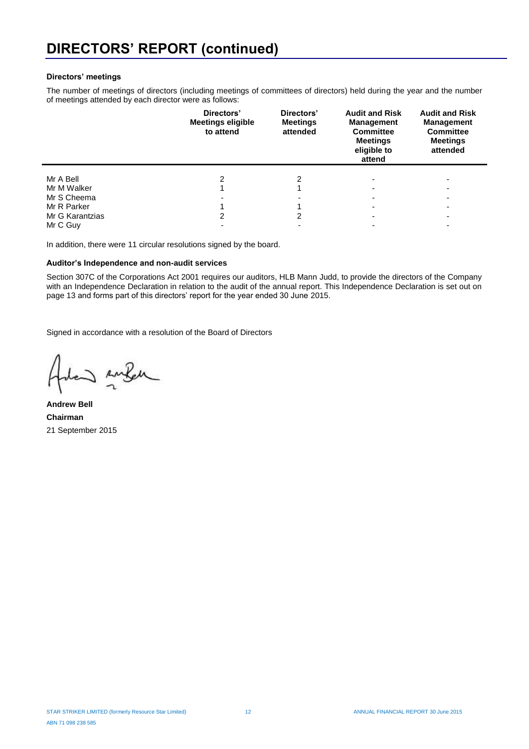# DIRECTORS' REPORT (continued)

### Directors' meetings

The number of meetings of directors (including meetings of committees of directors) held during the year and the number of meetings attended by each director were as follows:

| | Directors' Meetings eligible to attend | Directors' Meetings attended | Audit and Risk Management Committee Meetings eligible to attend | Audit and Risk Management Committee Meetings attended |
|---|---|---|---|---|
| Mr A Bell | 2 | 2 | - | - |
| Mr M Walker | 1 | 1 | - | - |
| Mr S Cheema | - | - | - | - |
| Mr R Parker | 1 | 1 | - | - |
| Mr G Karantzias | 2 | 2 | - | - |
| Mr C Guy | - | - | - | - |

In addition, there were 11 circular resolutions signed by the board.

### Auditor's Independence and non-audit services

Section 307C of the Corporations Act 2001 requires our auditors, HLB Mann Judd, to provide the directors of the Company with an Independence Declaration in relation to the audit of the annual report. This Independence Declaration is set out on page 13 and forms part of this directors' report for the year ended 30 June 2015.

Signed in accordance with a resolution of the Board of Directors

**Andrew Bell**
**Chairman**
21 September 2015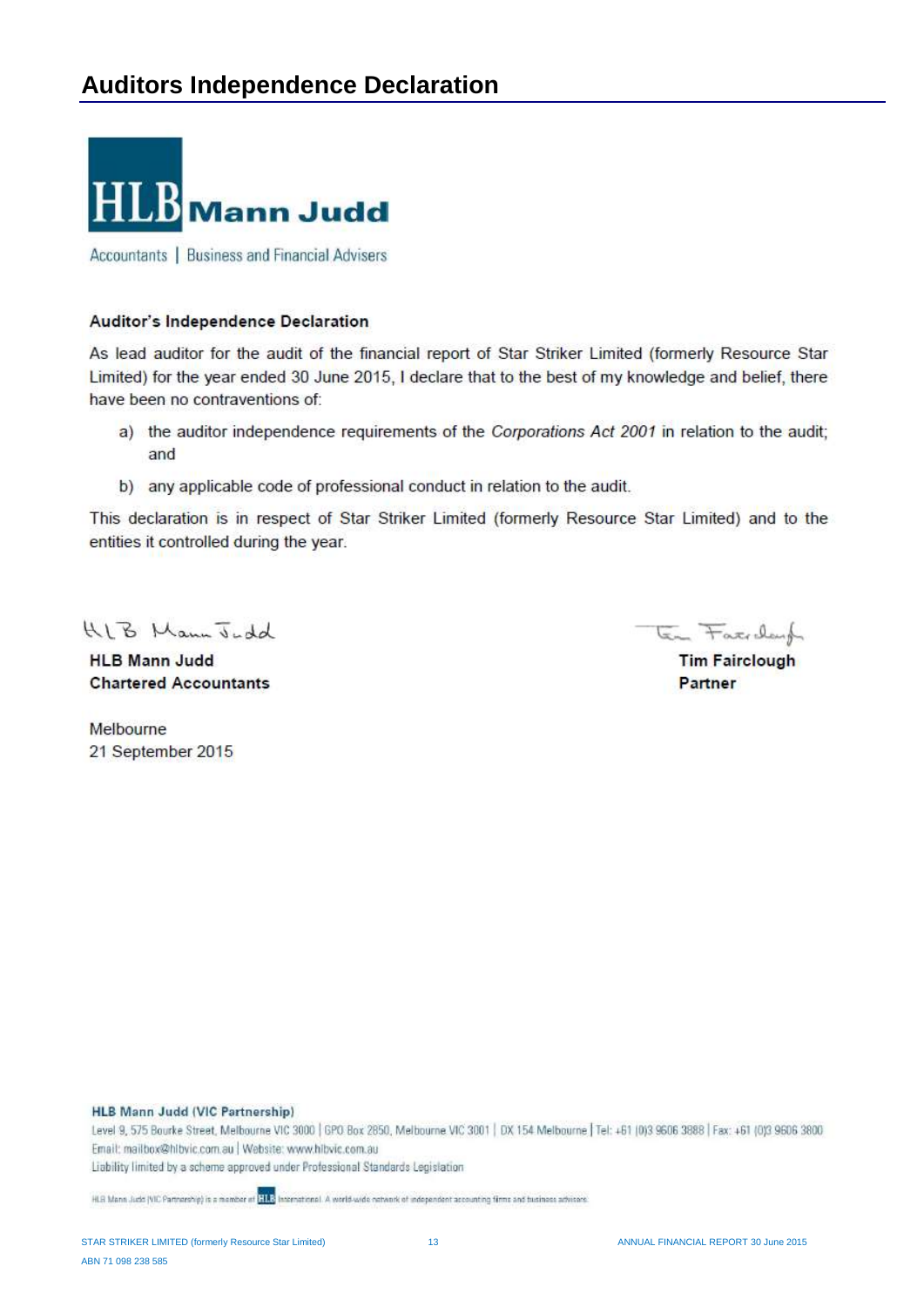# Auditors Independence Declaration

**HLB Mann Judd**

Accountants | Business and Financial Advisers

**Auditor's Independence Declaration**

As lead auditor for the audit of the financial report of Star Striker Limited (formerly Resource Star Limited) for the year ended 30 June 2015, I declare that to the best of my knowledge and belief, there have been no contraventions of:

a) the auditor independence requirements of the *Corporations Act 2001* in relation to the audit; and

b) any applicable code of professional conduct in relation to the audit.

This declaration is in respect of Star Striker Limited (formerly Resource Star Limited) and to the entities it controlled during the year.

HLB Mann Judd

**HLB Mann Judd**
**Chartered Accountants**

Melbourne
21 September 2015

Tim Fairclough

**Tim Fairclough**
**Partner**

**HLB Mann Judd (VIC Partnership)**

Level 9, 575 Bourke Street, Melbourne VIC 3000 | GPO Box 2850, Melbourne VIC 3001 | DX 154 Melbourne | Tel: +61 (0)3 9606 3888 | Fax: +61 (0)3 9606 3800
Email: mailbox@hlbvic.com.au | Website: www.hlbvic.com.au
Liability limited by a scheme approved under Professional Standards Legislation

HLB Mann Judd (VIC Partnership) is a member of HLB International. A world-wide network of independent accounting firms and business advisers.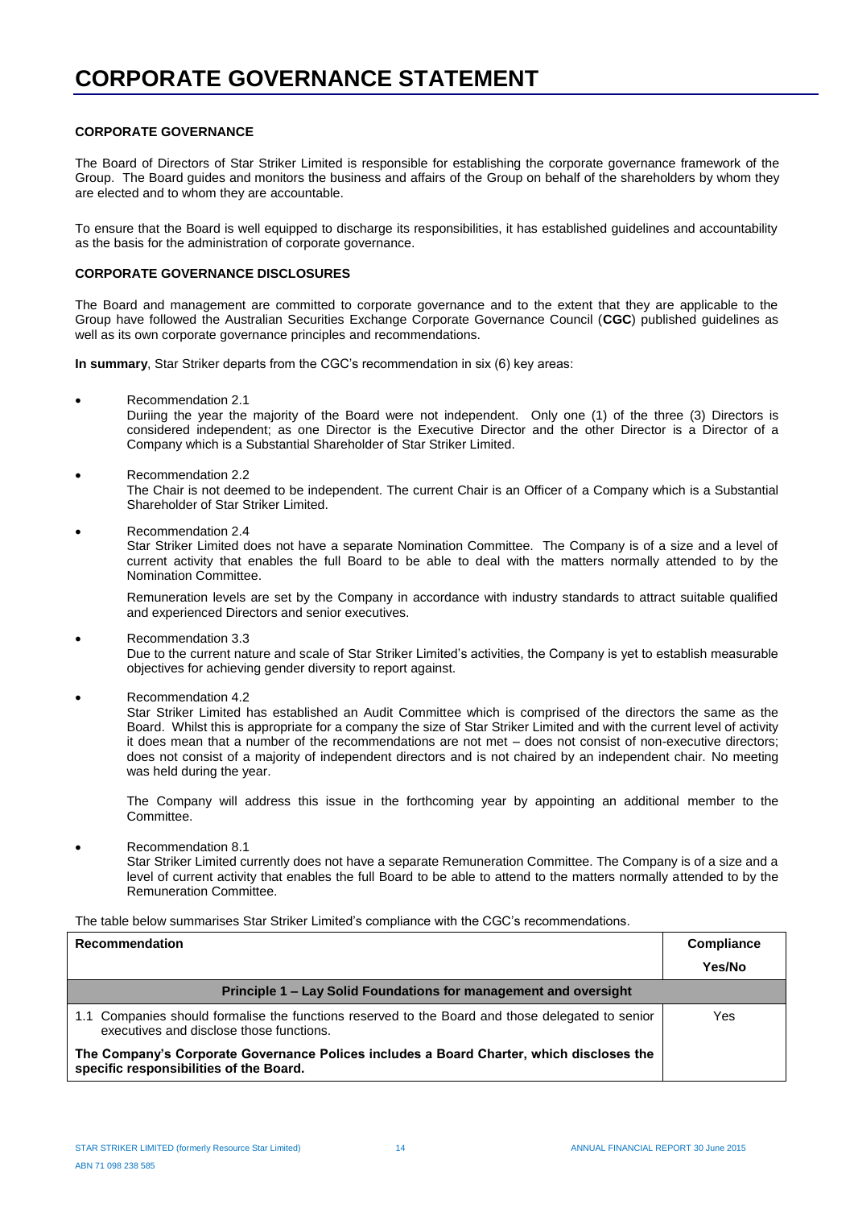# CORPORATE GOVERNANCE STATEMENT

**CORPORATE GOVERNANCE**

The Board of Directors of Star Striker Limited is responsible for establishing the corporate governance framework of the Group. The Board guides and monitors the business and affairs of the Group on behalf of the shareholders by whom they are elected and to whom they are accountable.

To ensure that the Board is well equipped to discharge its responsibilities, it has established guidelines and accountability as the basis for the administration of corporate governance.

**CORPORATE GOVERNANCE DISCLOSURES**

The Board and management are committed to corporate governance and to the extent that they are applicable to the Group have followed the Australian Securities Exchange Corporate Governance Council (**CGC**) published guidelines as well as its own corporate governance principles and recommendations.

**In summary**, Star Striker departs from the CGC's recommendation in six (6) key areas:

- Recommendation 2.1
  Duriing the year the majority of the Board were not independent. Only one (1) of the three (3) Directors is considered independent; as one Director is the Executive Director and the other Director is a Director of a Company which is a Substantial Shareholder of Star Striker Limited.

- Recommendation 2.2
  The Chair is not deemed to be independent. The current Chair is an Officer of a Company which is a Substantial Shareholder of Star Striker Limited.

- Recommendation 2.4
  Star Striker Limited does not have a separate Nomination Committee. The Company is of a size and a level of current activity that enables the full Board to be able to deal with the matters normally attended to by the Nomination Committee.

  Remuneration levels are set by the Company in accordance with industry standards to attract suitable qualified and experienced Directors and senior executives.

- Recommendation 3.3
  Due to the current nature and scale of Star Striker Limited's activities, the Company is yet to establish measurable objectives for achieving gender diversity to report against.

- Recommendation 4.2
  Star Striker Limited has established an Audit Committee which is comprised of the directors the same as the Board. Whilst this is appropriate for a company the size of Star Striker Limited and with the current level of activity it does mean that a number of the recommendations are not met – does not consist of non-executive directors; does not consist of a majority of independent directors and is not chaired by an independent chair. No meeting was held during the year.

  The Company will address this issue in the forthcoming year by appointing an additional member to the Committee.

- Recommendation 8.1
  Star Striker Limited currently does not have a separate Remuneration Committee. The Company is of a size and a level of current activity that enables the full Board to be able to attend to the matters normally attended to by the Remuneration Committee.

The table below summarises Star Striker Limited's compliance with the CGC's recommendations.

| Recommendation | Compliance Yes/No |
|---|---|
| **Principle 1 – Lay Solid Foundations for management and oversight** | |
| 1.1 Companies should formalise the functions reserved to the Board and those delegated to senior executives and disclose those functions. | Yes |
| **The Company's Corporate Governance Polices includes a Board Charter, which discloses the specific responsibilities of the Board.** | |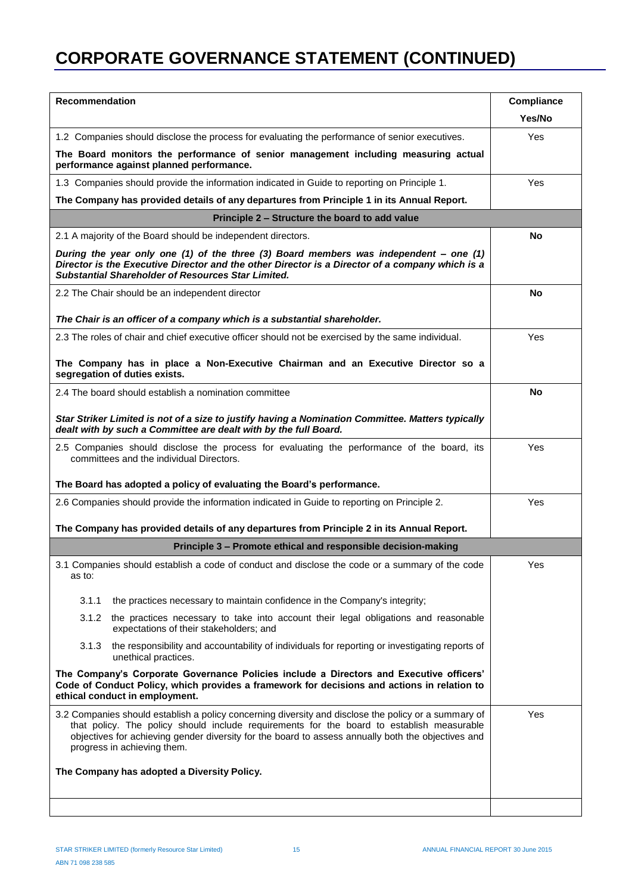# CORPORATE GOVERNANCE STATEMENT (CONTINUED)

| Recommendation | Compliance Yes/No |
|---|---|
| 1.2 Companies should disclose the process for evaluating the performance of senior executives.<br><br>**The Board monitors the performance of senior management including measuring actual performance against planned performance.** | Yes |
| 1.3 Companies should provide the information indicated in Guide to reporting on Principle 1.<br><br>**The Company has provided details of any departures from Principle 1 in its Annual Report.** | Yes |
| **Principle 2 – Structure the board to add value** | |
| 2.1 A majority of the Board should be independent directors.<br><br>***During the year only one (1) of the three (3) Board members was independent – one (1) Director is the Executive Director and the other Director is a Director of a company which is a Substantial Shareholder of Resources Star Limited.*** | **No** |
| 2.2 The Chair should be an independent director<br><br>***The Chair is an officer of a company which is a substantial shareholder.*** | **No** |
| 2.3 The roles of chair and chief executive officer should not be exercised by the same individual.<br><br>**The Company has in place a Non-Executive Chairman and an Executive Director so a segregation of duties exists.** | Yes |
| 2.4 The board should establish a nomination committee<br><br>***Star Striker Limited is not of a size to justify having a Nomination Committee. Matters typically dealt with by such a Committee are dealt with by the full Board.*** | **No** |
| 2.5 Companies should disclose the process for evaluating the performance of the board, its committees and the individual Directors.<br><br>**The Board has adopted a policy of evaluating the Board's performance.** | Yes |
| 2.6 Companies should provide the information indicated in Guide to reporting on Principle 2.<br><br>**The Company has provided details of any departures from Principle 2 in its Annual Report.** | Yes |
| **Principle 3 – Promote ethical and responsible decision-making** | |
| 3.1 Companies should establish a code of conduct and disclose the code or a summary of the code as to:<br><br>3.1.1 the practices necessary to maintain confidence in the Company's integrity;<br><br>3.1.2 the practices necessary to take into account their legal obligations and reasonable expectations of their stakeholders; and<br><br>3.1.3 the responsibility and accountability of individuals for reporting or investigating reports of unethical practices.<br><br>**The Company's Corporate Governance Policies include a Directors and Executive officers' Code of Conduct Policy, which provides a framework for decisions and actions in relation to ethical conduct in employment.** | Yes |
| 3.2 Companies should establish a policy concerning diversity and disclose the policy or a summary of that policy. The policy should include requirements for the board to establish measurable objectives for achieving gender diversity for the board to assess annually both the objectives and progress in achieving them.<br><br>**The Company has adopted a Diversity Policy.** | Yes |
| | |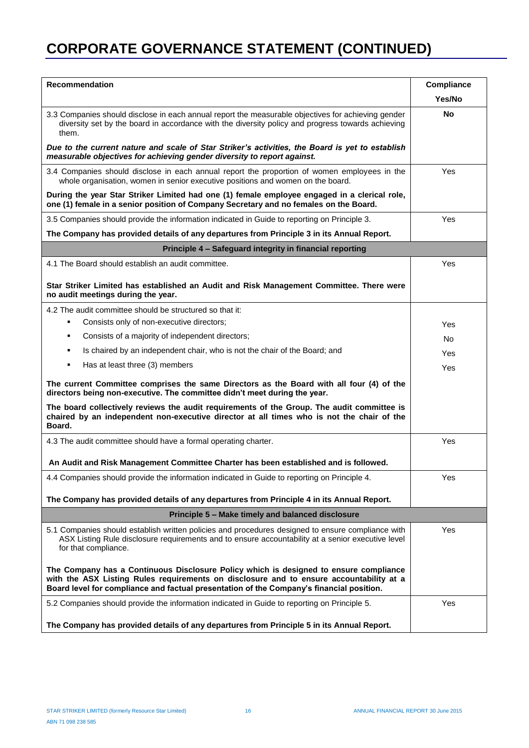# CORPORATE GOVERNANCE STATEMENT (CONTINUED)

| Recommendation | Compliance Yes/No |
|---|---|
| 3.3 Companies should disclose in each annual report the measurable objectives for achieving gender diversity set by the board in accordance with the diversity policy and progress towards achieving them.<br><br>***Due to the current nature and scale of Star Striker's activities, the Board is yet to establish measurable objectives for achieving gender diversity to report against.*** | **No** |
| 3.4 Companies should disclose in each annual report the proportion of women employees in the whole organisation, women in senior executive positions and women on the board.<br><br>**During the year Star Striker Limited had one (1) female employee engaged in a clerical role, one (1) female in a senior position of Company Secretary and no females on the Board.** | Yes |
| 3.5 Companies should provide the information indicated in Guide to reporting on Principle 3.<br><br>**The Company has provided details of any departures from Principle 3 in its Annual Report.** | Yes |
| **Principle 4 – Safeguard integrity in financial reporting** | |
| 4.1 The Board should establish an audit committee.<br><br>**Star Striker Limited has established an Audit and Risk Management Committee. There were no audit meetings during the year.** | Yes |
| 4.2 The audit committee should be structured so that it:<br>▪ Consists only of non-executive directors;<br>▪ Consists of a majority of independent directors;<br>▪ Is chaired by an independent chair, who is not the chair of the Board; and<br>▪ Has at least three (3) members<br><br>**The current Committee comprises the same Directors as the Board with all four (4) of the directors being non-executive. The committee didn't meet during the year.**<br><br>**The board collectively reviews the audit requirements of the Group. The audit committee is chaired by an independent non-executive director at all times who is not the chair of the Board.** | <br>Yes<br>No<br>Yes<br>Yes |
| 4.3 The audit committee should have a formal operating charter.<br><br>**An Audit and Risk Management Committee Charter has been established and is followed.** | Yes |
| 4.4 Companies should provide the information indicated in Guide to reporting on Principle 4.<br><br>**The Company has provided details of any departures from Principle 4 in its Annual Report.** | Yes |
| **Principle 5 – Make timely and balanced disclosure** | |
| 5.1 Companies should establish written policies and procedures designed to ensure compliance with ASX Listing Rule disclosure requirements and to ensure accountability at a senior executive level for that compliance.<br><br>**The Company has a Continuous Disclosure Policy which is designed to ensure compliance with the ASX Listing Rules requirements on disclosure and to ensure accountability at a Board level for compliance and factual presentation of the Company's financial position.** | Yes |
| 5.2 Companies should provide the information indicated in Guide to reporting on Principle 5.<br><br>**The Company has provided details of any departures from Principle 5 in its Annual Report.** | Yes |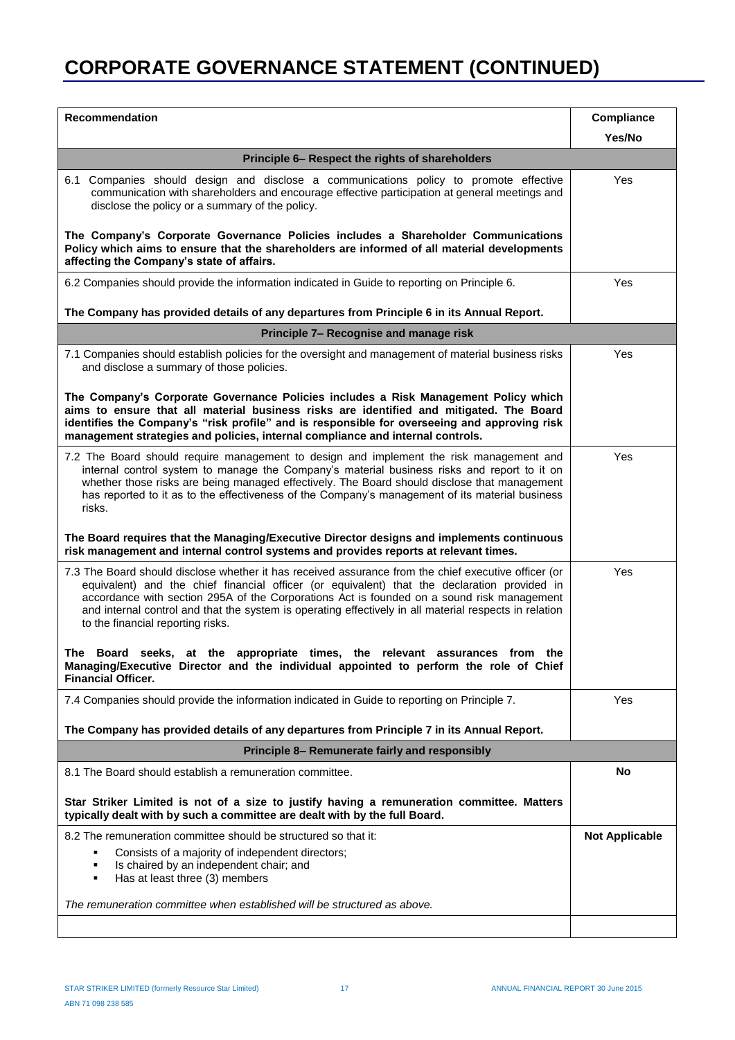# CORPORATE GOVERNANCE STATEMENT (CONTINUED)

| Recommendation | Compliance Yes/No |
|---|---|
| **Principle 6– Respect the rights of shareholders** | |
| 6.1 Companies should design and disclose a communications policy to promote effective communication with shareholders and encourage effective participation at general meetings and disclose the policy or a summary of the policy.<br><br>**The Company's Corporate Governance Policies includes a Shareholder Communications Policy which aims to ensure that the shareholders are informed of all material developments affecting the Company's state of affairs.** | Yes |
| 6.2 Companies should provide the information indicated in Guide to reporting on Principle 6.<br><br>**The Company has provided details of any departures from Principle 6 in its Annual Report.** | Yes |
| **Principle 7– Recognise and manage risk** | |
| 7.1 Companies should establish policies for the oversight and management of material business risks and disclose a summary of those policies.<br><br>**The Company's Corporate Governance Policies includes a Risk Management Policy which aims to ensure that all material business risks are identified and mitigated. The Board identifies the Company's "risk profile" and is responsible for overseeing and approving risk management strategies and policies, internal compliance and internal controls.** | Yes |
| 7.2 The Board should require management to design and implement the risk management and internal control system to manage the Company's material business risks and report to it on whether those risks are being managed effectively. The Board should disclose that management has reported to it as to the effectiveness of the Company's management of its material business risks.<br><br>**The Board requires that the Managing/Executive Director designs and implements continuous risk management and internal control systems and provides reports at relevant times.** | Yes |
| 7.3 The Board should disclose whether it has received assurance from the chief executive officer (or equivalent) and the chief financial officer (or equivalent) that the declaration provided in accordance with section 295A of the Corporations Act is founded on a sound risk management and internal control and that the system is operating effectively in all material respects in relation to the financial reporting risks.<br><br>**The Board seeks, at the appropriate times, the relevant assurances from the Managing/Executive Director and the individual appointed to perform the role of Chief Financial Officer.** | Yes |
| 7.4 Companies should provide the information indicated in Guide to reporting on Principle 7.<br><br>**The Company has provided details of any departures from Principle 7 in its Annual Report.** | Yes |
| **Principle 8– Remunerate fairly and responsibly** | |
| 8.1 The Board should establish a remuneration committee.<br><br>**Star Striker Limited is not of a size to justify having a remuneration committee. Matters typically dealt with by such a committee are dealt with by the full Board.** | **No** |
| 8.2 The remuneration committee should be structured so that it:<br>▪ Consists of a majority of independent directors;<br>▪ Is chaired by an independent chair; and<br>▪ Has at least three (3) members<br><br>*The remuneration committee when established will be structured as above.* | **Not Applicable** |
| | |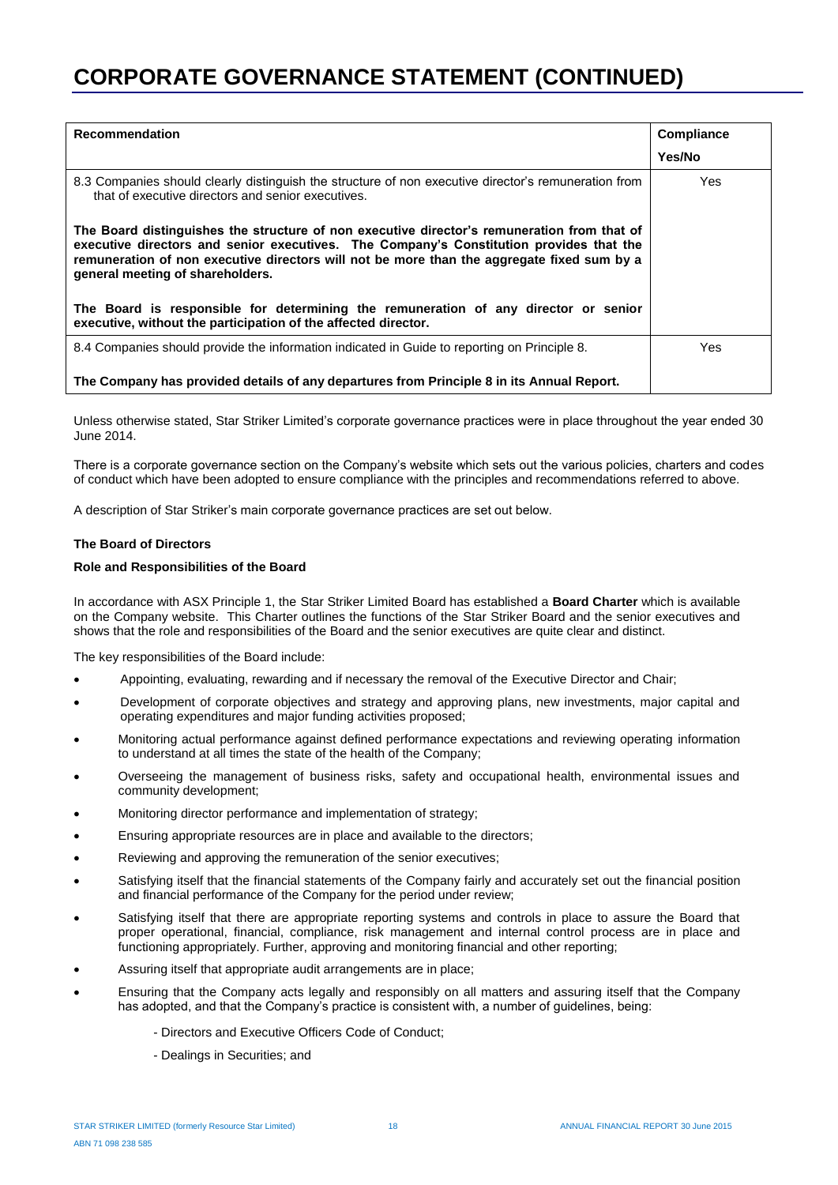# CORPORATE GOVERNANCE STATEMENT (CONTINUED)

| Recommendation | Compliance Yes/No |
|---|---|
| 8.3 Companies should clearly distinguish the structure of non executive director's remuneration from that of executive directors and senior executives.<br><br>**The Board distinguishes the structure of non executive director's remuneration from that of executive directors and senior executives. The Company's Constitution provides that the remuneration of non executive directors will not be more than the aggregate fixed sum by a general meeting of shareholders.**<br><br>**The Board is responsible for determining the remuneration of any director or senior executive, without the participation of the affected director.** | Yes |
| 8.4 Companies should provide the information indicated in Guide to reporting on Principle 8.<br><br>**The Company has provided details of any departures from Principle 8 in its Annual Report.** | Yes |

Unless otherwise stated, Star Striker Limited's corporate governance practices were in place throughout the year ended 30 June 2014.

There is a corporate governance section on the Company's website which sets out the various policies, charters and codes of conduct which have been adopted to ensure compliance with the principles and recommendations referred to above.

A description of Star Striker's main corporate governance practices are set out below.

**The Board of Directors**

**Role and Responsibilities of the Board**

In accordance with ASX Principle 1, the Star Striker Limited Board has established a **Board Charter** which is available on the Company website. This Charter outlines the functions of the Star Striker Board and the senior executives and shows that the role and responsibilities of the Board and the senior executives are quite clear and distinct.

The key responsibilities of the Board include:

- Appointing, evaluating, rewarding and if necessary the removal of the Executive Director and Chair;
- Development of corporate objectives and strategy and approving plans, new investments, major capital and operating expenditures and major funding activities proposed;
- Monitoring actual performance against defined performance expectations and reviewing operating information to understand at all times the state of the health of the Company;
- Overseeing the management of business risks, safety and occupational health, environmental issues and community development;
- Monitoring director performance and implementation of strategy;
- Ensuring appropriate resources are in place and available to the directors;
- Reviewing and approving the remuneration of the senior executives;
- Satisfying itself that the financial statements of the Company fairly and accurately set out the financial position and financial performance of the Company for the period under review;
- Satisfying itself that there are appropriate reporting systems and controls in place to assure the Board that proper operational, financial, compliance, risk management and internal control process are in place and functioning appropriately. Further, approving and monitoring financial and other reporting;
- Assuring itself that appropriate audit arrangements are in place;
- Ensuring that the Company acts legally and responsibly on all matters and assuring itself that the Company has adopted, and that the Company's practice is consistent with, a number of guidelines, being:
  - Directors and Executive Officers Code of Conduct;
  - Dealings in Securities; and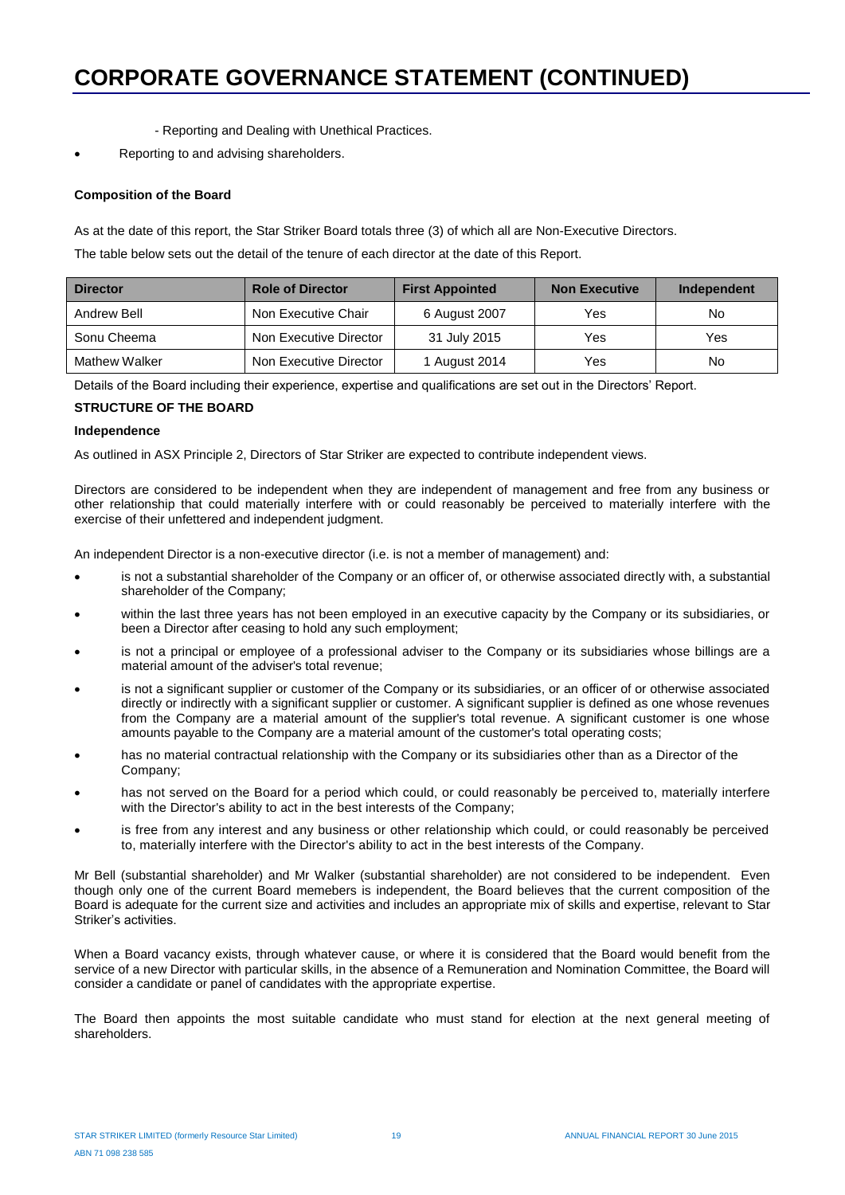# CORPORATE GOVERNANCE STATEMENT (CONTINUED)

- Reporting and Dealing with Unethical Practices.

- Reporting to and advising shareholders.

**Composition of the Board**

As at the date of this report, the Star Striker Board totals three (3) of which all are Non-Executive Directors.

The table below sets out the detail of the tenure of each director at the date of this Report.

| Director | Role of Director | First Appointed | Non Executive | Independent |
|---|---|---|---|---|
| Andrew Bell | Non Executive Chair | 6 August 2007 | Yes | No |
| Sonu Cheema | Non Executive Director | 31 July 2015 | Yes | Yes |
| Mathew Walker | Non Executive Director | 1 August 2014 | Yes | No |

Details of the Board including their experience, expertise and qualifications are set out in the Directors' Report.

**STRUCTURE OF THE BOARD**

**Independence**

As outlined in ASX Principle 2, Directors of Star Striker are expected to contribute independent views.

Directors are considered to be independent when they are independent of management and free from any business or other relationship that could materially interfere with or could reasonably be perceived to materially interfere with the exercise of their unfettered and independent judgment.

An independent Director is a non-executive director (i.e. is not a member of management) and:

- is not a substantial shareholder of the Company or an officer of, or otherwise associated directly with, a substantial shareholder of the Company;
- within the last three years has not been employed in an executive capacity by the Company or its subsidiaries, or been a Director after ceasing to hold any such employment;
- is not a principal or employee of a professional adviser to the Company or its subsidiaries whose billings are a material amount of the adviser's total revenue;
- is not a significant supplier or customer of the Company or its subsidiaries, or an officer of or otherwise associated directly or indirectly with a significant supplier or customer. A significant supplier is defined as one whose revenues from the Company are a material amount of the supplier's total revenue. A significant customer is one whose amounts payable to the Company are a material amount of the customer's total operating costs;
- has no material contractual relationship with the Company or its subsidiaries other than as a Director of the Company;
- has not served on the Board for a period which could, or could reasonably be perceived to, materially interfere with the Director's ability to act in the best interests of the Company;
- is free from any interest and any business or other relationship which could, or could reasonably be perceived to, materially interfere with the Director's ability to act in the best interests of the Company.

Mr Bell (substantial shareholder) and Mr Walker (substantial shareholder) are not considered to be independent. Even though only one of the current Board memebers is independent, the Board believes that the current composition of the Board is adequate for the current size and activities and includes an appropriate mix of skills and expertise, relevant to Star Striker's activities.

When a Board vacancy exists, through whatever cause, or where it is considered that the Board would benefit from the service of a new Director with particular skills, in the absence of a Remuneration and Nomination Committee, the Board will consider a candidate or panel of candidates with the appropriate expertise.

The Board then appoints the most suitable candidate who must stand for election at the next general meeting of shareholders.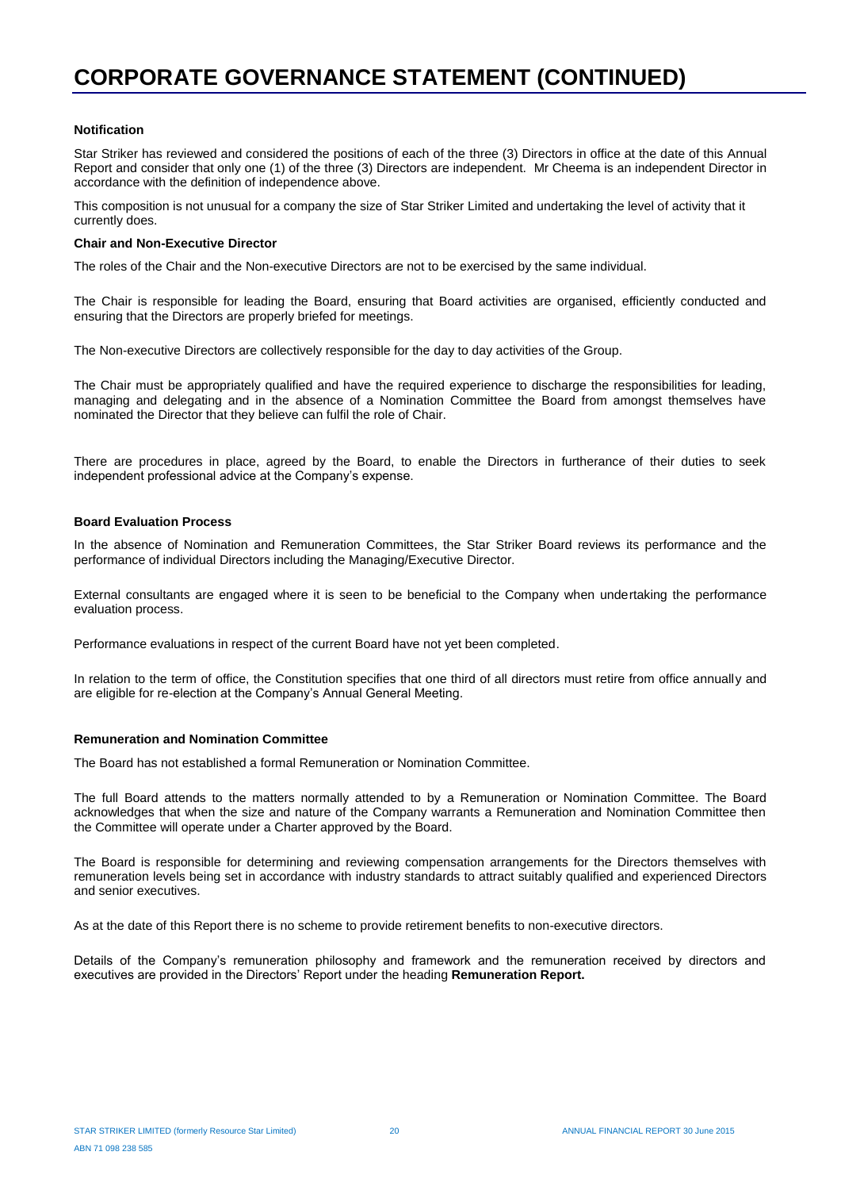# CORPORATE GOVERNANCE STATEMENT (CONTINUED)

**Notification**

Star Striker has reviewed and considered the positions of each of the three (3) Directors in office at the date of this Annual Report and consider that only one (1) of the three (3) Directors are independent. Mr Cheema is an independent Director in accordance with the definition of independence above.

This composition is not unusual for a company the size of Star Striker Limited and undertaking the level of activity that it currently does.

**Chair and Non-Executive Director**

The roles of the Chair and the Non-executive Directors are not to be exercised by the same individual.

The Chair is responsible for leading the Board, ensuring that Board activities are organised, efficiently conducted and ensuring that the Directors are properly briefed for meetings.

The Non-executive Directors are collectively responsible for the day to day activities of the Group.

The Chair must be appropriately qualified and have the required experience to discharge the responsibilities for leading, managing and delegating and in the absence of a Nomination Committee the Board from amongst themselves have nominated the Director that they believe can fulfil the role of Chair.

There are procedures in place, agreed by the Board, to enable the Directors in furtherance of their duties to seek independent professional advice at the Company's expense.

**Board Evaluation Process**

In the absence of Nomination and Remuneration Committees, the Star Striker Board reviews its performance and the performance of individual Directors including the Managing/Executive Director.

External consultants are engaged where it is seen to be beneficial to the Company when undertaking the performance evaluation process.

Performance evaluations in respect of the current Board have not yet been completed.

In relation to the term of office, the Constitution specifies that one third of all directors must retire from office annually and are eligible for re-election at the Company's Annual General Meeting.

**Remuneration and Nomination Committee**

The Board has not established a formal Remuneration or Nomination Committee.

The full Board attends to the matters normally attended to by a Remuneration or Nomination Committee. The Board acknowledges that when the size and nature of the Company warrants a Remuneration and Nomination Committee then the Committee will operate under a Charter approved by the Board.

The Board is responsible for determining and reviewing compensation arrangements for the Directors themselves with remuneration levels being set in accordance with industry standards to attract suitably qualified and experienced Directors and senior executives.

As at the date of this Report there is no scheme to provide retirement benefits to non-executive directors.

Details of the Company's remuneration philosophy and framework and the remuneration received by directors and executives are provided in the Directors' Report under the heading **Remuneration Report.**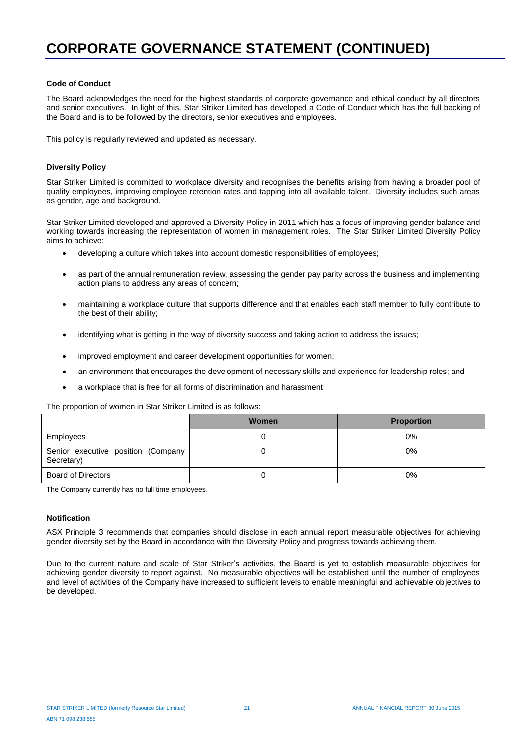# CORPORATE GOVERNANCE STATEMENT (CONTINUED)

**Code of Conduct**

The Board acknowledges the need for the highest standards of corporate governance and ethical conduct by all directors and senior executives. In light of this, Star Striker Limited has developed a Code of Conduct which has the full backing of the Board and is to be followed by the directors, senior executives and employees.

This policy is regularly reviewed and updated as necessary.

**Diversity Policy**

Star Striker Limited is committed to workplace diversity and recognises the benefits arising from having a broader pool of quality employees, improving employee retention rates and tapping into all available talent. Diversity includes such areas as gender, age and background.

Star Striker Limited developed and approved a Diversity Policy in 2011 which has a focus of improving gender balance and working towards increasing the representation of women in management roles. The Star Striker Limited Diversity Policy aims to achieve:

- developing a culture which takes into account domestic responsibilities of employees;
- as part of the annual remuneration review, assessing the gender pay parity across the business and implementing action plans to address any areas of concern;
- maintaining a workplace culture that supports difference and that enables each staff member to fully contribute to the best of their ability;
- identifying what is getting in the way of diversity success and taking action to address the issues;
- improved employment and career development opportunities for women;
- an environment that encourages the development of necessary skills and experience for leadership roles; and
- a workplace that is free for all forms of discrimination and harassment

The proportion of women in Star Striker Limited is as follows:

| | Women | Proportion |
|---|---|---|
| Employees | 0 | 0% |
| Senior executive position (Company Secretary) | 0 | 0% |
| Board of Directors | 0 | 0% |

The Company currently has no full time employees.

**Notification**

ASX Principle 3 recommends that companies should disclose in each annual report measurable objectives for achieving gender diversity set by the Board in accordance with the Diversity Policy and progress towards achieving them.

Due to the current nature and scale of Star Striker's activities, the Board is yet to establish measurable objectives for achieving gender diversity to report against. No measurable objectives will be established until the number of employees and level of activities of the Company have increased to sufficient levels to enable meaningful and achievable objectives to be developed.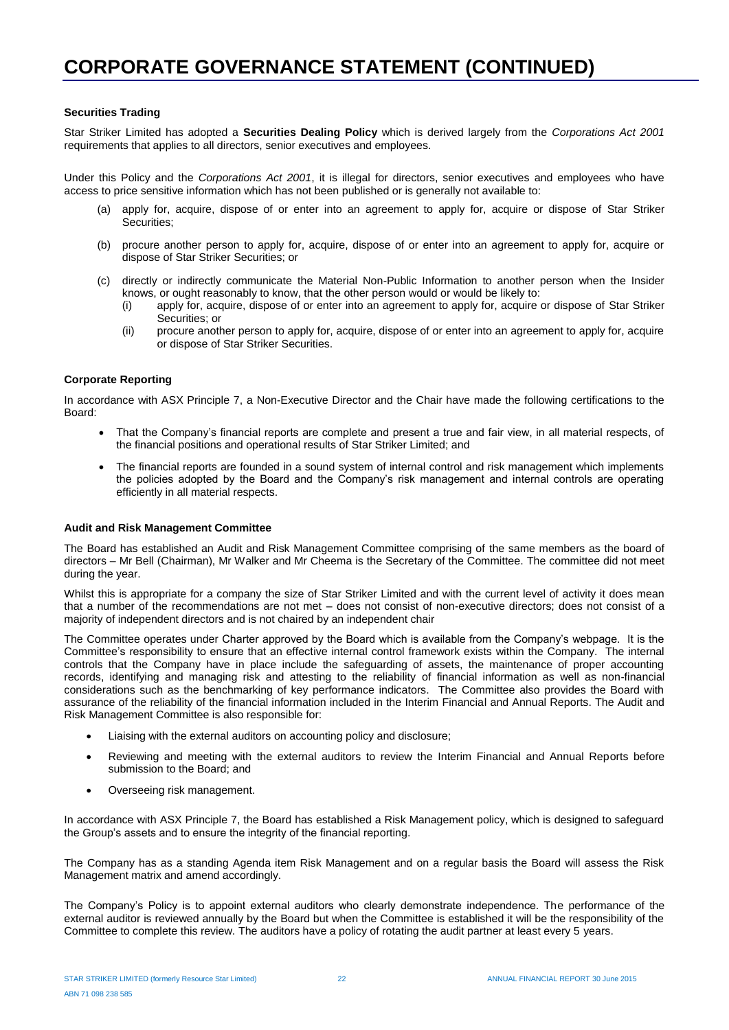# CORPORATE GOVERNANCE STATEMENT (CONTINUED)

**Securities Trading**

Star Striker Limited has adopted a **Securities Dealing Policy** which is derived largely from the *Corporations Act 2001* requirements that applies to all directors, senior executives and employees.

Under this Policy and the *Corporations Act 2001*, it is illegal for directors, senior executives and employees who have access to price sensitive information which has not been published or is generally not available to:

(a) apply for, acquire, dispose of or enter into an agreement to apply for, acquire or dispose of Star Striker Securities;

(b) procure another person to apply for, acquire, dispose of or enter into an agreement to apply for, acquire or dispose of Star Striker Securities; or

(c) directly or indirectly communicate the Material Non-Public Information to another person when the Insider knows, or ought reasonably to know, that the other person would or would be likely to:
   (i) apply for, acquire, dispose of or enter into an agreement to apply for, acquire or dispose of Star Striker Securities; or
   (ii) procure another person to apply for, acquire, dispose of or enter into an agreement to apply for, acquire or dispose of Star Striker Securities.

**Corporate Reporting**

In accordance with ASX Principle 7, a Non-Executive Director and the Chair have made the following certifications to the Board:

- That the Company's financial reports are complete and present a true and fair view, in all material respects, of the financial positions and operational results of Star Striker Limited; and
- The financial reports are founded in a sound system of internal control and risk management which implements the policies adopted by the Board and the Company's risk management and internal controls are operating efficiently in all material respects.

**Audit and Risk Management Committee**

The Board has established an Audit and Risk Management Committee comprising of the same members as the board of directors – Mr Bell (Chairman), Mr Walker and Mr Cheema is the Secretary of the Committee. The committee did not meet during the year.

Whilst this is appropriate for a company the size of Star Striker Limited and with the current level of activity it does mean that a number of the recommendations are not met – does not consist of non-executive directors; does not consist of a majority of independent directors and is not chaired by an independent chair

The Committee operates under Charter approved by the Board which is available from the Company's webpage. It is the Committee's responsibility to ensure that an effective internal control framework exists within the Company. The internal controls that the Company have in place include the safeguarding of assets, the maintenance of proper accounting records, identifying and managing risk and attesting to the reliability of financial information as well as non-financial considerations such as the benchmarking of key performance indicators. The Committee also provides the Board with assurance of the reliability of the financial information included in the Interim Financial and Annual Reports. The Audit and Risk Management Committee is also responsible for:

- Liaising with the external auditors on accounting policy and disclosure;
- Reviewing and meeting with the external auditors to review the Interim Financial and Annual Reports before submission to the Board; and
- Overseeing risk management.

In accordance with ASX Principle 7, the Board has established a Risk Management policy, which is designed to safeguard the Group's assets and to ensure the integrity of the financial reporting.

The Company has as a standing Agenda item Risk Management and on a regular basis the Board will assess the Risk Management matrix and amend accordingly.

The Company's Policy is to appoint external auditors who clearly demonstrate independence. The performance of the external auditor is reviewed annually by the Board but when the Committee is established it will be the responsibility of the Committee to complete this review. The auditors have a policy of rotating the audit partner at least every 5 years.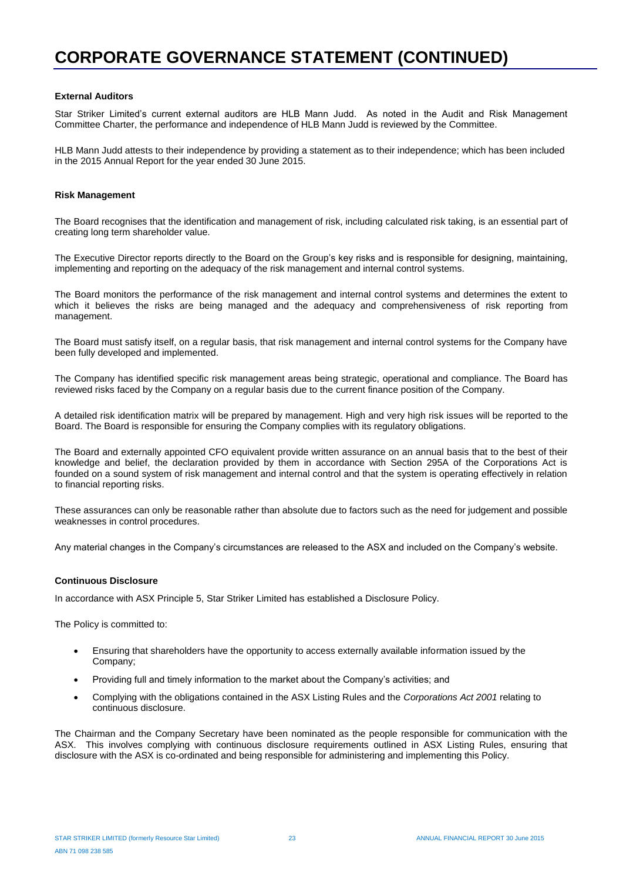# CORPORATE GOVERNANCE STATEMENT (CONTINUED)

**External Auditors**

Star Striker Limited's current external auditors are HLB Mann Judd. As noted in the Audit and Risk Management Committee Charter, the performance and independence of HLB Mann Judd is reviewed by the Committee.

HLB Mann Judd attests to their independence by providing a statement as to their independence; which has been included in the 2015 Annual Report for the year ended 30 June 2015.

**Risk Management**

The Board recognises that the identification and management of risk, including calculated risk taking, is an essential part of creating long term shareholder value.

The Executive Director reports directly to the Board on the Group's key risks and is responsible for designing, maintaining, implementing and reporting on the adequacy of the risk management and internal control systems.

The Board monitors the performance of the risk management and internal control systems and determines the extent to which it believes the risks are being managed and the adequacy and comprehensiveness of risk reporting from management.

The Board must satisfy itself, on a regular basis, that risk management and internal control systems for the Company have been fully developed and implemented.

The Company has identified specific risk management areas being strategic, operational and compliance. The Board has reviewed risks faced by the Company on a regular basis due to the current finance position of the Company.

A detailed risk identification matrix will be prepared by management. High and very high risk issues will be reported to the Board. The Board is responsible for ensuring the Company complies with its regulatory obligations.

The Board and externally appointed CFO equivalent provide written assurance on an annual basis that to the best of their knowledge and belief, the declaration provided by them in accordance with Section 295A of the Corporations Act is founded on a sound system of risk management and internal control and that the system is operating effectively in relation to financial reporting risks.

These assurances can only be reasonable rather than absolute due to factors such as the need for judgement and possible weaknesses in control procedures.

Any material changes in the Company's circumstances are released to the ASX and included on the Company's website.

**Continuous Disclosure**

In accordance with ASX Principle 5, Star Striker Limited has established a Disclosure Policy.

The Policy is committed to:

- Ensuring that shareholders have the opportunity to access externally available information issued by the Company;
- Providing full and timely information to the market about the Company's activities; and
- Complying with the obligations contained in the ASX Listing Rules and the *Corporations Act 2001* relating to continuous disclosure.

The Chairman and the Company Secretary have been nominated as the people responsible for communication with the ASX. This involves complying with continuous disclosure requirements outlined in ASX Listing Rules, ensuring that disclosure with the ASX is co-ordinated and being responsible for administering and implementing this Policy.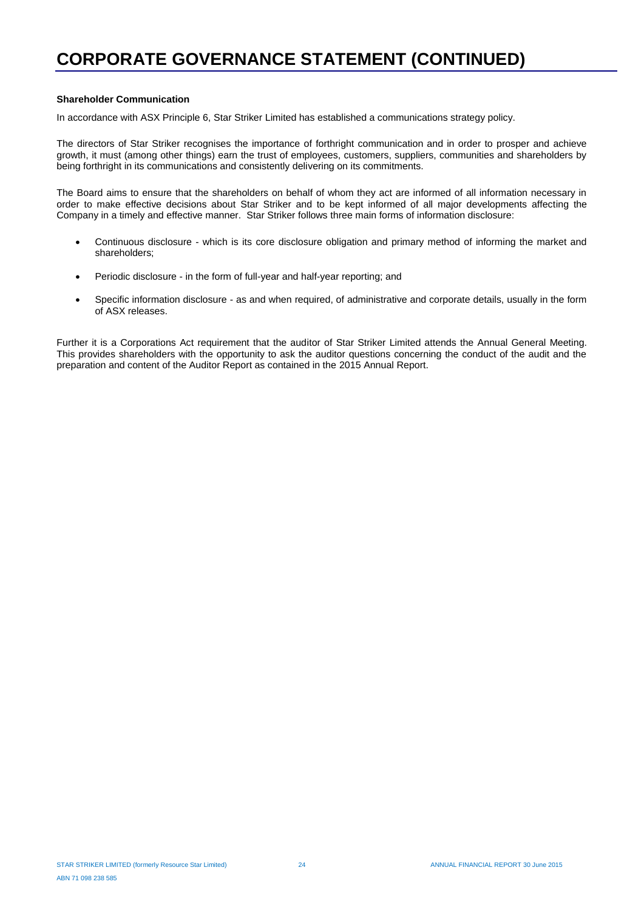# CORPORATE GOVERNANCE STATEMENT (CONTINUED)

**Shareholder Communication**

In accordance with ASX Principle 6, Star Striker Limited has established a communications strategy policy.

The directors of Star Striker recognises the importance of forthright communication and in order to prosper and achieve growth, it must (among other things) earn the trust of employees, customers, suppliers, communities and shareholders by being forthright in its communications and consistently delivering on its commitments.

The Board aims to ensure that the shareholders on behalf of whom they act are informed of all information necessary in order to make effective decisions about Star Striker and to be kept informed of all major developments affecting the Company in a timely and effective manner. Star Striker follows three main forms of information disclosure:

- Continuous disclosure - which is its core disclosure obligation and primary method of informing the market and shareholders;
- Periodic disclosure - in the form of full-year and half-year reporting; and
- Specific information disclosure - as and when required, of administrative and corporate details, usually in the form of ASX releases.

Further it is a Corporations Act requirement that the auditor of Star Striker Limited attends the Annual General Meeting. This provides shareholders with the opportunity to ask the auditor questions concerning the conduct of the audit and the preparation and content of the Auditor Report as contained in the 2015 Annual Report.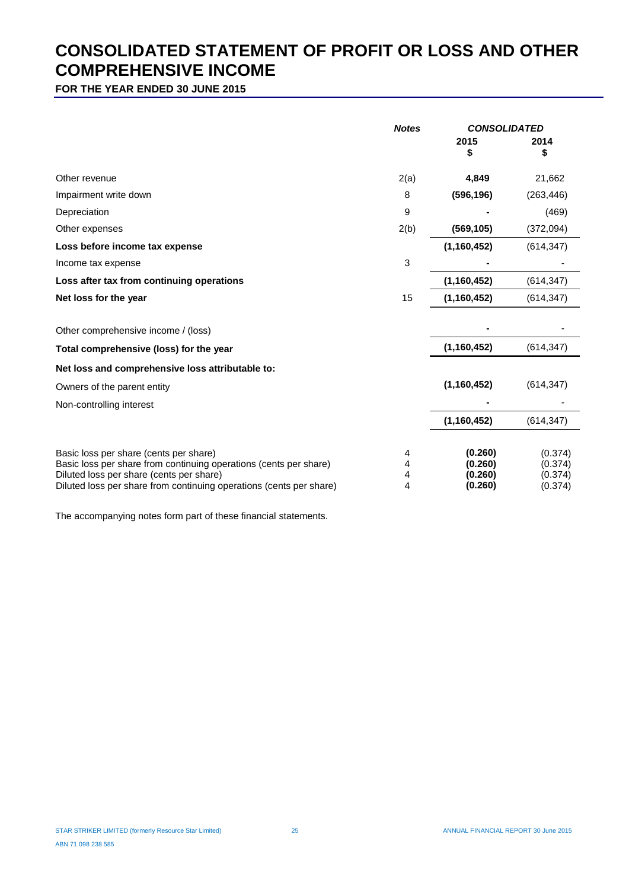# CONSOLIDATED STATEMENT OF PROFIT OR LOSS AND OTHER COMPREHENSIVE INCOME

**FOR THE YEAR ENDED 30 JUNE 2015**

| | *Notes* | *CONSOLIDATED* | |
|---|---|---|---|
| | | **2015 $** | **2014 $** |
| Other revenue | 2(a) | **4,849** | 21,662 |
| Impairment write down | 8 | **(596,196)** | (263,446) |
| Depreciation | 9 | **-** | (469) |
| Other expenses | 2(b) | **(569,105)** | (372,094) |
| **Loss before income tax expense** | | **(1,160,452)** | (614,347) |
| Income tax expense | 3 | **-** | - |
| **Loss after tax from continuing operations** | | **(1,160,452)** | (614,347) |
| **Net loss for the year** | 15 | **(1,160,452)** | (614,347) |
| | | | |
| Other comprehensive income / (loss) | | **-** | - |
| **Total comprehensive (loss) for the year** | | **(1,160,452)** | (614,347) |
| **Net loss and comprehensive loss attributable to:** | | | |
| Owners of the parent entity | | **(1,160,452)** | (614,347) |
| Non-controlling interest | | **-** | - |
| | | **(1,160,452)** | (614,347) |
| | | | |
| Basic loss per share (cents per share) | 4 | **(0.260)** | (0.374) |
| Basic loss per share from continuing operations (cents per share) | 4 | **(0.260)** | (0.374) |
| Diluted loss per share (cents per share) | 4 | **(0.260)** | (0.374) |
| Diluted loss per share from continuing operations (cents per share) | 4 | **(0.260)** | (0.374) |

The accompanying notes form part of these financial statements.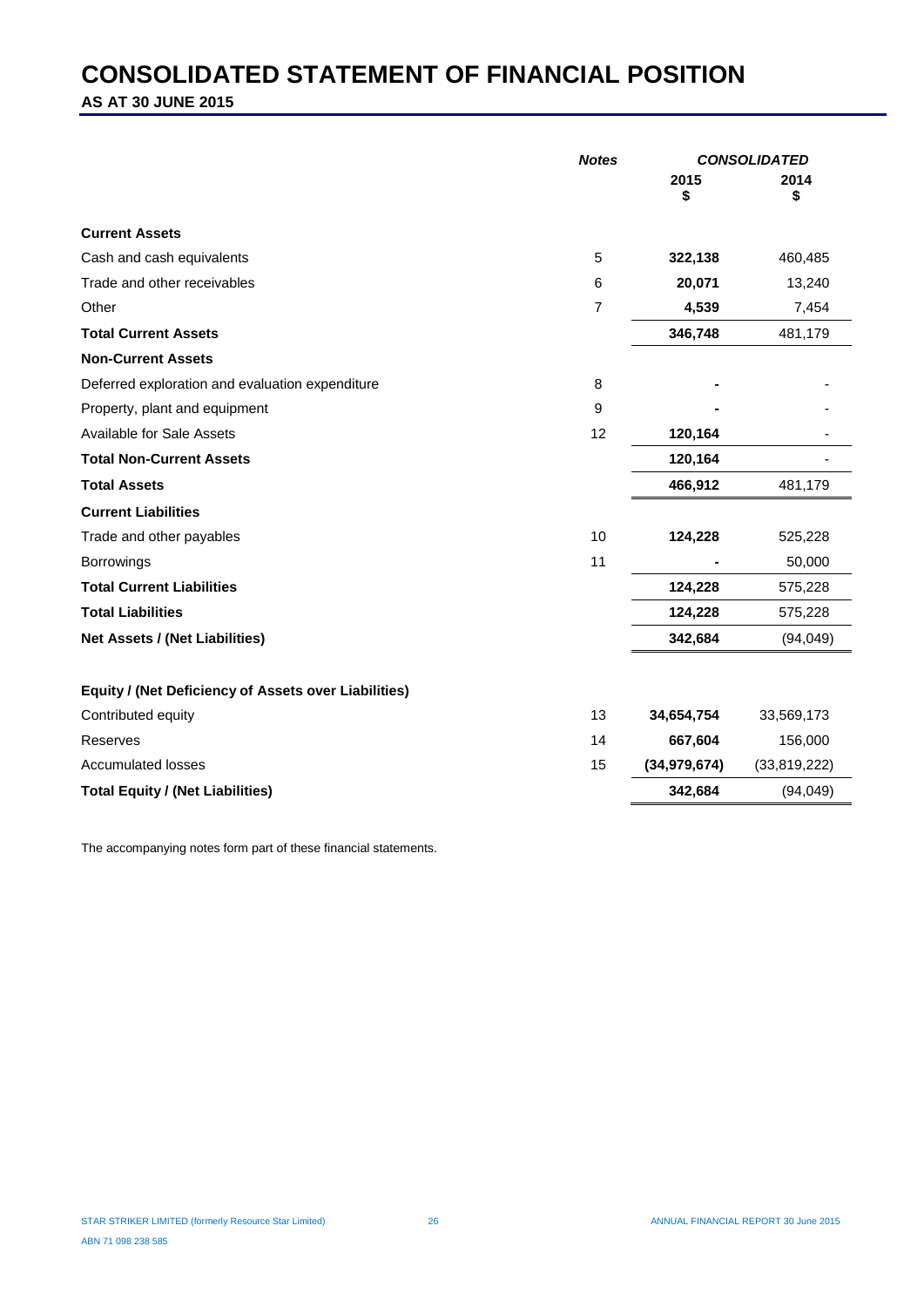# CONSOLIDATED STATEMENT OF FINANCIAL POSITION

**AS AT 30 JUNE 2015**

| | *Notes* | *CONSOLIDATED* | |
|---|---|---|---|
| | | **2015 $** | **2014 $** |
| **Current Assets** | | | |
| Cash and cash equivalents | 5 | **322,138** | 460,485 |
| Trade and other receivables | 6 | **20,071** | 13,240 |
| Other | 7 | **4,539** | 7,454 |
| **Total Current Assets** | | **346,748** | 481,179 |
| **Non-Current Assets** | | | |
| Deferred exploration and evaluation expenditure | 8 | **-** | - |
| Property, plant and equipment | 9 | **-** | - |
| Available for Sale Assets | 12 | **120,164** | - |
| **Total Non-Current Assets** | | **120,164** | - |
| **Total Assets** | | **466,912** | 481,179 |
| **Current Liabilities** | | | |
| Trade and other payables | 10 | **124,228** | 525,228 |
| Borrowings | 11 | **-** | 50,000 |
| **Total Current Liabilities** | | **124,228** | 575,228 |
| **Total Liabilities** | | **124,228** | 575,228 |
| **Net Assets / (Net Liabilities)** | | **342,684** | (94,049) |
| | | | |
| **Equity / (Net Deficiency of Assets over Liabilities)** | | | |
| Contributed equity | 13 | **34,654,754** | 33,569,173 |
| Reserves | 14 | **667,604** | 156,000 |
| Accumulated losses | 15 | **(34,979,674)** | (33,819,222) |
| **Total Equity / (Net Liabilities)** | | **342,684** | (94,049) |

The accompanying notes form part of these financial statements.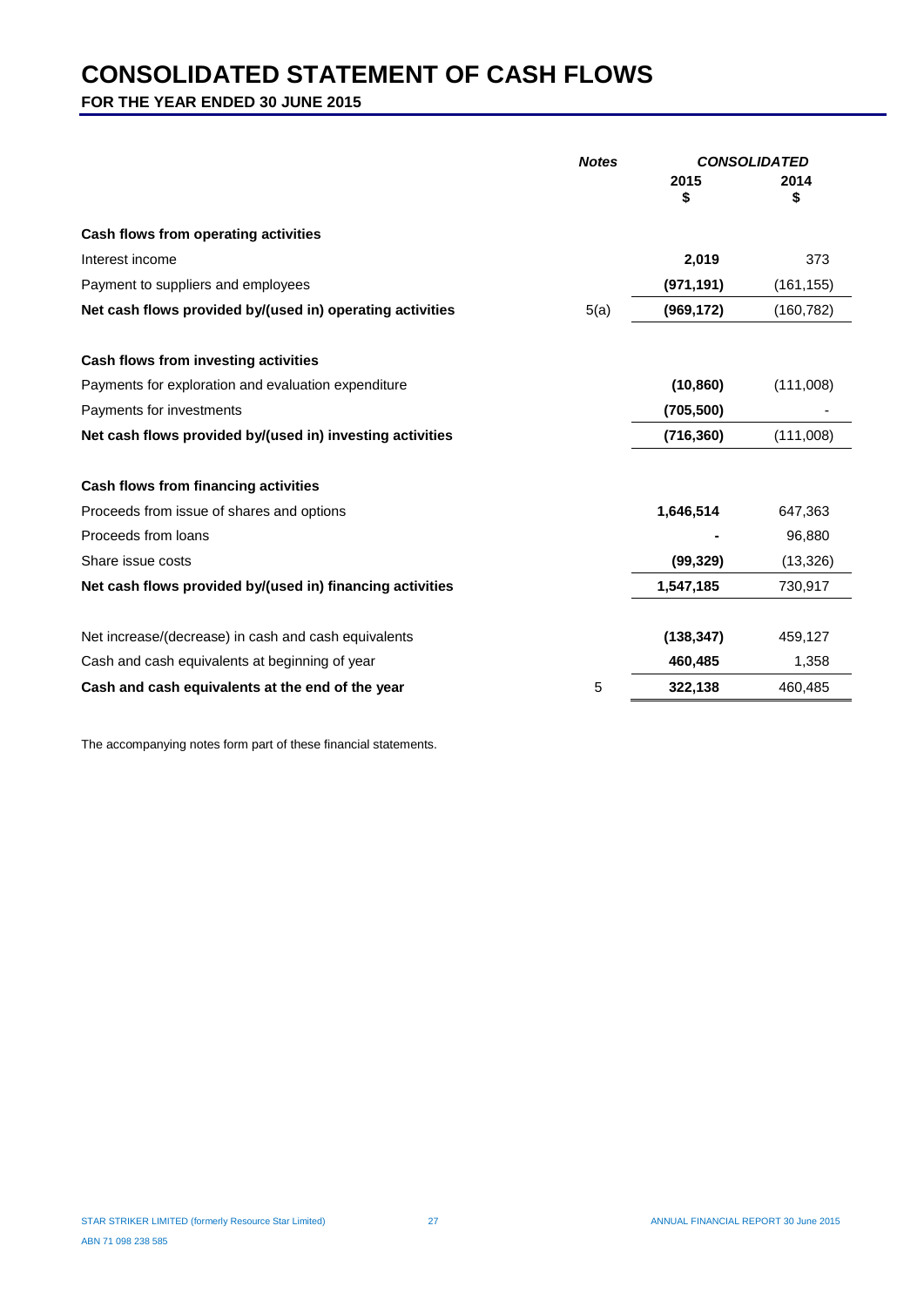# CONSOLIDATED STATEMENT OF CASH FLOWS

**FOR THE YEAR ENDED 30 JUNE 2015**

| | *Notes* | *CONSOLIDATED* | |
|---|---|---|---|
| | | **2015** **$** | **2014** **$** |
| **Cash flows from operating activities** | | | |
| Interest income | | **2,019** | 373 |
| Payment to suppliers and employees | | **(971,191)** | (161,155) |
| **Net cash flows provided by/(used in) operating activities** | 5(a) | **(969,172)** | (160,782) |
| | | | |
| **Cash flows from investing activities** | | | |
| Payments for exploration and evaluation expenditure | | **(10,860)** | (111,008) |
| Payments for investments | | **(705,500)** | - |
| **Net cash flows provided by/(used in) investing activities** | | **(716,360)** | (111,008) |
| | | | |
| **Cash flows from financing activities** | | | |
| Proceeds from issue of shares and options | | **1,646,514** | 647,363 |
| Proceeds from loans | | **-** | 96,880 |
| Share issue costs | | **(99,329)** | (13,326) |
| **Net cash flows provided by/(used in) financing activities** | | **1,547,185** | 730,917 |
| | | | |
| Net increase/(decrease) in cash and cash equivalents | | **(138,347)** | 459,127 |
| Cash and cash equivalents at beginning of year | | **460,485** | 1,358 |
| **Cash and cash equivalents at the end of the year** | 5 | **322,138** | 460,485 |

The accompanying notes form part of these financial statements.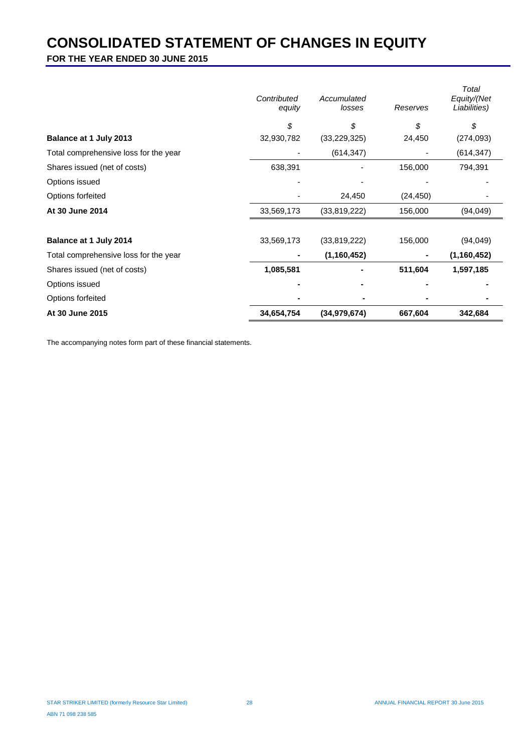# CONSOLIDATED STATEMENT OF CHANGES IN EQUITY

**FOR THE YEAR ENDED 30 JUNE 2015**

| | *Contributed equity* | *Accumulated losses* | *Reserves* | *Total Equity/(Net Liabilities)* |
|---|---|---|---|---|
| | *$* | *$* | *$* | *$* |
| **Balance at 1 July 2013** | 32,930,782 | (33,229,325) | 24,450 | (274,093) |
| Total comprehensive loss for the year | - | (614,347) | - | (614,347) |
| Shares issued (net of costs) | 638,391 | - | 156,000 | 794,391 |
| Options issued | - | - | - | - |
| Options forfeited | - | 24,450 | (24,450) | - |
| **At 30 June 2014** | 33,569,173 | (33,819,222) | 156,000 | (94,049) |
| | | | | |
| **Balance at 1 July 2014** | 33,569,173 | (33,819,222) | 156,000 | (94,049) |
| Total comprehensive loss for the year | **-** | **(1,160,452)** | **-** | **(1,160,452)** |
| Shares issued (net of costs) | **1,085,581** | **-** | **511,604** | **1,597,185** |
| Options issued | **-** | **-** | **-** | **-** |
| Options forfeited | **-** | **-** | **-** | **-** |
| **At 30 June 2015** | **34,654,754** | **(34,979,674)** | **667,604** | **342,684** |

The accompanying notes form part of these financial statements.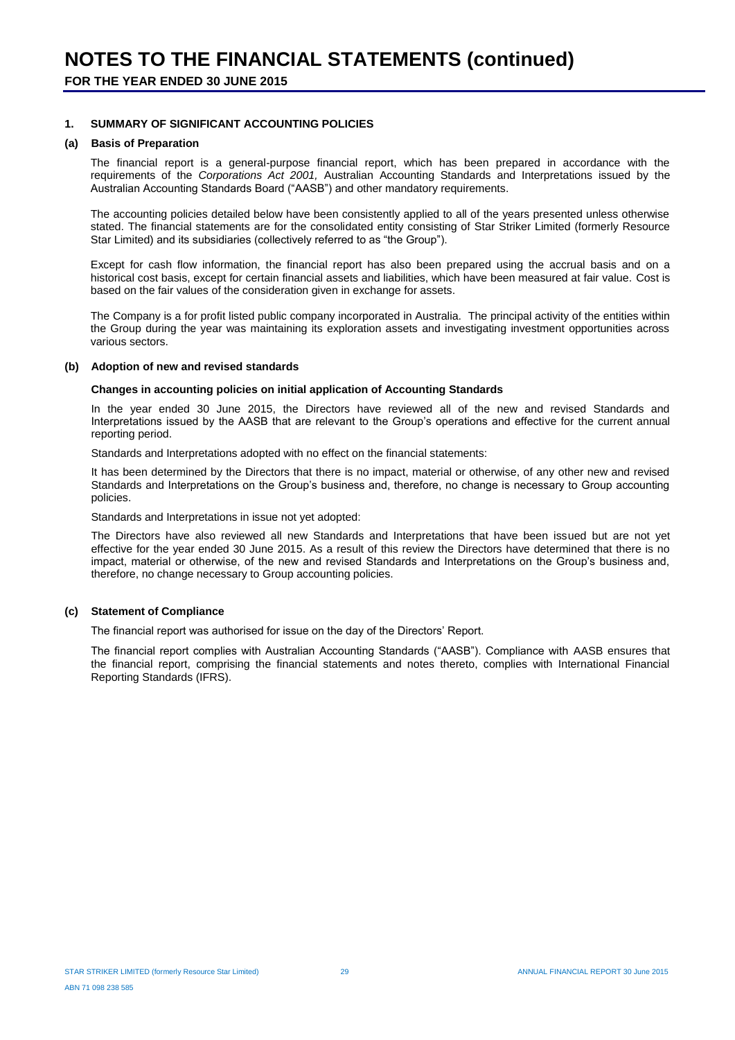# NOTES TO THE FINANCIAL STATEMENTS (continued)

**FOR THE YEAR ENDED 30 JUNE 2015**

### 1. SUMMARY OF SIGNIFICANT ACCOUNTING POLICIES

#### (a) Basis of Preparation

The financial report is a general-purpose financial report, which has been prepared in accordance with the requirements of the *Corporations Act 2001,* Australian Accounting Standards and Interpretations issued by the Australian Accounting Standards Board ("AASB") and other mandatory requirements.

The accounting policies detailed below have been consistently applied to all of the years presented unless otherwise stated. The financial statements are for the consolidated entity consisting of Star Striker Limited (formerly Resource Star Limited) and its subsidiaries (collectively referred to as "the Group").

Except for cash flow information, the financial report has also been prepared using the accrual basis and on a historical cost basis, except for certain financial assets and liabilities, which have been measured at fair value. Cost is based on the fair values of the consideration given in exchange for assets.

The Company is a for profit listed public company incorporated in Australia. The principal activity of the entities within the Group during the year was maintaining its exploration assets and investigating investment opportunities across various sectors.

#### (b) Adoption of new and revised standards

**Changes in accounting policies on initial application of Accounting Standards**

In the year ended 30 June 2015, the Directors have reviewed all of the new and revised Standards and Interpretations issued by the AASB that are relevant to the Group's operations and effective for the current annual reporting period.

Standards and Interpretations adopted with no effect on the financial statements:

It has been determined by the Directors that there is no impact, material or otherwise, of any other new and revised Standards and Interpretations on the Group's business and, therefore, no change is necessary to Group accounting policies.

Standards and Interpretations in issue not yet adopted:

The Directors have also reviewed all new Standards and Interpretations that have been issued but are not yet effective for the year ended 30 June 2015. As a result of this review the Directors have determined that there is no impact, material or otherwise, of the new and revised Standards and Interpretations on the Group's business and, therefore, no change necessary to Group accounting policies.

#### (c) Statement of Compliance

The financial report was authorised for issue on the day of the Directors' Report.

The financial report complies with Australian Accounting Standards ("AASB"). Compliance with AASB ensures that the financial report, comprising the financial statements and notes thereto, complies with International Financial Reporting Standards (IFRS).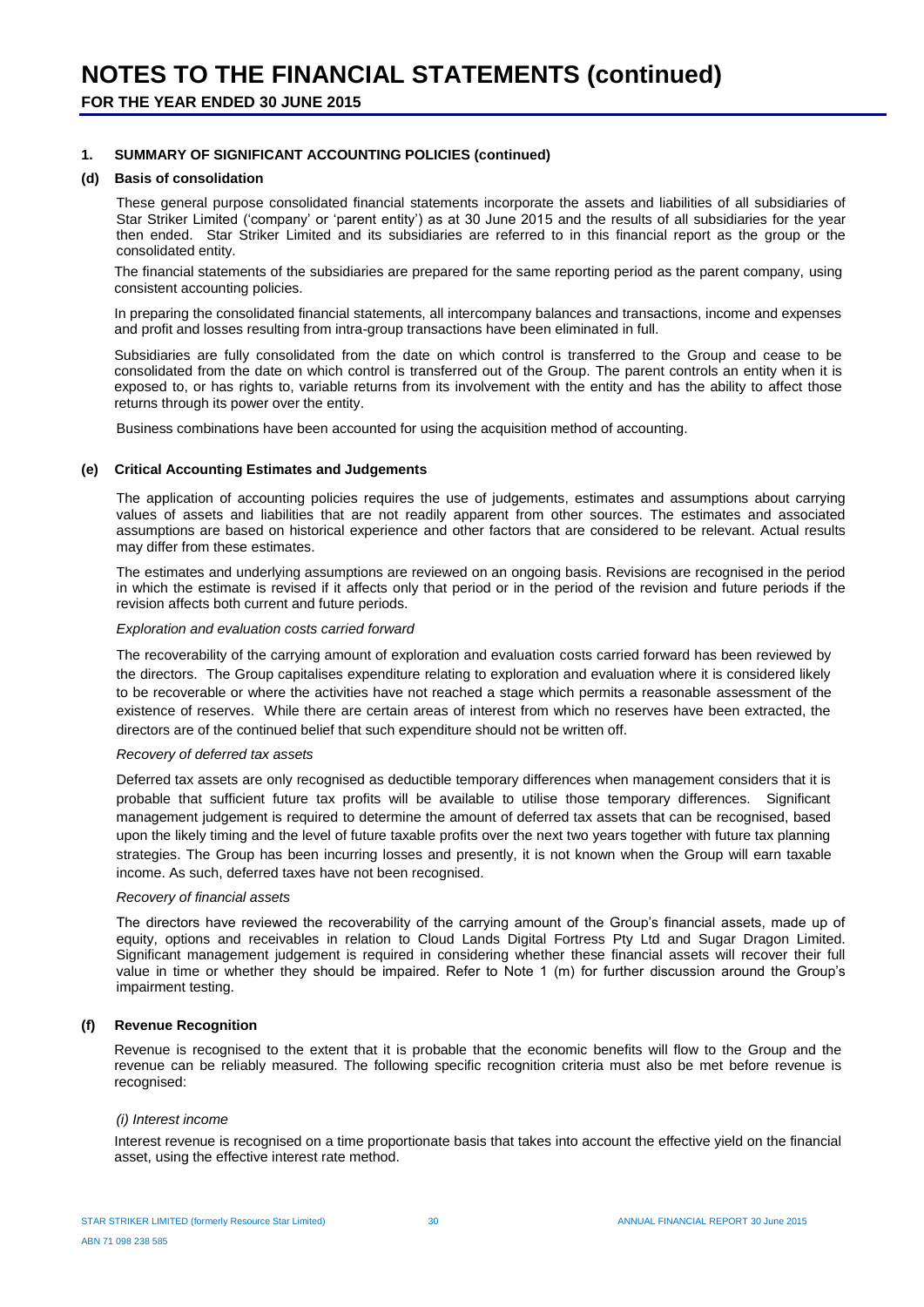# NOTES TO THE FINANCIAL STATEMENTS (continued)

**FOR THE YEAR ENDED 30 JUNE 2015**

## 1. SUMMARY OF SIGNIFICANT ACCOUNTING POLICIES (continued)

### (d) Basis of consolidation

These general purpose consolidated financial statements incorporate the assets and liabilities of all subsidiaries of Star Striker Limited ('company' or 'parent entity') as at 30 June 2015 and the results of all subsidiaries for the year then ended. Star Striker Limited and its subsidiaries are referred to in this financial report as the group or the consolidated entity.

The financial statements of the subsidiaries are prepared for the same reporting period as the parent company, using consistent accounting policies.

In preparing the consolidated financial statements, all intercompany balances and transactions, income and expenses and profit and losses resulting from intra-group transactions have been eliminated in full.

Subsidiaries are fully consolidated from the date on which control is transferred to the Group and cease to be consolidated from the date on which control is transferred out of the Group. The parent controls an entity when it is exposed to, or has rights to, variable returns from its involvement with the entity and has the ability to affect those returns through its power over the entity.

Business combinations have been accounted for using the acquisition method of accounting.

### (e) Critical Accounting Estimates and Judgements

The application of accounting policies requires the use of judgements, estimates and assumptions about carrying values of assets and liabilities that are not readily apparent from other sources. The estimates and associated assumptions are based on historical experience and other factors that are considered to be relevant. Actual results may differ from these estimates.

The estimates and underlying assumptions are reviewed on an ongoing basis. Revisions are recognised in the period in which the estimate is revised if it affects only that period or in the period of the revision and future periods if the revision affects both current and future periods.

*Exploration and evaluation costs carried forward*

The recoverability of the carrying amount of exploration and evaluation costs carried forward has been reviewed by the directors. The Group capitalises expenditure relating to exploration and evaluation where it is considered likely to be recoverable or where the activities have not reached a stage which permits a reasonable assessment of the existence of reserves. While there are certain areas of interest from which no reserves have been extracted, the directors are of the continued belief that such expenditure should not be written off.

*Recovery of deferred tax assets*

Deferred tax assets are only recognised as deductible temporary differences when management considers that it is probable that sufficient future tax profits will be available to utilise those temporary differences. Significant management judgement is required to determine the amount of deferred tax assets that can be recognised, based upon the likely timing and the level of future taxable profits over the next two years together with future tax planning strategies. The Group has been incurring losses and presently, it is not known when the Group will earn taxable income. As such, deferred taxes have not been recognised.

*Recovery of financial assets*

The directors have reviewed the recoverability of the carrying amount of the Group's financial assets, made up of equity, options and receivables in relation to Cloud Lands Digital Fortress Pty Ltd and Sugar Dragon Limited. Significant management judgement is required in considering whether these financial assets will recover their full value in time or whether they should be impaired. Refer to Note 1 (m) for further discussion around the Group's impairment testing.

### (f) Revenue Recognition

Revenue is recognised to the extent that it is probable that the economic benefits will flow to the Group and the revenue can be reliably measured. The following specific recognition criteria must also be met before revenue is recognised:

*(i) Interest income*

Interest revenue is recognised on a time proportionate basis that takes into account the effective yield on the financial asset, using the effective interest rate method.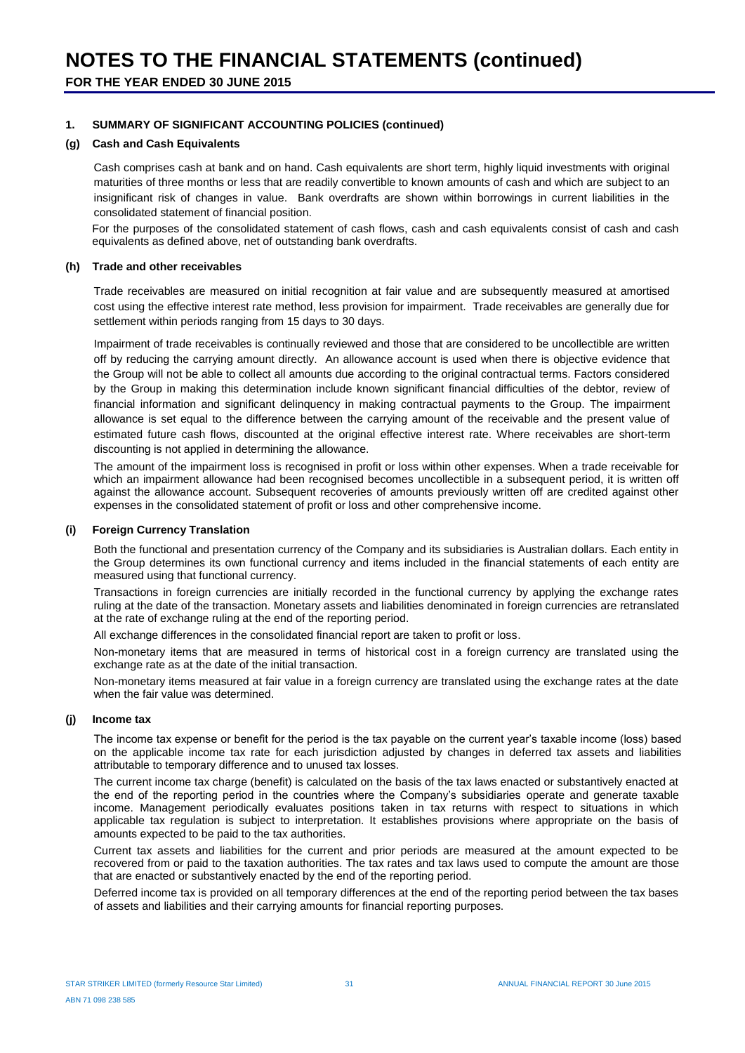# NOTES TO THE FINANCIAL STATEMENTS (continued)

**FOR THE YEAR ENDED 30 JUNE 2015**

## 1. SUMMARY OF SIGNIFICANT ACCOUNTING POLICIES (continued)

### (g) Cash and Cash Equivalents

Cash comprises cash at bank and on hand. Cash equivalents are short term, highly liquid investments with original maturities of three months or less that are readily convertible to known amounts of cash and which are subject to an insignificant risk of changes in value. Bank overdrafts are shown within borrowings in current liabilities in the consolidated statement of financial position.

For the purposes of the consolidated statement of cash flows, cash and cash equivalents consist of cash and cash equivalents as defined above, net of outstanding bank overdrafts.

### (h) Trade and other receivables

Trade receivables are measured on initial recognition at fair value and are subsequently measured at amortised cost using the effective interest rate method, less provision for impairment. Trade receivables are generally due for settlement within periods ranging from 15 days to 30 days.

Impairment of trade receivables is continually reviewed and those that are considered to be uncollectible are written off by reducing the carrying amount directly. An allowance account is used when there is objective evidence that the Group will not be able to collect all amounts due according to the original contractual terms. Factors considered by the Group in making this determination include known significant financial difficulties of the debtor, review of financial information and significant delinquency in making contractual payments to the Group. The impairment allowance is set equal to the difference between the carrying amount of the receivable and the present value of estimated future cash flows, discounted at the original effective interest rate. Where receivables are short-term discounting is not applied in determining the allowance.

The amount of the impairment loss is recognised in profit or loss within other expenses. When a trade receivable for which an impairment allowance had been recognised becomes uncollectible in a subsequent period, it is written off against the allowance account. Subsequent recoveries of amounts previously written off are credited against other expenses in the consolidated statement of profit or loss and other comprehensive income.

### (i) Foreign Currency Translation

Both the functional and presentation currency of the Company and its subsidiaries is Australian dollars. Each entity in the Group determines its own functional currency and items included in the financial statements of each entity are measured using that functional currency.

Transactions in foreign currencies are initially recorded in the functional currency by applying the exchange rates ruling at the date of the transaction. Monetary assets and liabilities denominated in foreign currencies are retranslated at the rate of exchange ruling at the end of the reporting period.

All exchange differences in the consolidated financial report are taken to profit or loss.

Non-monetary items that are measured in terms of historical cost in a foreign currency are translated using the exchange rate as at the date of the initial transaction.

Non-monetary items measured at fair value in a foreign currency are translated using the exchange rates at the date when the fair value was determined.

### (j) Income tax

The income tax expense or benefit for the period is the tax payable on the current year's taxable income (loss) based on the applicable income tax rate for each jurisdiction adjusted by changes in deferred tax assets and liabilities attributable to temporary difference and to unused tax losses.

The current income tax charge (benefit) is calculated on the basis of the tax laws enacted or substantively enacted at the end of the reporting period in the countries where the Company's subsidiaries operate and generate taxable income. Management periodically evaluates positions taken in tax returns with respect to situations in which applicable tax regulation is subject to interpretation. It establishes provisions where appropriate on the basis of amounts expected to be paid to the tax authorities.

Current tax assets and liabilities for the current and prior periods are measured at the amount expected to be recovered from or paid to the taxation authorities. The tax rates and tax laws used to compute the amount are those that are enacted or substantively enacted by the end of the reporting period.

Deferred income tax is provided on all temporary differences at the end of the reporting period between the tax bases of assets and liabilities and their carrying amounts for financial reporting purposes.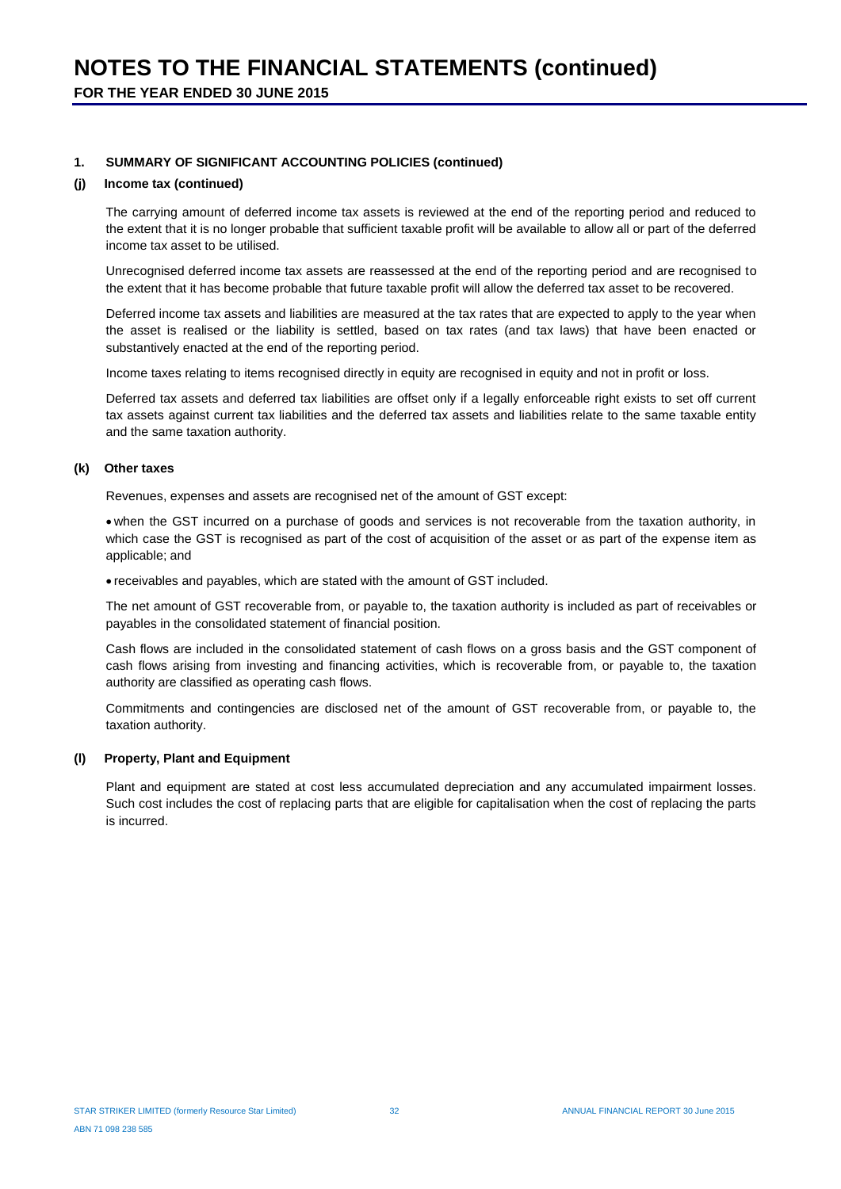# NOTES TO THE FINANCIAL STATEMENTS (continued)

**FOR THE YEAR ENDED 30 JUNE 2015**

**1. SUMMARY OF SIGNIFICANT ACCOUNTING POLICIES (continued)**

**(j) Income tax (continued)**

The carrying amount of deferred income tax assets is reviewed at the end of the reporting period and reduced to the extent that it is no longer probable that sufficient taxable profit will be available to allow all or part of the deferred income tax asset to be utilised.

Unrecognised deferred income tax assets are reassessed at the end of the reporting period and are recognised to the extent that it has become probable that future taxable profit will allow the deferred tax asset to be recovered.

Deferred income tax assets and liabilities are measured at the tax rates that are expected to apply to the year when the asset is realised or the liability is settled, based on tax rates (and tax laws) that have been enacted or substantively enacted at the end of the reporting period.

Income taxes relating to items recognised directly in equity are recognised in equity and not in profit or loss.

Deferred tax assets and deferred tax liabilities are offset only if a legally enforceable right exists to set off current tax assets against current tax liabilities and the deferred tax assets and liabilities relate to the same taxable entity and the same taxation authority.

**(k) Other taxes**

Revenues, expenses and assets are recognised net of the amount of GST except:

- when the GST incurred on a purchase of goods and services is not recoverable from the taxation authority, in which case the GST is recognised as part of the cost of acquisition of the asset or as part of the expense item as applicable; and
- receivables and payables, which are stated with the amount of GST included.

The net amount of GST recoverable from, or payable to, the taxation authority is included as part of receivables or payables in the consolidated statement of financial position.

Cash flows are included in the consolidated statement of cash flows on a gross basis and the GST component of cash flows arising from investing and financing activities, which is recoverable from, or payable to, the taxation authority are classified as operating cash flows.

Commitments and contingencies are disclosed net of the amount of GST recoverable from, or payable to, the taxation authority.

**(l) Property, Plant and Equipment**

Plant and equipment are stated at cost less accumulated depreciation and any accumulated impairment losses. Such cost includes the cost of replacing parts that are eligible for capitalisation when the cost of replacing the parts is incurred.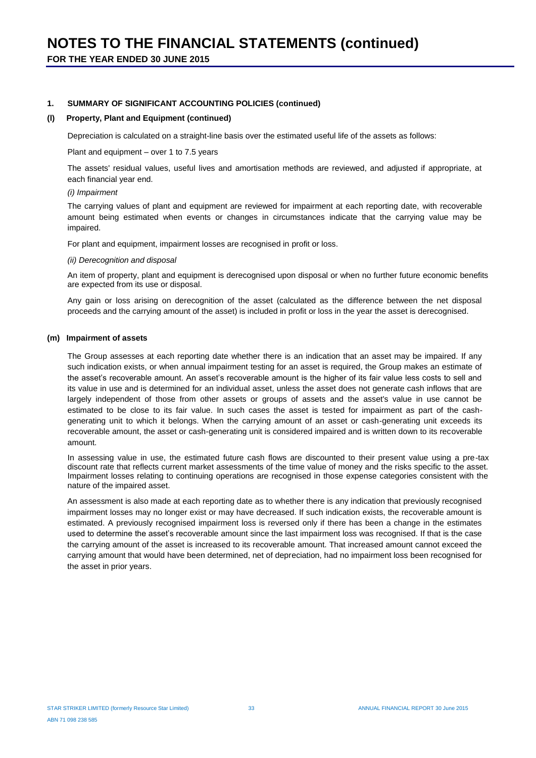## 1. SUMMARY OF SIGNIFICANT ACCOUNTING POLICIES (continued)

### (l) Property, Plant and Equipment (continued)

Depreciation is calculated on a straight-line basis over the estimated useful life of the assets as follows:

Plant and equipment – over 1 to 7.5 years

The assets' residual values, useful lives and amortisation methods are reviewed, and adjusted if appropriate, at each financial year end.

*(i) Impairment*

The carrying values of plant and equipment are reviewed for impairment at each reporting date, with recoverable amount being estimated when events or changes in circumstances indicate that the carrying value may be impaired.

For plant and equipment, impairment losses are recognised in profit or loss.

*(ii) Derecognition and disposal*

An item of property, plant and equipment is derecognised upon disposal or when no further future economic benefits are expected from its use or disposal.

Any gain or loss arising on derecognition of the asset (calculated as the difference between the net disposal proceeds and the carrying amount of the asset) is included in profit or loss in the year the asset is derecognised.

### (m) Impairment of assets

The Group assesses at each reporting date whether there is an indication that an asset may be impaired. If any such indication exists, or when annual impairment testing for an asset is required, the Group makes an estimate of the asset's recoverable amount. An asset's recoverable amount is the higher of its fair value less costs to sell and its value in use and is determined for an individual asset, unless the asset does not generate cash inflows that are largely independent of those from other assets or groups of assets and the asset's value in use cannot be estimated to be close to its fair value. In such cases the asset is tested for impairment as part of the cash-generating unit to which it belongs. When the carrying amount of an asset or cash-generating unit exceeds its recoverable amount, the asset or cash-generating unit is considered impaired and is written down to its recoverable amount.

In assessing value in use, the estimated future cash flows are discounted to their present value using a pre-tax discount rate that reflects current market assessments of the time value of money and the risks specific to the asset. Impairment losses relating to continuing operations are recognised in those expense categories consistent with the nature of the impaired asset.

An assessment is also made at each reporting date as to whether there is any indication that previously recognised impairment losses may no longer exist or may have decreased. If such indication exists, the recoverable amount is estimated. A previously recognised impairment loss is reversed only if there has been a change in the estimates used to determine the asset's recoverable amount since the last impairment loss was recognised. If that is the case the carrying amount of the asset is increased to its recoverable amount. That increased amount cannot exceed the carrying amount that would have been determined, net of depreciation, had no impairment loss been recognised for the asset in prior years.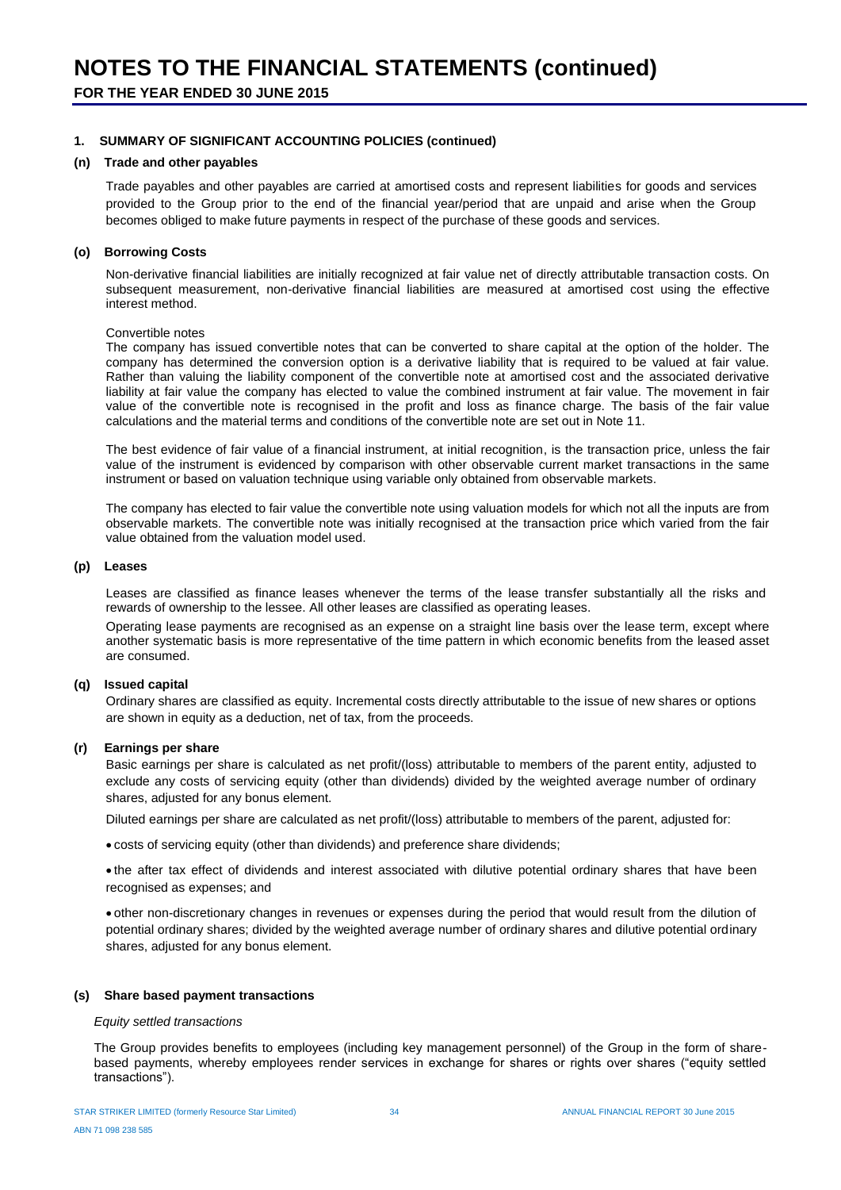# NOTES TO THE FINANCIAL STATEMENTS (continued)

**FOR THE YEAR ENDED 30 JUNE 2015**

## 1. SUMMARY OF SIGNIFICANT ACCOUNTING POLICIES (continued)

### (n) Trade and other payables

Trade payables and other payables are carried at amortised costs and represent liabilities for goods and services provided to the Group prior to the end of the financial year/period that are unpaid and arise when the Group becomes obliged to make future payments in respect of the purchase of these goods and services.

### (o) Borrowing Costs

Non-derivative financial liabilities are initially recognized at fair value net of directly attributable transaction costs. On subsequent measurement, non-derivative financial liabilities are measured at amortised cost using the effective interest method.

Convertible notes

The company has issued convertible notes that can be converted to share capital at the option of the holder. The company has determined the conversion option is a derivative liability that is required to be valued at fair value. Rather than valuing the liability component of the convertible note at amortised cost and the associated derivative liability at fair value the company has elected to value the combined instrument at fair value. The movement in fair value of the convertible note is recognised in the profit and loss as finance charge. The basis of the fair value calculations and the material terms and conditions of the convertible note are set out in Note 11.

The best evidence of fair value of a financial instrument, at initial recognition, is the transaction price, unless the fair value of the instrument is evidenced by comparison with other observable current market transactions in the same instrument or based on valuation technique using variable only obtained from observable markets.

The company has elected to fair value the convertible note using valuation models for which not all the inputs are from observable markets. The convertible note was initially recognised at the transaction price which varied from the fair value obtained from the valuation model used.

### (p) Leases

Leases are classified as finance leases whenever the terms of the lease transfer substantially all the risks and rewards of ownership to the lessee. All other leases are classified as operating leases.

Operating lease payments are recognised as an expense on a straight line basis over the lease term, except where another systematic basis is more representative of the time pattern in which economic benefits from the leased asset are consumed.

### (q) Issued capital

Ordinary shares are classified as equity. Incremental costs directly attributable to the issue of new shares or options are shown in equity as a deduction, net of tax, from the proceeds.

### (r) Earnings per share

Basic earnings per share is calculated as net profit/(loss) attributable to members of the parent entity, adjusted to exclude any costs of servicing equity (other than dividends) divided by the weighted average number of ordinary shares, adjusted for any bonus element.

Diluted earnings per share are calculated as net profit/(loss) attributable to members of the parent, adjusted for:

- costs of servicing equity (other than dividends) and preference share dividends;
- the after tax effect of dividends and interest associated with dilutive potential ordinary shares that have been recognised as expenses; and
- other non-discretionary changes in revenues or expenses during the period that would result from the dilution of potential ordinary shares; divided by the weighted average number of ordinary shares and dilutive potential ordinary shares, adjusted for any bonus element.

### (s) Share based payment transactions

*Equity settled transactions*

The Group provides benefits to employees (including key management personnel) of the Group in the form of share-based payments, whereby employees render services in exchange for shares or rights over shares ("equity settled transactions").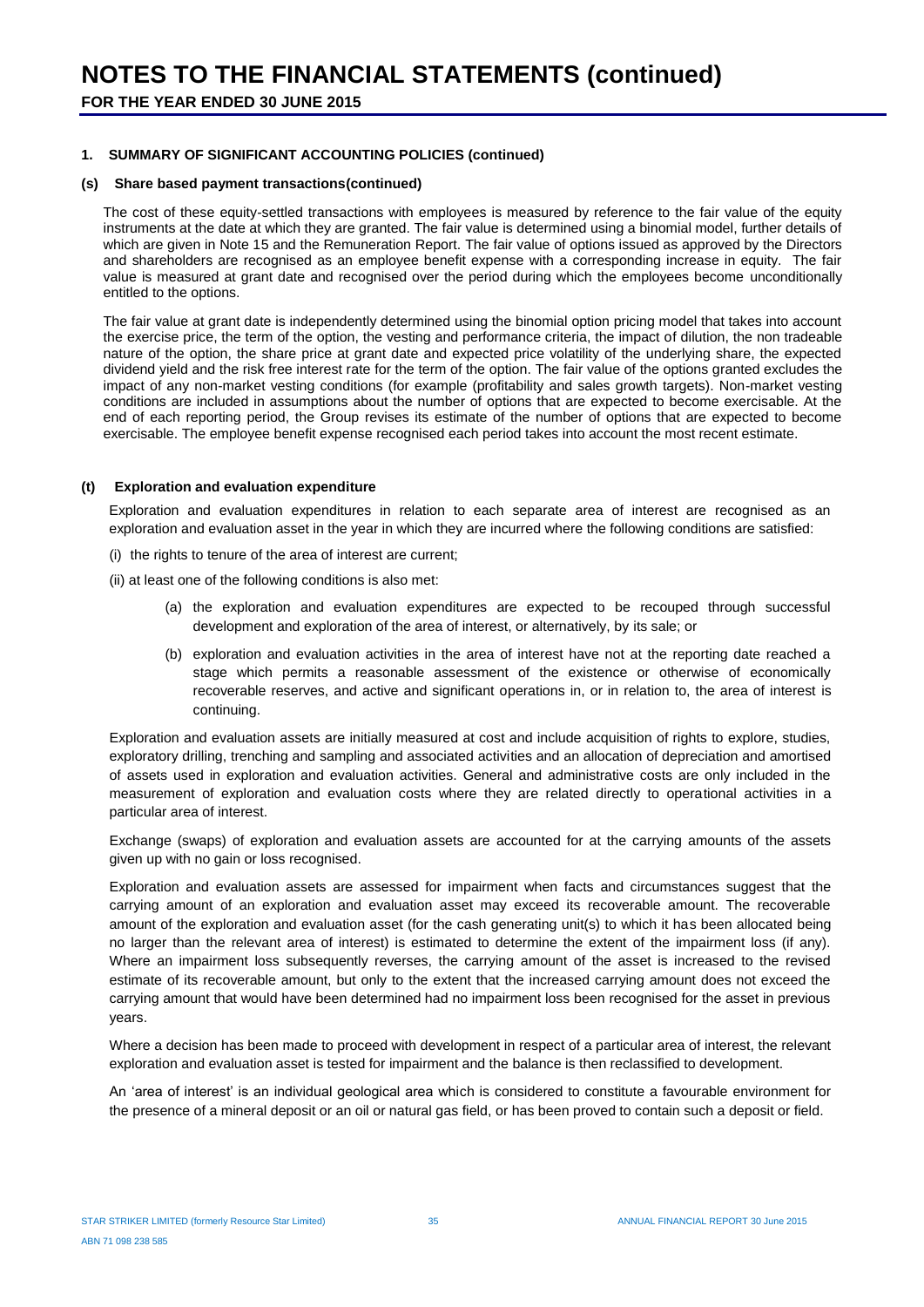# NOTES TO THE FINANCIAL STATEMENTS (continued)

**FOR THE YEAR ENDED 30 JUNE 2015**

### 1. SUMMARY OF SIGNIFICANT ACCOUNTING POLICIES (continued)

#### (s) Share based payment transactions(continued)

The cost of these equity-settled transactions with employees is measured by reference to the fair value of the equity instruments at the date at which they are granted. The fair value is determined using a binomial model, further details of which are given in Note 15 and the Remuneration Report. The fair value of options issued as approved by the Directors and shareholders are recognised as an employee benefit expense with a corresponding increase in equity. The fair value is measured at grant date and recognised over the period during which the employees become unconditionally entitled to the options.

The fair value at grant date is independently determined using the binomial option pricing model that takes into account the exercise price, the term of the option, the vesting and performance criteria, the impact of dilution, the non tradeable nature of the option, the share price at grant date and expected price volatility of the underlying share, the expected dividend yield and the risk free interest rate for the term of the option. The fair value of the options granted excludes the impact of any non-market vesting conditions (for example (profitability and sales growth targets). Non-market vesting conditions are included in assumptions about the number of options that are expected to become exercisable. At the end of each reporting period, the Group revises its estimate of the number of options that are expected to become exercisable. The employee benefit expense recognised each period takes into account the most recent estimate.

#### (t) Exploration and evaluation expenditure

Exploration and evaluation expenditures in relation to each separate area of interest are recognised as an exploration and evaluation asset in the year in which they are incurred where the following conditions are satisfied:

(i) the rights to tenure of the area of interest are current;

(ii) at least one of the following conditions is also met:

(a) the exploration and evaluation expenditures are expected to be recouped through successful development and exploration of the area of interest, or alternatively, by its sale; or

(b) exploration and evaluation activities in the area of interest have not at the reporting date reached a stage which permits a reasonable assessment of the existence or otherwise of economically recoverable reserves, and active and significant operations in, or in relation to, the area of interest is continuing.

Exploration and evaluation assets are initially measured at cost and include acquisition of rights to explore, studies, exploratory drilling, trenching and sampling and associated activities and an allocation of depreciation and amortised of assets used in exploration and evaluation activities. General and administrative costs are only included in the measurement of exploration and evaluation costs where they are related directly to operational activities in a particular area of interest.

Exchange (swaps) of exploration and evaluation assets are accounted for at the carrying amounts of the assets given up with no gain or loss recognised.

Exploration and evaluation assets are assessed for impairment when facts and circumstances suggest that the carrying amount of an exploration and evaluation asset may exceed its recoverable amount. The recoverable amount of the exploration and evaluation asset (for the cash generating unit(s) to which it has been allocated being no larger than the relevant area of interest) is estimated to determine the extent of the impairment loss (if any). Where an impairment loss subsequently reverses, the carrying amount of the asset is increased to the revised estimate of its recoverable amount, but only to the extent that the increased carrying amount does not exceed the carrying amount that would have been determined had no impairment loss been recognised for the asset in previous years.

Where a decision has been made to proceed with development in respect of a particular area of interest, the relevant exploration and evaluation asset is tested for impairment and the balance is then reclassified to development.

An 'area of interest' is an individual geological area which is considered to constitute a favourable environment for the presence of a mineral deposit or an oil or natural gas field, or has been proved to contain such a deposit or field.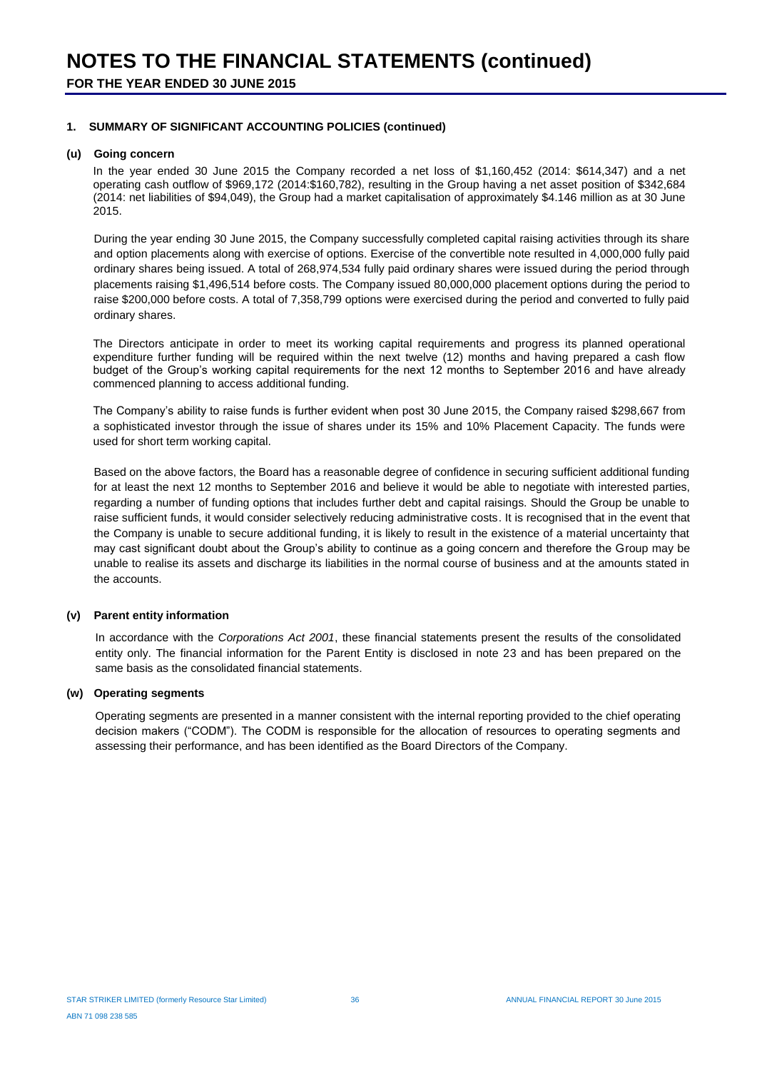# NOTES TO THE FINANCIAL STATEMENTS (continued)

**FOR THE YEAR ENDED 30 JUNE 2015**

**1. SUMMARY OF SIGNIFICANT ACCOUNTING POLICIES (continued)**

**(u) Going concern**

In the year ended 30 June 2015 the Company recorded a net loss of $1,160,452 (2014: $614,347) and a net operating cash outflow of $969,172 (2014:$160,782), resulting in the Group having a net asset position of $342,684 (2014: net liabilities of $94,049), the Group had a market capitalisation of approximately $4.146 million as at 30 June 2015.

During the year ending 30 June 2015, the Company successfully completed capital raising activities through its share and option placements along with exercise of options. Exercise of the convertible note resulted in 4,000,000 fully paid ordinary shares being issued. A total of 268,974,534 fully paid ordinary shares were issued during the period through placements raising $1,496,514 before costs. The Company issued 80,000,000 placement options during the period to raise $200,000 before costs. A total of 7,358,799 options were exercised during the period and converted to fully paid ordinary shares.

The Directors anticipate in order to meet its working capital requirements and progress its planned operational expenditure further funding will be required within the next twelve (12) months and having prepared a cash flow budget of the Group's working capital requirements for the next 12 months to September 2016 and have already commenced planning to access additional funding.

The Company's ability to raise funds is further evident when post 30 June 2015, the Company raised $298,667 from a sophisticated investor through the issue of shares under its 15% and 10% Placement Capacity. The funds were used for short term working capital.

Based on the above factors, the Board has a reasonable degree of confidence in securing sufficient additional funding for at least the next 12 months to September 2016 and believe it would be able to negotiate with interested parties, regarding a number of funding options that includes further debt and capital raisings. Should the Group be unable to raise sufficient funds, it would consider selectively reducing administrative costs. It is recognised that in the event that the Company is unable to secure additional funding, it is likely to result in the existence of a material uncertainty that may cast significant doubt about the Group's ability to continue as a going concern and therefore the Group may be unable to realise its assets and discharge its liabilities in the normal course of business and at the amounts stated in the accounts.

**(v) Parent entity information**

In accordance with the *Corporations Act 2001*, these financial statements present the results of the consolidated entity only. The financial information for the Parent Entity is disclosed in note 23 and has been prepared on the same basis as the consolidated financial statements.

**(w) Operating segments**

Operating segments are presented in a manner consistent with the internal reporting provided to the chief operating decision makers ("CODM"). The CODM is responsible for the allocation of resources to operating segments and assessing their performance, and has been identified as the Board Directors of the Company.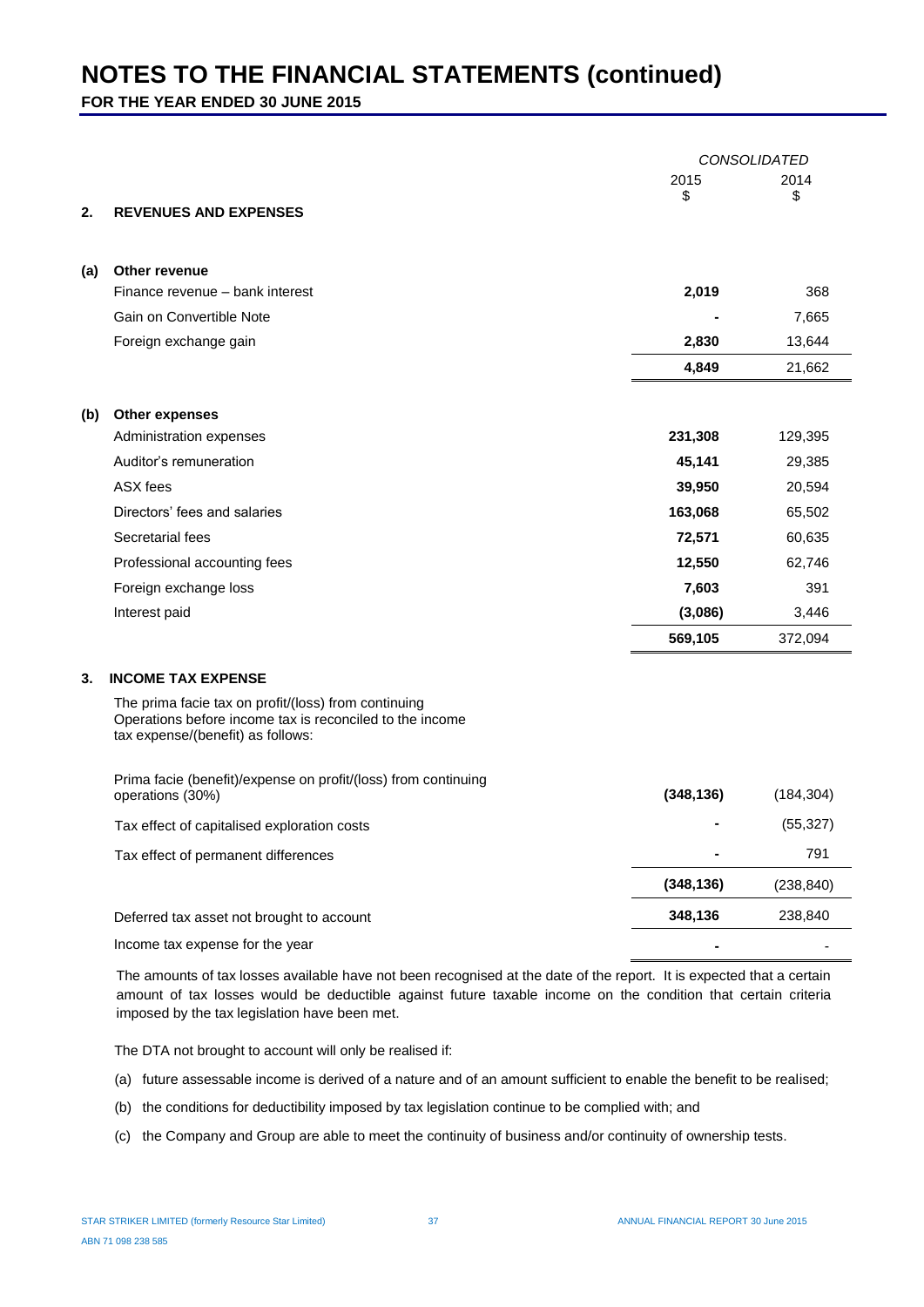# NOTES TO THE FINANCIAL STATEMENTS (continued)

**FOR THE YEAR ENDED 30 JUNE 2015**

| | *CONSOLIDATED* | |
|---|---|---|
| | 2015 $ | 2014 $ |
| **2. REVENUES AND EXPENSES** | | |
| **(a) Other revenue** | | |
| Finance revenue – bank interest | **2,019** | 368 |
| Gain on Convertible Note | **-** | 7,665 |
| Foreign exchange gain | **2,830** | 13,644 |
| | **4,849** | 21,662 |
| **(b) Other expenses** | | |
| Administration expenses | **231,308** | 129,395 |
| Auditor's remuneration | **45,141** | 29,385 |
| ASX fees | **39,950** | 20,594 |
| Directors' fees and salaries | **163,068** | 65,502 |
| Secretarial fees | **72,571** | 60,635 |
| Professional accounting fees | **12,550** | 62,746 |
| Foreign exchange loss | **7,603** | 391 |
| Interest paid | **(3,086)** | 3,446 |
| | **569,105** | 372,094 |

## 3. INCOME TAX EXPENSE

The prima facie tax on profit/(loss) from continuing Operations before income tax is reconciled to the income tax expense/(benefit) as follows:

| | 2015 $ | 2014 $ |
|---|---|---|
| Prima facie (benefit)/expense on profit/(loss) from continuing operations (30%) | **(348,136)** | (184,304) |
| Tax effect of capitalised exploration costs | **-** | (55,327) |
| Tax effect of permanent differences | **-** | 791 |
| | **(348,136)** | (238,840) |
| Deferred tax asset not brought to account | **348,136** | 238,840 |
| Income tax expense for the year | **-** | - |

The amounts of tax losses available have not been recognised at the date of the report. It is expected that a certain amount of tax losses would be deductible against future taxable income on the condition that certain criteria imposed by the tax legislation have been met.

The DTA not brought to account will only be realised if:

(a) future assessable income is derived of a nature and of an amount sufficient to enable the benefit to be realised;

(b) the conditions for deductibility imposed by tax legislation continue to be complied with; and

(c) the Company and Group are able to meet the continuity of business and/or continuity of ownership tests.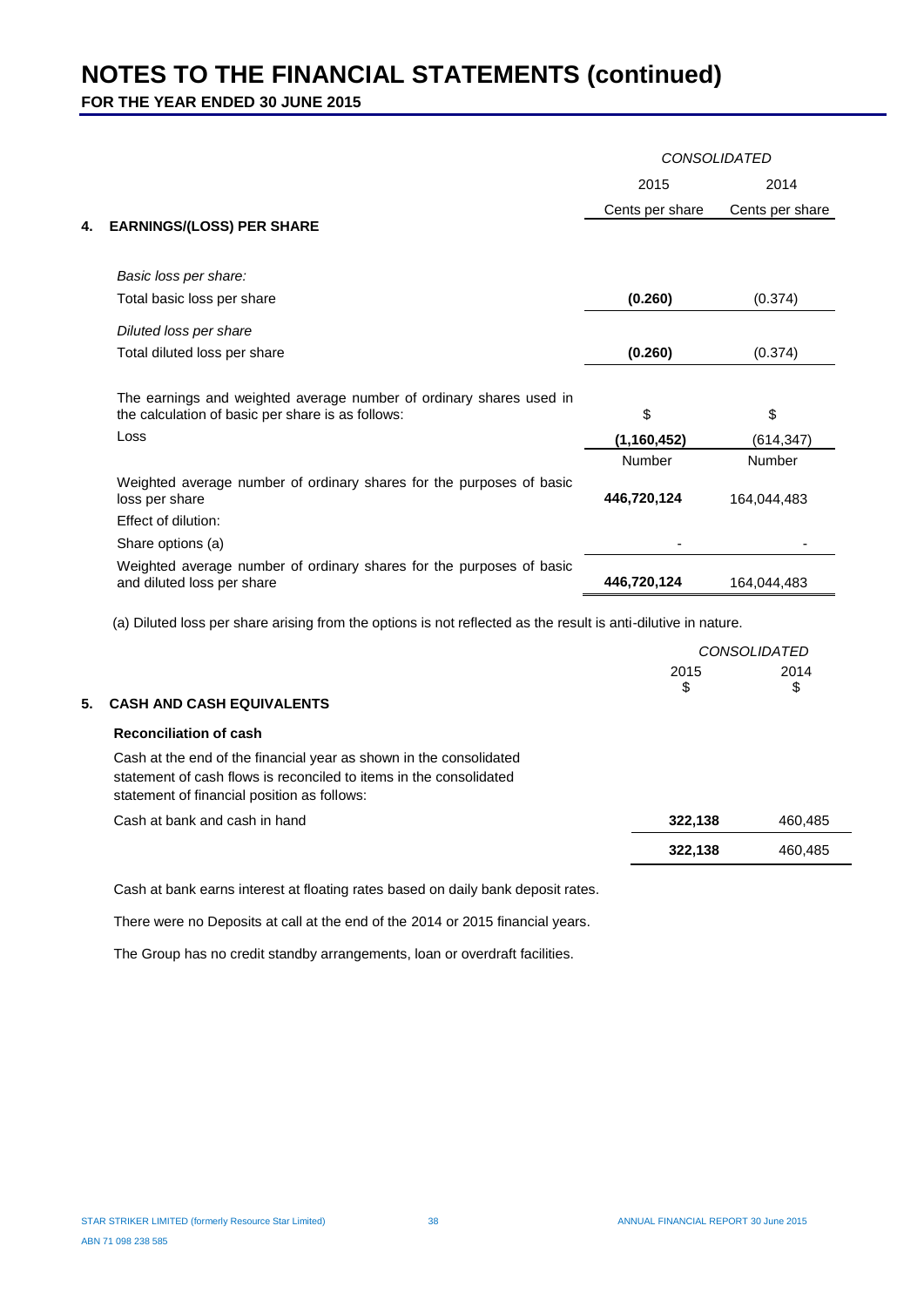# NOTES TO THE FINANCIAL STATEMENTS (continued)

**FOR THE YEAR ENDED 30 JUNE 2015**

| | *CONSOLIDATED* | |
|---|---|---|
| | 2015 | 2014 |
| **4. EARNINGS/(LOSS) PER SHARE** | Cents per share | Cents per share |
| *Basic loss per share:* | | |
| Total basic loss per share | **(0.260)** | (0.374) |
| *Diluted loss per share* | | |
| Total diluted loss per share | **(0.260)** | (0.374) |
| The earnings and weighted average number of ordinary shares used in the calculation of basic per share is as follows: | $ | $ |
| Loss | **(1,160,452)** | (614,347) |
| | Number | Number |
| Weighted average number of ordinary shares for the purposes of basic loss per share | **446,720,124** | 164,044,483 |
| Effect of dilution: | | |
| Share options (a) | - | - |
| Weighted average number of ordinary shares for the purposes of basic and diluted loss per share | **446,720,124** | 164,044,483 |

(a) Diluted loss per share arising from the options is not reflected as the result is anti-dilutive in nature.

| | *CONSOLIDATED* | |
|---|---|---|
| | 2015<br>$ | 2014<br>$ |
| **5. CASH AND CASH EQUIVALENTS** | | |
| **Reconciliation of cash** | | |
| Cash at the end of the financial year as shown in the consolidated statement of cash flows is reconciled to items in the consolidated statement of financial position as follows: | | |
| Cash at bank and cash in hand | **322,138** | 460,485 |
| | **322,138** | 460,485 |

Cash at bank earns interest at floating rates based on daily bank deposit rates.

There were no Deposits at call at the end of the 2014 or 2015 financial years.

The Group has no credit standby arrangements, loan or overdraft facilities.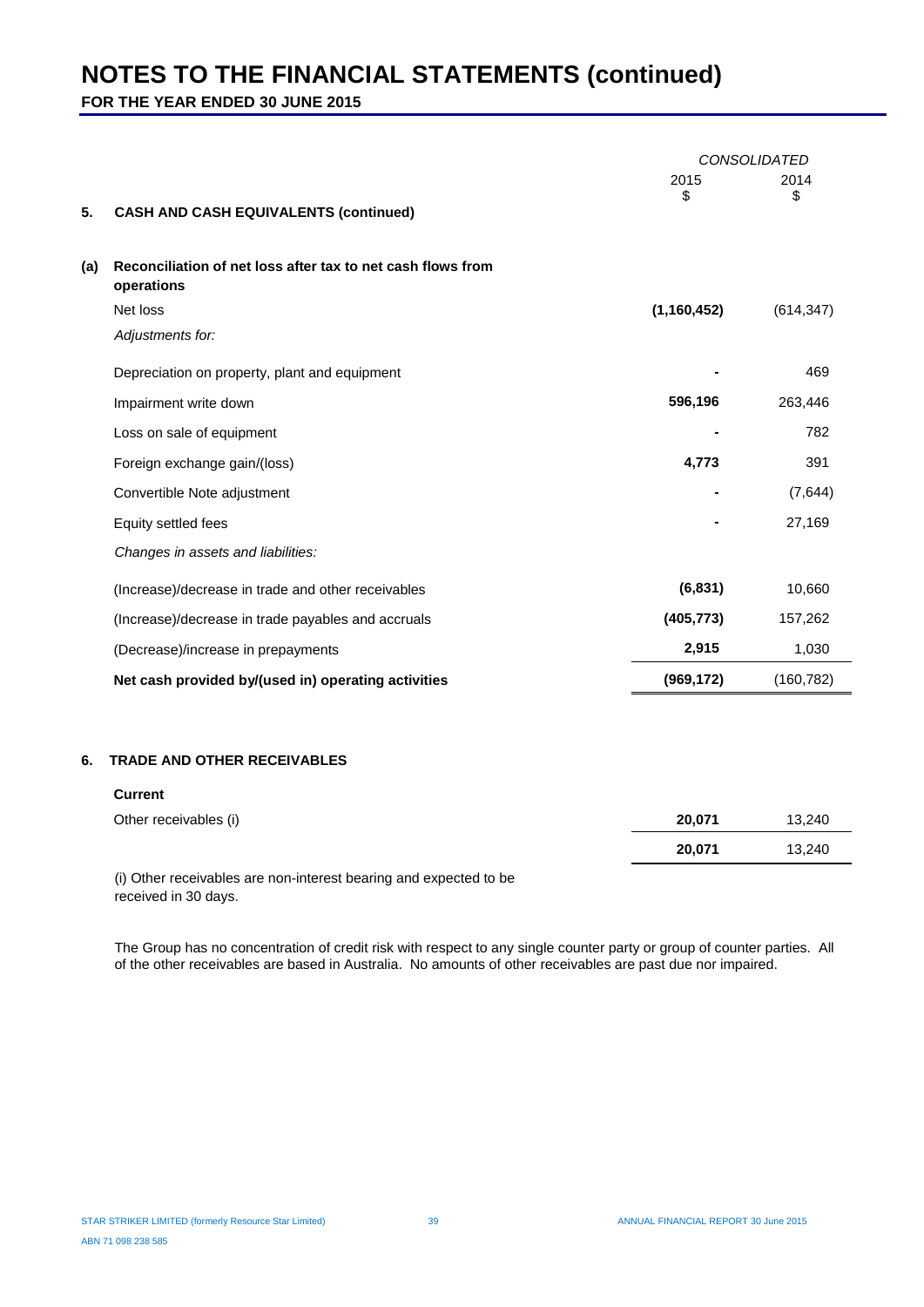# NOTES TO THE FINANCIAL STATEMENTS (continued)

**FOR THE YEAR ENDED 30 JUNE 2015**

| | | CONSOLIDATED | |
|---|---|---|---|
| | | 2015<br>$ | 2014<br>$ |
| **5.** | **CASH AND CASH EQUIVALENTS (continued)** | | |
| **(a)** | **Reconciliation of net loss after tax to net cash flows from operations** | | |
| | Net loss | **(1,160,452)** | (614,347) |
| | *Adjustments for:* | | |
| | Depreciation on property, plant and equipment | **-** | 469 |
| | Impairment write down | **596,196** | 263,446 |
| | Loss on sale of equipment | **-** | 782 |
| | Foreign exchange gain/(loss) | **4,773** | 391 |
| | Convertible Note adjustment | **-** | (7,644) |
| | Equity settled fees | **-** | 27,169 |
| | *Changes in assets and liabilities:* | | |
| | (Increase)/decrease in trade and other receivables | **(6,831)** | 10,660 |
| | (Increase)/decrease in trade payables and accruals | **(405,773)** | 157,262 |
| | (Decrease)/increase in prepayments | **2,915** | 1,030 |
| | **Net cash provided by/(used in) operating activities** | **(969,172)** | (160,782) |

## 6. TRADE AND OTHER RECEIVABLES

| | 2015<br>$ | 2014<br>$ |
|---|---|---|
| **Current** | | |
| Other receivables (i) | **20,071** | 13,240 |
| | **20,071** | 13,240 |

(i) Other receivables are non-interest bearing and expected to be received in 30 days.

The Group has no concentration of credit risk with respect to any single counter party or group of counter parties. All of the other receivables are based in Australia. No amounts of other receivables are past due nor impaired.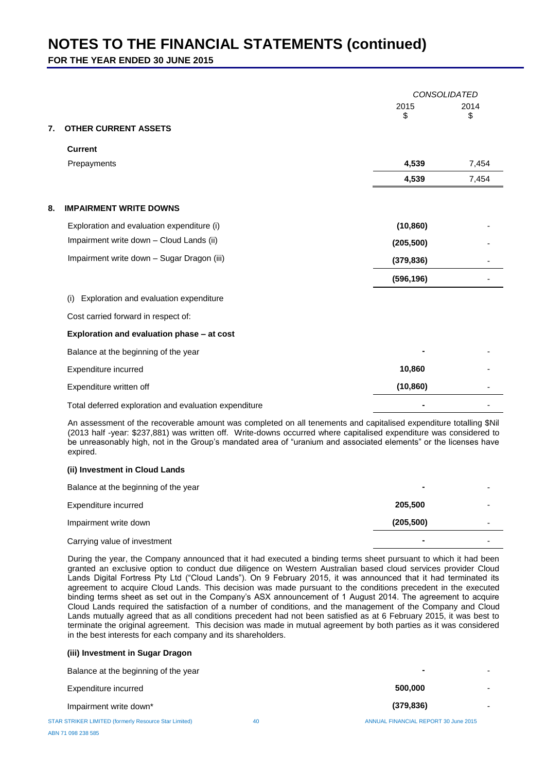# NOTES TO THE FINANCIAL STATEMENTS (continued)

**FOR THE YEAR ENDED 30 JUNE 2015**

| | CONSOLIDATED | |
|---|---|---|
| | 2015 $ | 2014 $ |
| **7. OTHER CURRENT ASSETS** | | |
| **Current** | | |
| Prepayments | **4,539** | 7,454 |
| | **4,539** | 7,454 |

| | 2015 $ | 2014 $ |
|---|---|---|
| **8. IMPAIRMENT WRITE DOWNS** | | |
| Exploration and evaluation expenditure (i) | **(10,860)** | - |
| Impairment write down – Cloud Lands (ii) | **(205,500)** | - |
| Impairment write down – Sugar Dragon (iii) | **(379,836)** | - |
| | **(596,196)** | - |

(i) Exploration and evaluation expenditure

Cost carried forward in respect of:

| **Exploration and evaluation phase – at cost** | 2015 $ | 2014 $ |
|---|---|---|
| Balance at the beginning of the year | **-** | - |
| Expenditure incurred | **10,860** | - |
| Expenditure written off | **(10,860)** | - |
| Total deferred exploration and evaluation expenditure | **-** | - |

An assessment of the recoverable amount was completed on all tenements and capitalised expenditure totalling $Nil (2013 half -year: $237,881) was written off. Write-downs occurred where capitalised expenditure was considered to be unreasonably high, not in the Group's mandated area of "uranium and associated elements" or the licenses have expired.

**(ii) Investment in Cloud Lands**

| | 2015 $ | 2014 $ |
|---|---|---|
| Balance at the beginning of the year | **-** | - |
| Expenditure incurred | **205,500** | - |
| Impairment write down | **(205,500)** | - |
| Carrying value of investment | **-** | - |

During the year, the Company announced that it had executed a binding terms sheet pursuant to which it had been granted an exclusive option to conduct due diligence on Western Australian based cloud services provider Cloud Lands Digital Fortress Pty Ltd ("Cloud Lands"). On 9 February 2015, it was announced that it had terminated its agreement to acquire Cloud Lands. This decision was made pursuant to the conditions precedent in the executed binding terms sheet as set out in the Company's ASX announcement of 1 August 2014. The agreement to acquire Cloud Lands required the satisfaction of a number of conditions, and the management of the Company and Cloud Lands mutually agreed that as all conditions precedent had not been satisfied as at 6 February 2015, it was best to terminate the original agreement. This decision was made in mutual agreement by both parties as it was considered in the best interests for each company and its shareholders.

**(iii) Investment in Sugar Dragon**

| | 2015 $ | 2014 $ |
|---|---|---|
| Balance at the beginning of the year | **-** | - |
| Expenditure incurred | **500,000** | - |
| Impairment write down* | **(379,836)** | - |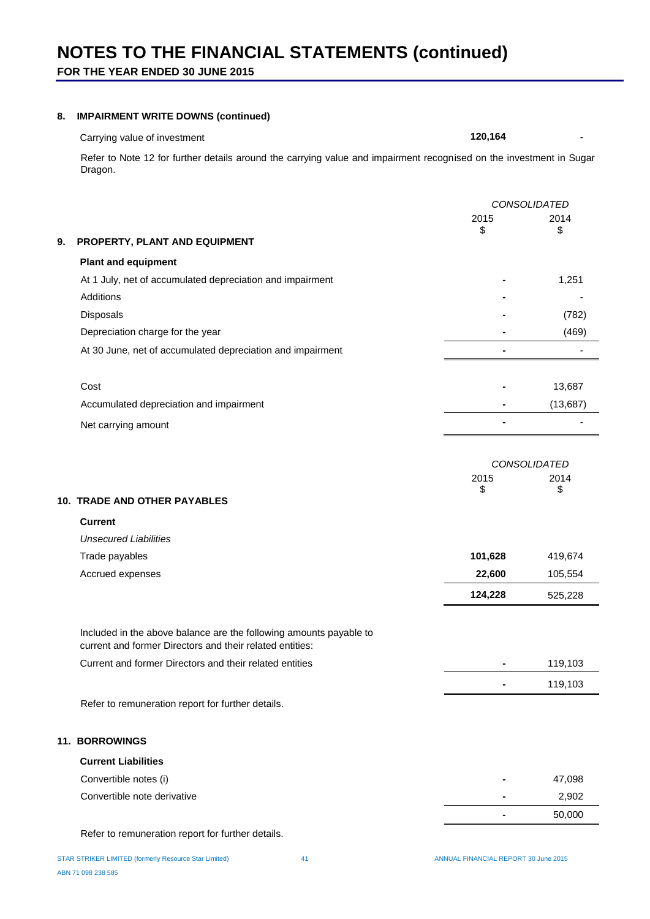# NOTES TO THE FINANCIAL STATEMENTS (continued)

**FOR THE YEAR ENDED 30 JUNE 2015**

## 8. IMPAIRMENT WRITE DOWNS (continued)

| | | |
|---|---|---|
| Carrying value of investment | **120,164** | - |

Refer to Note 12 for further details around the carrying value and impairment recognised on the investment in Sugar Dragon.

## 9. PROPERTY, PLANT AND EQUIPMENT

| | *CONSOLIDATED* | |
|---|---|---|
| | 2015<br>$ | 2014<br>$ |
| **Plant and equipment** | | |
| At 1 July, net of accumulated depreciation and impairment | - | 1,251 |
| Additions | - | - |
| Disposals | - | (782) |
| Depreciation charge for the year | - | (469) |
| At 30 June, net of accumulated depreciation and impairment | - | - |
| | | |
| Cost | - | 13,687 |
| Accumulated depreciation and impairment | - | (13,687) |
| Net carrying amount | - | - |

## 10. TRADE AND OTHER PAYABLES

| | *CONSOLIDATED* | |
|---|---|---|
| | 2015<br>$ | 2014<br>$ |
| **Current** | | |
| *Unsecured Liabilities* | | |
| Trade payables | **101,628** | 419,674 |
| Accrued expenses | **22,600** | 105,554 |
| | **124,228** | 525,228 |

Included in the above balance are the following amounts payable to current and former Directors and their related entities:

| | | |
|---|---|---|
| Current and former Directors and their related entities | - | 119,103 |
| | - | 119,103 |

Refer to remuneration report for further details.

## 11. BORROWINGS

| | | |
|---|---|---|
| **Current Liabilities** | | |
| Convertible notes (i) | - | 47,098 |
| Convertible note derivative | - | 2,902 |
| | - | 50,000 |

Refer to remuneration report for further details.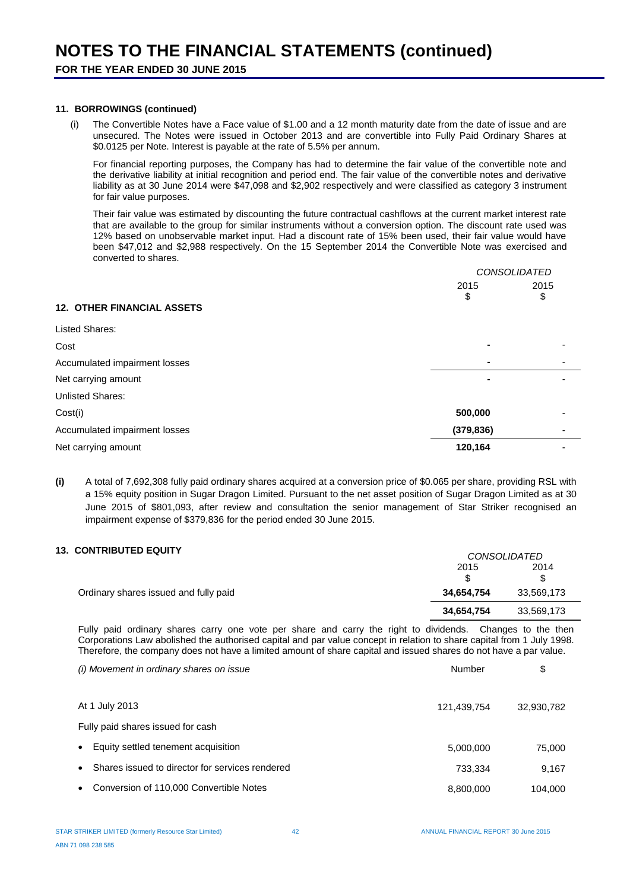# NOTES TO THE FINANCIAL STATEMENTS (continued)

**FOR THE YEAR ENDED 30 JUNE 2015**

### 11. BORROWINGS (continued)

(i) The Convertible Notes have a Face value of $1.00 and a 12 month maturity date from the date of issue and are unsecured. The Notes were issued in October 2013 and are convertible into Fully Paid Ordinary Shares at $0.0125 per Note. Interest is payable at the rate of 5.5% per annum.

For financial reporting purposes, the Company has had to determine the fair value of the convertible note and the derivative liability at initial recognition and period end. The fair value of the convertible notes and derivative liability as at 30 June 2014 were $47,098 and $2,902 respectively and were classified as category 3 instrument for fair value purposes.

Their fair value was estimated by discounting the future contractual cashflows at the current market interest rate that are available to the group for similar instruments without a conversion option. The discount rate used was 12% based on unobservable market input. Had a discount rate of 15% been used, their fair value would have been $47,012 and $2,988 respectively. On the 15 September 2014 the Convertible Note was exercised and converted to shares.

### 12. OTHER FINANCIAL ASSETS

| | CONSOLIDATED | |
|---|---|---|
| | 2015 $ | 2015 $ |
| Listed Shares: | | |
| Cost | - | - |
| Accumulated impairment losses | - | - |
| Net carrying amount | - | - |
| Unlisted Shares: | | |
| Cost(i) | **500,000** | - |
| Accumulated impairment losses | **(379,836)** | - |
| Net carrying amount | **120,164** | - |

**(i)** A total of 7,692,308 fully paid ordinary shares acquired at a conversion price of $0.065 per share, providing RSL with a 15% equity position in Sugar Dragon Limited. Pursuant to the net asset position of Sugar Dragon Limited as at 30 June 2015 of $801,093, after review and consultation the senior management of Star Striker recognised an impairment expense of $379,836 for the period ended 30 June 2015.

### 13. CONTRIBUTED EQUITY

| | CONSOLIDATED | |
|---|---|---|
| | 2015 $ | 2014 $ |
| Ordinary shares issued and fully paid | **34,654,754** | 33,569,173 |
| | **34,654,754** | 33,569,173 |

Fully paid ordinary shares carry one vote per share and carry the right to dividends. Changes to the then Corporations Law abolished the authorised capital and par value concept in relation to share capital from 1 July 1998. Therefore, the company does not have a limited amount of share capital and issued shares do not have a par value.

| *(i) Movement in ordinary shares on issue* | Number | $ |
|---|---|---|
| At 1 July 2013 | 121,439,754 | 32,930,782 |
| Fully paid shares issued for cash | | |
| • Equity settled tenement acquisition | 5,000,000 | 75,000 |
| • Shares issued to director for services rendered | 733,334 | 9,167 |
| • Conversion of 110,000 Convertible Notes | 8,800,000 | 104,000 |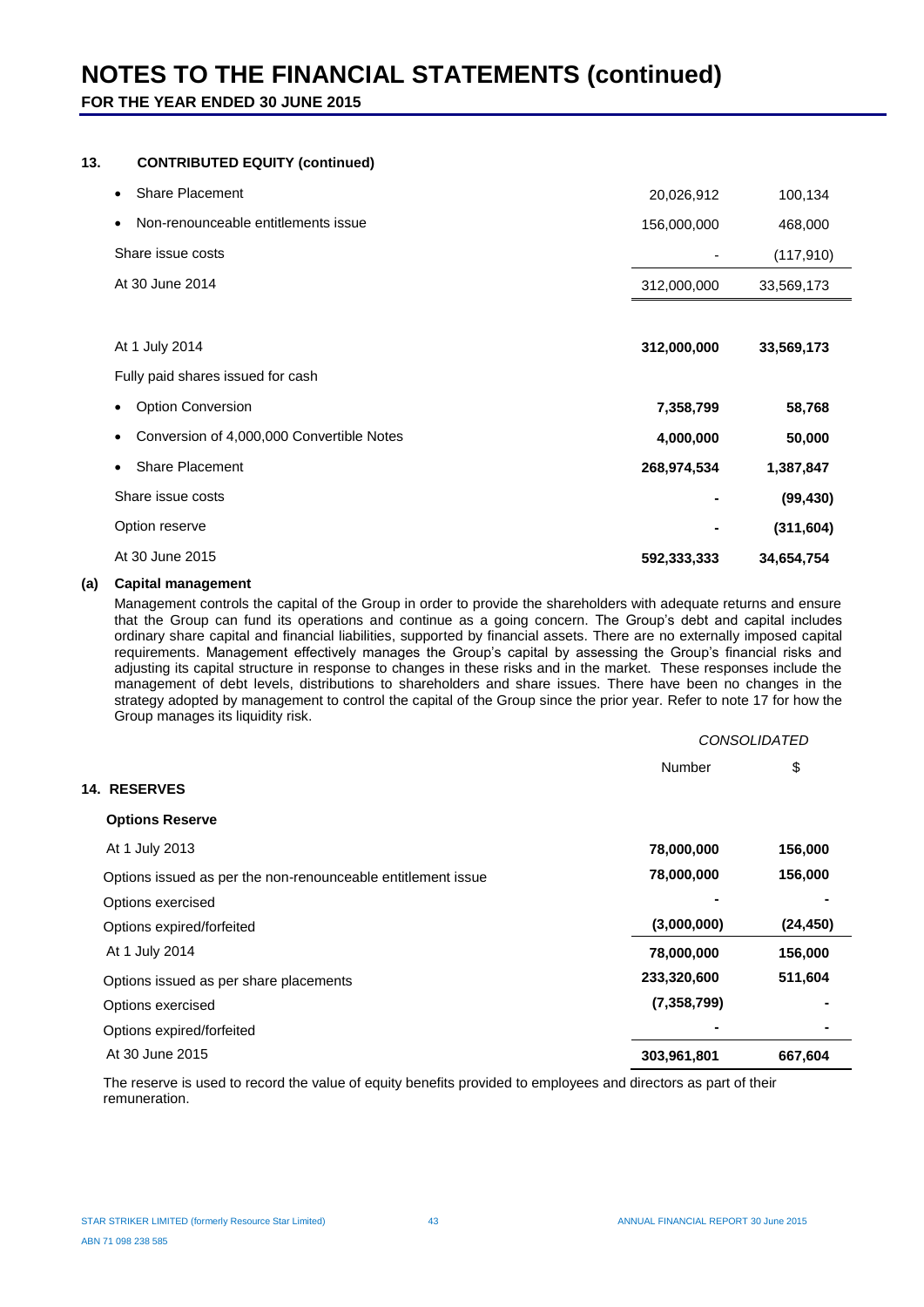# NOTES TO THE FINANCIAL STATEMENTS (continued)

**FOR THE YEAR ENDED 30 JUNE 2015**

## 13. CONTRIBUTED EQUITY (continued)

| | | |
|---|---|---|
| • Share Placement | 20,026,912 | 100,134 |
| • Non-renounceable entitlements issue | 156,000,000 | 468,000 |
| Share issue costs | - | (117,910) |
| At 30 June 2014 | 312,000,000 | 33,569,173 |
| | | |
| At 1 July 2014 | **312,000,000** | **33,569,173** |
| Fully paid shares issued for cash | | |
| • Option Conversion | **7,358,799** | **58,768** |
| • Conversion of 4,000,000 Convertible Notes | **4,000,000** | **50,000** |
| • Share Placement | **268,974,534** | **1,387,847** |
| Share issue costs | **-** | **(99,430)** |
| Option reserve | **-** | **(311,604)** |
| At 30 June 2015 | **592,333,333** | **34,654,754** |

**(a) Capital management**

Management controls the capital of the Group in order to provide the shareholders with adequate returns and ensure that the Group can fund its operations and continue as a going concern. The Group's debt and capital includes ordinary share capital and financial liabilities, supported by financial assets. There are no externally imposed capital requirements. Management effectively manages the Group's capital by assessing the Group's financial risks and adjusting its capital structure in response to changes in these risks and in the market. These responses include the management of debt levels, distributions to shareholders and share issues. There have been no changes in the strategy adopted by management to control the capital of the Group since the prior year. Refer to note 17 for how the Group manages its liquidity risk.

## 14. RESERVES

| | *CONSOLIDATED* | |
|---|---|---|
| | Number | $ |
| **Options Reserve** | | |
| At 1 July 2013 | **78,000,000** | **156,000** |
| Options issued as per the non-renounceable entitlement issue | **78,000,000** | **156,000** |
| Options exercised | **-** | **-** |
| Options expired/forfeited | **(3,000,000)** | **(24,450)** |
| At 1 July 2014 | **78,000,000** | **156,000** |
| Options issued as per share placements | **233,320,600** | **511,604** |
| Options exercised | **(7,358,799)** | **-** |
| Options expired/forfeited | **-** | **-** |
| At 30 June 2015 | **303,961,801** | **667,604** |

The reserve is used to record the value of equity benefits provided to employees and directors as part of their remuneration.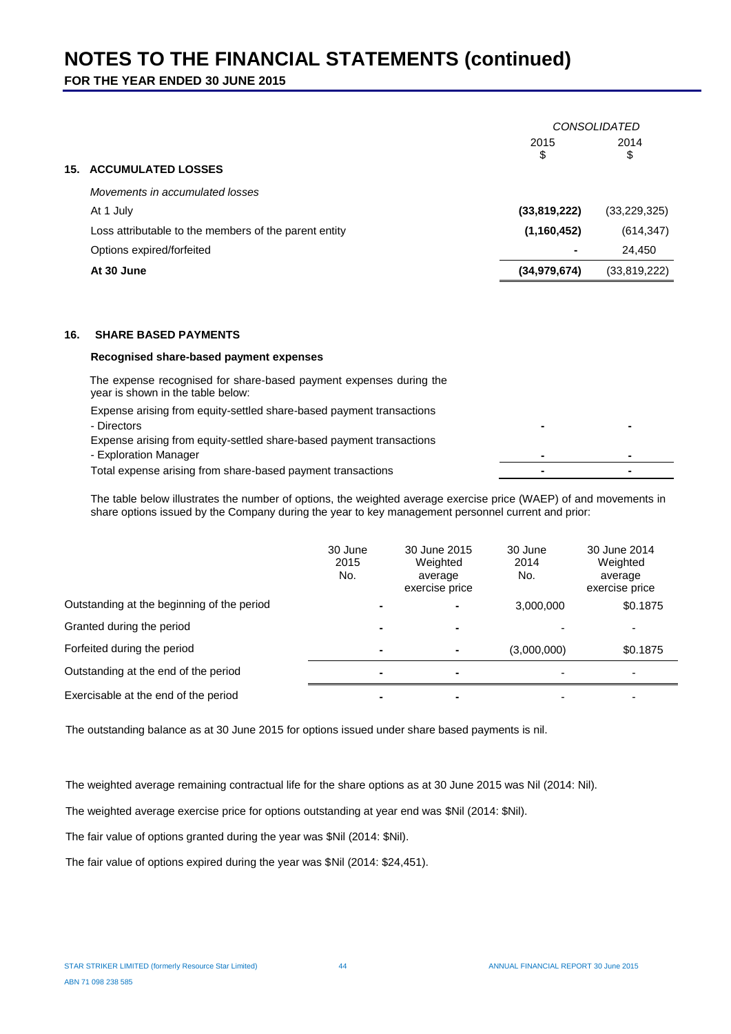# NOTES TO THE FINANCIAL STATEMENTS (continued)

**FOR THE YEAR ENDED 30 JUNE 2015**

| | CONSOLIDATED | |
|---|---|---|
| | 2015<br>$ | 2014<br>$ |
| **15. ACCUMULATED LOSSES** | | |
| *Movements in accumulated losses* | | |
| At 1 July | **(33,819,222)** | (33,229,325) |
| Loss attributable to the members of the parent entity | **(1,160,452)** | (614,347) |
| Options expired/forfeited | **-** | 24,450 |
| **At 30 June** | **(34,979,674)** | (33,819,222) |

## 16. SHARE BASED PAYMENTS

**Recognised share-based payment expenses**

The expense recognised for share-based payment expenses during the year is shown in the table below:

| | 2015 | 2014 |
|---|---|---|
| Expense arising from equity-settled share-based payment transactions - Directors | **-** | - |
| Expense arising from equity-settled share-based payment transactions - Exploration Manager | **-** | - |
| Total expense arising from share-based payment transactions | **-** | - |

The table below illustrates the number of options, the weighted average exercise price (WAEP) of and movements in share options issued by the Company during the year to key management personnel current and prior:

| | 30 June 2015 No. | 30 June 2015 Weighted average exercise price | 30 June 2014 No. | 30 June 2014 Weighted average exercise price |
|---|---|---|---|---|
| Outstanding at the beginning of the period | **-** | **-** | 3,000,000 | $0.1875 |
| Granted during the period | **-** | **-** | - | - |
| Forfeited during the period | **-** | **-** | (3,000,000) | $0.1875 |
| Outstanding at the end of the period | **-** | **-** | - | - |
| Exercisable at the end of the period | **-** | **-** | - | - |

The outstanding balance as at 30 June 2015 for options issued under share based payments is nil.

The weighted average remaining contractual life for the share options as at 30 June 2015 was Nil (2014: Nil).

The weighted average exercise price for options outstanding at year end was $Nil (2014: $Nil).

The fair value of options granted during the year was $Nil (2014: $Nil).

The fair value of options expired during the year was $Nil (2014: $24,451).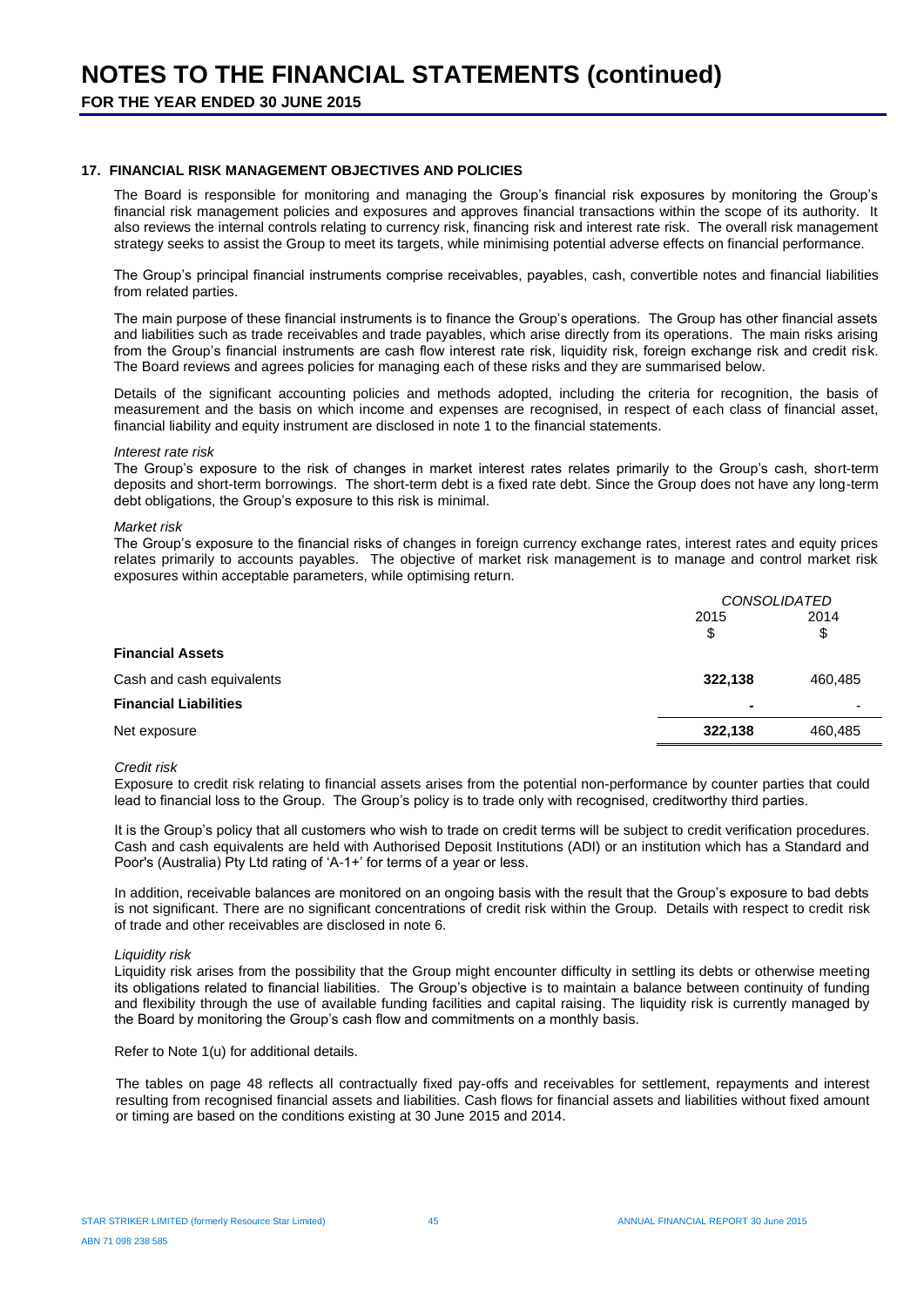# NOTES TO THE FINANCIAL STATEMENTS (continued)

**FOR THE YEAR ENDED 30 JUNE 2015**

### 17. FINANCIAL RISK MANAGEMENT OBJECTIVES AND POLICIES

The Board is responsible for monitoring and managing the Group's financial risk exposures by monitoring the Group's financial risk management policies and exposures and approves financial transactions within the scope of its authority. It also reviews the internal controls relating to currency risk, financing risk and interest rate risk. The overall risk management strategy seeks to assist the Group to meet its targets, while minimising potential adverse effects on financial performance.

The Group's principal financial instruments comprise receivables, payables, cash, convertible notes and financial liabilities from related parties.

The main purpose of these financial instruments is to finance the Group's operations. The Group has other financial assets and liabilities such as trade receivables and trade payables, which arise directly from its operations. The main risks arising from the Group's financial instruments are cash flow interest rate risk, liquidity risk, foreign exchange risk and credit risk. The Board reviews and agrees policies for managing each of these risks and they are summarised below.

Details of the significant accounting policies and methods adopted, including the criteria for recognition, the basis of measurement and the basis on which income and expenses are recognised, in respect of each class of financial asset, financial liability and equity instrument are disclosed in note 1 to the financial statements.

*Interest rate risk*

The Group's exposure to the risk of changes in market interest rates relates primarily to the Group's cash, short-term deposits and short-term borrowings. The short-term debt is a fixed rate debt. Since the Group does not have any long-term debt obligations, the Group's exposure to this risk is minimal.

*Market risk*

The Group's exposure to the financial risks of changes in foreign currency exchange rates, interest rates and equity prices relates primarily to accounts payables. The objective of market risk management is to manage and control market risk exposures within acceptable parameters, while optimising return.

| | *CONSOLIDATED* | |
|---|---|---|
| | 2015 $ | 2014 $ |
| **Financial Assets** | | |
| Cash and cash equivalents | **322,138** | 460,485 |
| **Financial Liabilities** | **-** | - |
| Net exposure | **322,138** | 460,485 |

*Credit risk*

Exposure to credit risk relating to financial assets arises from the potential non-performance by counter parties that could lead to financial loss to the Group. The Group's policy is to trade only with recognised, creditworthy third parties.

It is the Group's policy that all customers who wish to trade on credit terms will be subject to credit verification procedures. Cash and cash equivalents are held with Authorised Deposit Institutions (ADI) or an institution which has a Standard and Poor's (Australia) Pty Ltd rating of 'A-1+' for terms of a year or less.

In addition, receivable balances are monitored on an ongoing basis with the result that the Group's exposure to bad debts is not significant. There are no significant concentrations of credit risk within the Group. Details with respect to credit risk of trade and other receivables are disclosed in note 6.

*Liquidity risk*

Liquidity risk arises from the possibility that the Group might encounter difficulty in settling its debts or otherwise meeting its obligations related to financial liabilities. The Group's objective is to maintain a balance between continuity of funding and flexibility through the use of available funding facilities and capital raising. The liquidity risk is currently managed by the Board by monitoring the Group's cash flow and commitments on a monthly basis.

Refer to Note 1(u) for additional details.

The tables on page 48 reflects all contractually fixed pay-offs and receivables for settlement, repayments and interest resulting from recognised financial assets and liabilities. Cash flows for financial assets and liabilities without fixed amount or timing are based on the conditions existing at 30 June 2015 and 2014.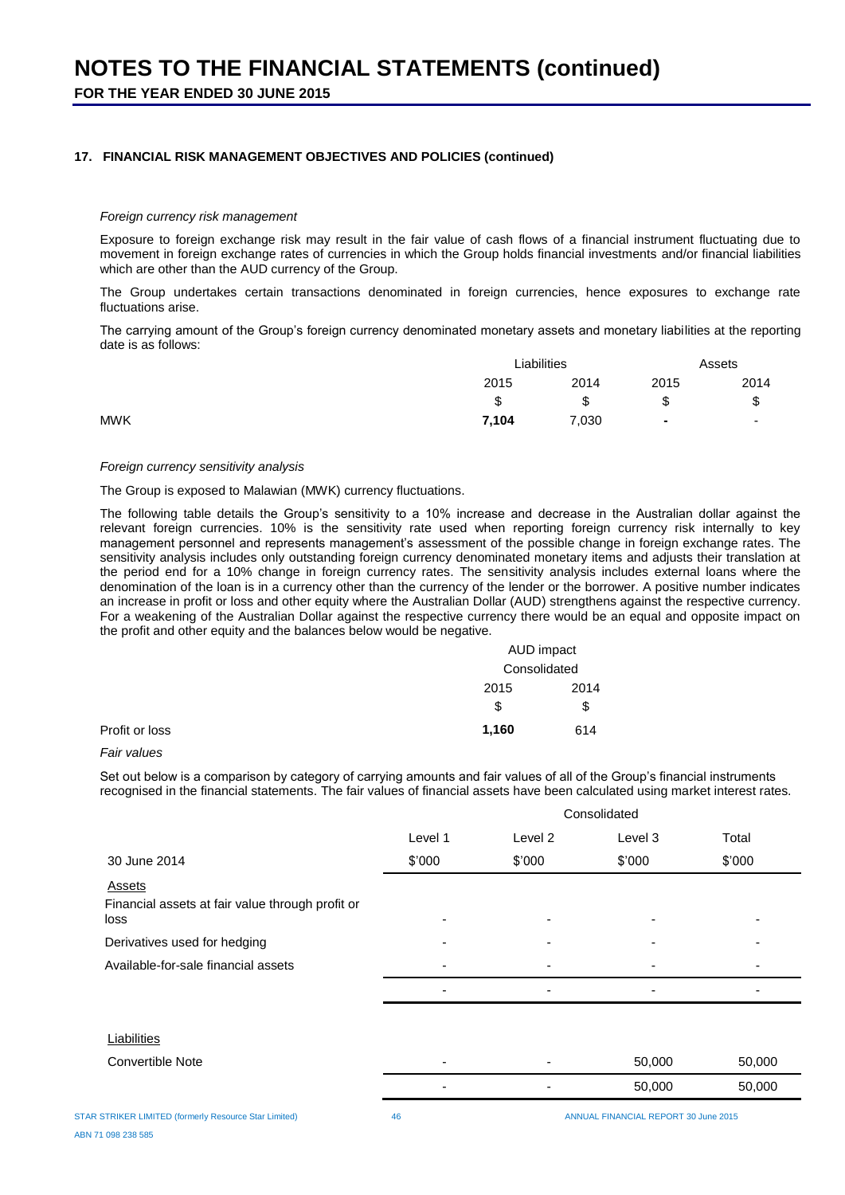# NOTES TO THE FINANCIAL STATEMENTS (continued)

**FOR THE YEAR ENDED 30 JUNE 2015**

### 17. FINANCIAL RISK MANAGEMENT OBJECTIVES AND POLICIES (continued)

*Foreign currency risk management*

Exposure to foreign exchange risk may result in the fair value of cash flows of a financial instrument fluctuating due to movement in foreign exchange rates of currencies in which the Group holds financial investments and/or financial liabilities which are other than the AUD currency of the Group.

The Group undertakes certain transactions denominated in foreign currencies, hence exposures to exchange rate fluctuations arise.

The carrying amount of the Group's foreign currency denominated monetary assets and monetary liabilities at the reporting date is as follows:

| | Liabilities | | Assets | |
|---|---|---|---|---|
| | 2015 | 2014 | 2015 | 2014 |
| | $ | $ | $ | $ |
| MWK | **7,104** | 7,030 | **-** | - |

*Foreign currency sensitivity analysis*

The Group is exposed to Malawian (MWK) currency fluctuations.

The following table details the Group's sensitivity to a 10% increase and decrease in the Australian dollar against the relevant foreign currencies. 10% is the sensitivity rate used when reporting foreign currency risk internally to key management personnel and represents management's assessment of the possible change in foreign exchange rates. The sensitivity analysis includes only outstanding foreign currency denominated monetary items and adjusts their translation at the period end for a 10% change in foreign currency rates. The sensitivity analysis includes external loans where the denomination of the loan is in a currency other than the currency of the lender or the borrower. A positive number indicates an increase in profit or loss and other equity where the Australian Dollar (AUD) strengthens against the respective currency. For a weakening of the Australian Dollar against the respective currency there would be an equal and opposite impact on the profit and other equity and the balances below would be negative.

| | AUD impact | |
|---|---|---|
| | Consolidated | |
| | 2015 | 2014 |
| | $ | $ |
| Profit or loss | **1,160** | 614 |

*Fair values*

Set out below is a comparison by category of carrying amounts and fair values of all of the Group's financial instruments recognised in the financial statements. The fair values of financial assets have been calculated using market interest rates.

| | Consolidated | | | |
|---|---|---|---|---|
| | Level 1 | Level 2 | Level 3 | Total |
| 30 June 2014 | $'000 | $'000 | $'000 | $'000 |
| Assets | | | | |
| Financial assets at fair value through profit or loss | - | - | - | - |
| Derivatives used for hedging | - | - | - | - |
| Available-for-sale financial assets | - | - | - | - |
| | - | - | - | - |
| Liabilities | | | | |
| Convertible Note | - | - | 50,000 | 50,000 |
| | - | - | 50,000 | 50,000 |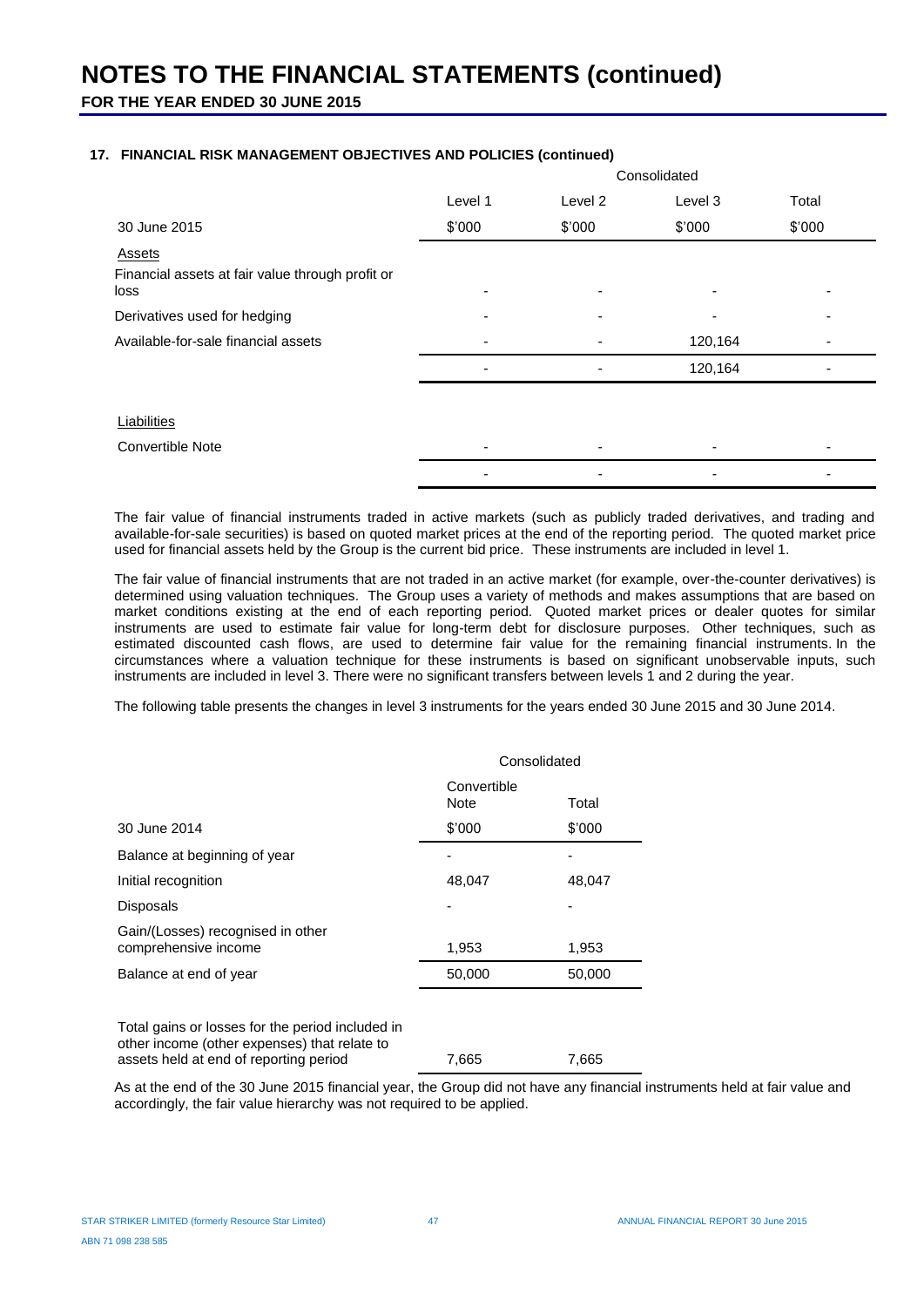# NOTES TO THE FINANCIAL STATEMENTS (continued)

**FOR THE YEAR ENDED 30 JUNE 2015**

### 17. FINANCIAL RISK MANAGEMENT OBJECTIVES AND POLICIES (continued)

| | Consolidated | | | |
|---|---|---|---|---|
| | Level 1 | Level 2 | Level 3 | Total |
| 30 June 2015 | $'000 | $'000 | $'000 | $'000 |
| Assets | | | | |
| Financial assets at fair value through profit or loss | - | - | - | - |
| Derivatives used for hedging | - | - | - | - |
| Available-for-sale financial assets | - | - | 120,164 | - |
| | - | - | 120,164 | - |
| Liabilities | | | | |
| Convertible Note | - | - | - | - |
| | - | - | - | - |

The fair value of financial instruments traded in active markets (such as publicly traded derivatives, and trading and available-for-sale securities) is based on quoted market prices at the end of the reporting period. The quoted market price used for financial assets held by the Group is the current bid price. These instruments are included in level 1.

The fair value of financial instruments that are not traded in an active market (for example, over-the-counter derivatives) is determined using valuation techniques. The Group uses a variety of methods and makes assumptions that are based on market conditions existing at the end of each reporting period. Quoted market prices or dealer quotes for similar instruments are used to estimate fair value for long-term debt for disclosure purposes. Other techniques, such as estimated discounted cash flows, are used to determine fair value for the remaining financial instruments. In the circumstances where a valuation technique for these instruments is based on significant unobservable inputs, such instruments are included in level 3. There were no significant transfers between levels 1 and 2 during the year.

The following table presents the changes in level 3 instruments for the years ended 30 June 2015 and 30 June 2014.

| | Consolidated | |
|---|---|---|
| | Convertible Note | Total |
| 30 June 2014 | $'000 | $'000 |
| Balance at beginning of year | - | - |
| Initial recognition | 48,047 | 48,047 |
| Disposals | - | - |
| Gain/(Losses) recognised in other comprehensive income | 1,953 | 1,953 |
| Balance at end of year | 50,000 | 50,000 |
| | | |
| Total gains or losses for the period included in other income (other expenses) that relate to assets held at end of reporting period | 7,665 | 7,665 |

As at the end of the 30 June 2015 financial year, the Group did not have any financial instruments held at fair value and accordingly, the fair value hierarchy was not required to be applied.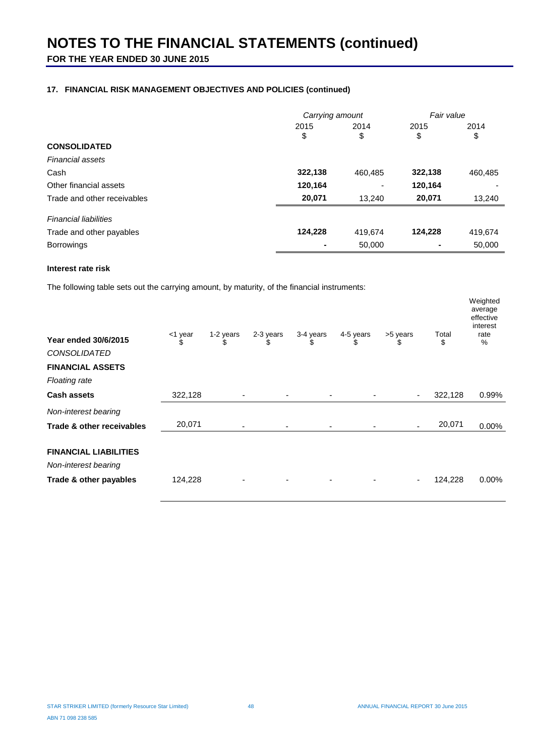# NOTES TO THE FINANCIAL STATEMENTS (continued)

**FOR THE YEAR ENDED 30 JUNE 2015**

### 17. FINANCIAL RISK MANAGEMENT OBJECTIVES AND POLICIES (continued)

| | *Carrying amount* | | *Fair value* | |
|---|---|---|---|---|
| | 2015<br>$ | 2014<br>$ | 2015<br>$ | 2014<br>$ |
| **CONSOLIDATED** | | | | |
| *Financial assets* | | | | |
| Cash | **322,138** | 460,485 | **322,138** | 460,485 |
| Other financial assets | **120,164** | - | **120,164** | - |
| Trade and other receivables | **20,071** | 13,240 | **20,071** | 13,240 |
| *Financial liabilities* | | | | |
| Trade and other payables | **124,228** | 419,674 | **124,228** | 419,674 |
| Borrowings | **-** | 50,000 | **-** | 50,000 |

**Interest rate risk**

The following table sets out the carrying amount, by maturity, of the financial instruments:

| **Year ended 30/6/2015** | <1 year<br>$ | 1-2 years<br>$ | 2-3 years<br>$ | 3-4 years<br>$ | 4-5 years<br>$ | >5 years<br>$ | Total<br>$ | Weighted average effective interest rate<br>% |
|---|---|---|---|---|---|---|---|---|
| *CONSOLIDATED* | | | | | | | | |
| **FINANCIAL ASSETS** | | | | | | | | |
| *Floating rate* | | | | | | | | |
| **Cash assets** | 322,128 | - | - | - | - | - | 322,128 | 0.99% |
| *Non-interest bearing* | | | | | | | | |
| **Trade & other receivables** | 20,071 | - | - | - | - | - | 20,071 | 0.00% |
| **FINANCIAL LIABILITIES** | | | | | | | | |
| *Non-interest bearing* | | | | | | | | |
| **Trade & other payables** | 124,228 | - | - | - | - | - | 124,228 | 0.00% |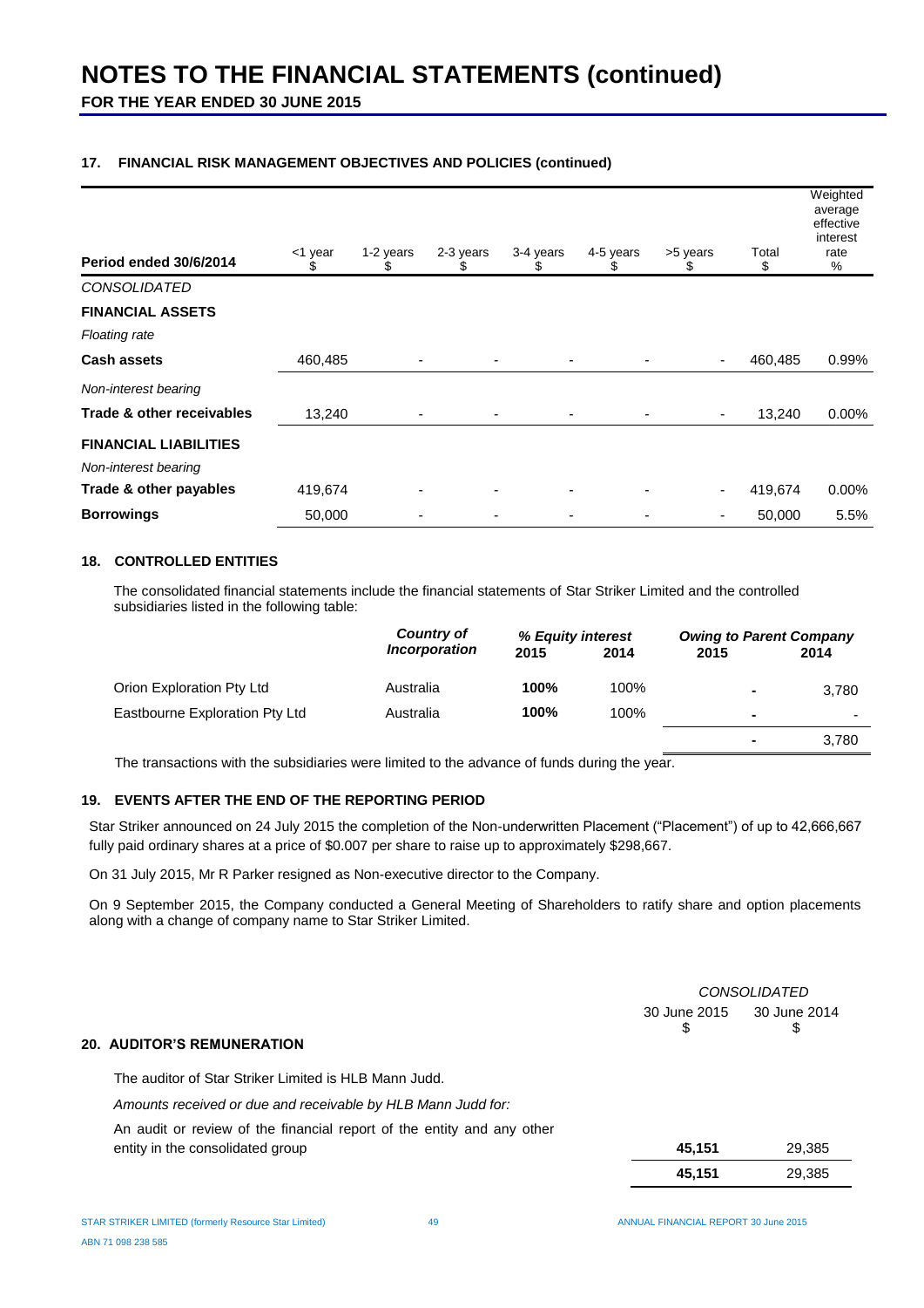# NOTES TO THE FINANCIAL STATEMENTS (continued)

**FOR THE YEAR ENDED 30 JUNE 2015**

### 17. FINANCIAL RISK MANAGEMENT OBJECTIVES AND POLICIES (continued)

| Period ended 30/6/2014 | <1 year $ | 1-2 years $ | 2-3 years $ | 3-4 years $ | 4-5 years $ | >5 years $ | Total $ | Weighted average effective interest rate % |
|---|---|---|---|---|---|---|---|---|
| *CONSOLIDATED* | | | | | | | | |
| **FINANCIAL ASSETS** | | | | | | | | |
| *Floating rate* | | | | | | | | |
| **Cash assets** | 460,485 | - | - | - | - | - | 460,485 | 0.99% |
| *Non-interest bearing* | | | | | | | | |
| **Trade & other receivables** | 13,240 | - | - | - | - | - | 13,240 | 0.00% |
| **FINANCIAL LIABILITIES** | | | | | | | | |
| *Non-interest bearing* | | | | | | | | |
| **Trade & other payables** | 419,674 | - | - | - | - | - | 419,674 | 0.00% |
| **Borrowings** | 50,000 | - | - | - | - | - | 50,000 | 5.5% |

### 18. CONTROLLED ENTITIES

The consolidated financial statements include the financial statements of Star Striker Limited and the controlled subsidiaries listed in the following table:

| | ***Country of Incorporation*** | ***% Equity interest*** | | ***Owing to Parent Company*** | |
|---|---|---|---|---|---|
| | | **2015** | **2014** | **2015** | **2014** |
| Orion Exploration Pty Ltd | Australia | **100%** | 100% | **-** | 3,780 |
| Eastbourne Exploration Pty Ltd | Australia | **100%** | 100% | **-** | - |
| | | | | **-** | 3,780 |

The transactions with the subsidiaries were limited to the advance of funds during the year.

### 19. EVENTS AFTER THE END OF THE REPORTING PERIOD

Star Striker announced on 24 July 2015 the completion of the Non-underwritten Placement ("Placement") of up to 42,666,667 fully paid ordinary shares at a price of $0.007 per share to raise up to approximately $298,667.

On 31 July 2015, Mr R Parker resigned as Non-executive director to the Company.

On 9 September 2015, the Company conducted a General Meeting of Shareholders to ratify share and option placements along with a change of company name to Star Striker Limited.

### 20. AUDITOR'S REMUNERATION

| | *CONSOLIDATED* 30 June 2015 $ | 30 June 2014 $ |
|---|---|---|
| The auditor of Star Striker Limited is HLB Mann Judd. | | |
| *Amounts received or due and receivable by HLB Mann Judd for:* | | |
| An audit or review of the financial report of the entity and any other entity in the consolidated group | **45,151** | 29,385 |
| | **45,151** | 29,385 |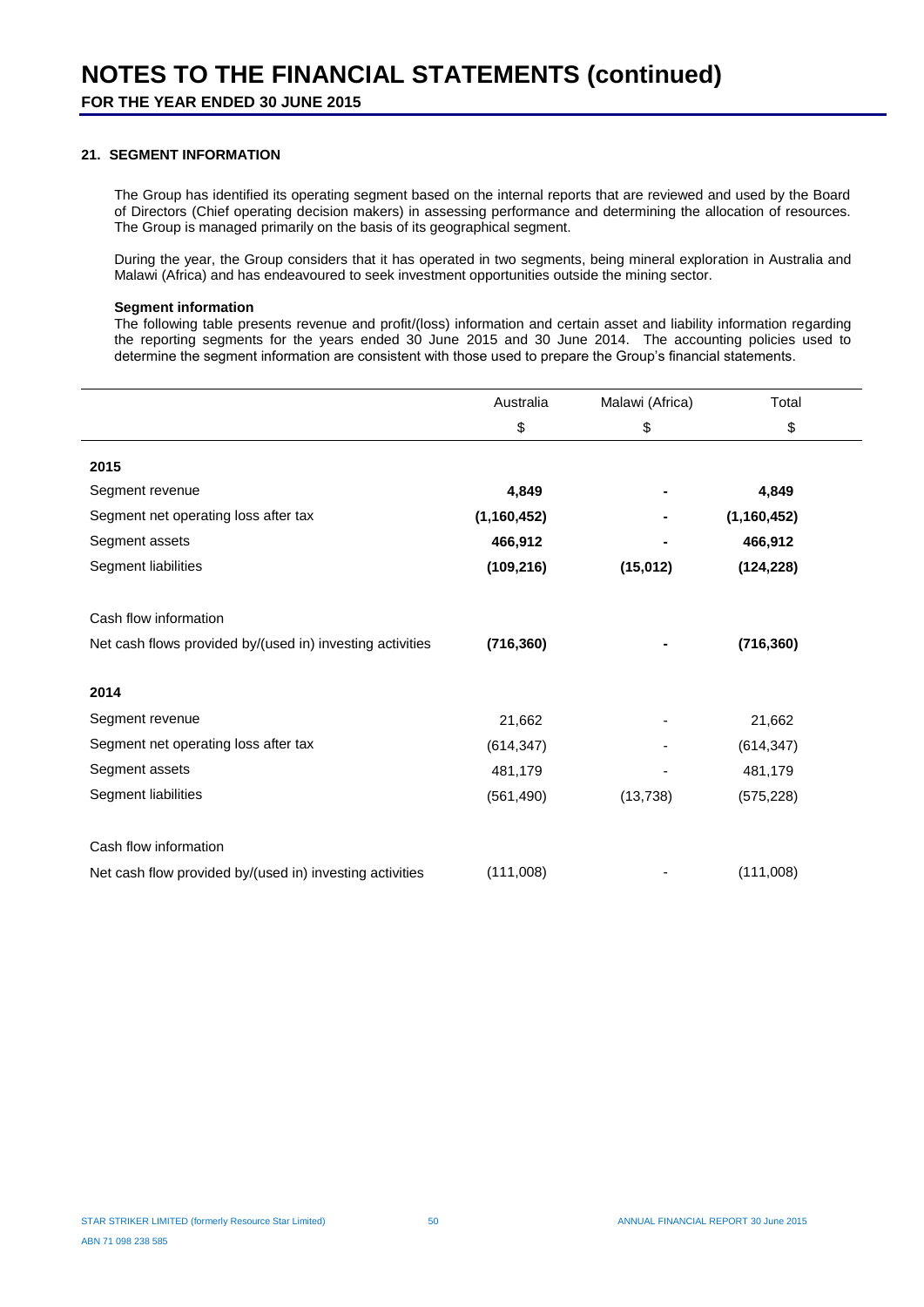# NOTES TO THE FINANCIAL STATEMENTS (continued)

**FOR THE YEAR ENDED 30 JUNE 2015**

## 21. SEGMENT INFORMATION

The Group has identified its operating segment based on the internal reports that are reviewed and used by the Board of Directors (Chief operating decision makers) in assessing performance and determining the allocation of resources. The Group is managed primarily on the basis of its geographical segment.

During the year, the Group considers that it has operated in two segments, being mineral exploration in Australia and Malawi (Africa) and has endeavoured to seek investment opportunities outside the mining sector.

**Segment information**

The following table presents revenue and profit/(loss) information and certain asset and liability information regarding the reporting segments for the years ended 30 June 2015 and 30 June 2014. The accounting policies used to determine the segment information are consistent with those used to prepare the Group's financial statements.

| | Australia | Malawi (Africa) | Total |
|---|---|---|---|
| | $ | $ | $ |
| **2015** | | | |
| Segment revenue | **4,849** | **-** | **4,849** |
| Segment net operating loss after tax | **(1,160,452)** | **-** | **(1,160,452)** |
| Segment assets | **466,912** | **-** | **466,912** |
| Segment liabilities | **(109,216)** | **(15,012)** | **(124,228)** |
| Cash flow information | | | |
| Net cash flows provided by/(used in) investing activities | **(716,360)** | **-** | **(716,360)** |
| **2014** | | | |
| Segment revenue | 21,662 | - | 21,662 |
| Segment net operating loss after tax | (614,347) | - | (614,347) |
| Segment assets | 481,179 | - | 481,179 |
| Segment liabilities | (561,490) | (13,738) | (575,228) |
| Cash flow information | | | |
| Net cash flow provided by/(used in) investing activities | (111,008) | - | (111,008) |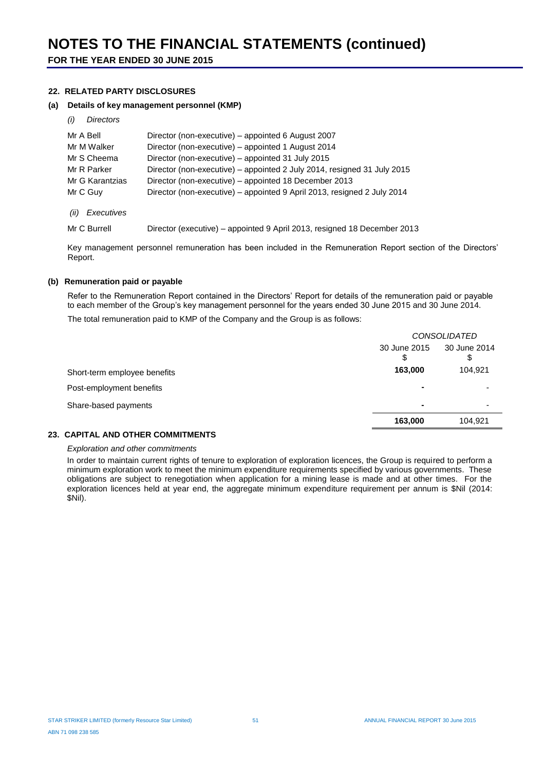# NOTES TO THE FINANCIAL STATEMENTS (continued)

**FOR THE YEAR ENDED 30 JUNE 2015**

### 22. RELATED PARTY DISCLOSURES

#### (a) Details of key management personnel (KMP)

*(i) Directors*

| | |
|---|---|
| Mr A Bell | Director (non-executive) – appointed 6 August 2007 |
| Mr M Walker | Director (non-executive) – appointed 1 August 2014 |
| Mr S Cheema | Director (non-executive) – appointed 31 July 2015 |
| Mr R Parker | Director (non-executive) – appointed 2 July 2014, resigned 31 July 2015 |
| Mr G Karantzias | Director (non-executive) – appointed 18 December 2013 |
| Mr C Guy | Director (non-executive) – appointed 9 April 2013, resigned 2 July 2014 |

*(ii) Executives*

| | |
|---|---|
| Mr C Burrell | Director (executive) – appointed 9 April 2013, resigned 18 December 2013 |

Key management personnel remuneration has been included in the Remuneration Report section of the Directors' Report.

#### (b) Remuneration paid or payable

Refer to the Remuneration Report contained in the Directors' Report for details of the remuneration paid or payable to each member of the Group's key management personnel for the years ended 30 June 2015 and 30 June 2014.

The total remuneration paid to KMP of the Company and the Group is as follows:

| | *CONSOLIDATED* | |
|---|---|---|
| | 30 June 2015 $ | 30 June 2014 $ |
| Short-term employee benefits | **163,000** | 104,921 |
| Post-employment benefits | **-** | - |
| Share-based payments | **-** | - |
| | **163,000** | 104,921 |

### 23. CAPITAL AND OTHER COMMITMENTS

*Exploration and other commitments*

In order to maintain current rights of tenure to exploration of exploration licences, the Group is required to perform a minimum exploration work to meet the minimum expenditure requirements specified by various governments. These obligations are subject to renegotiation when application for a mining lease is made and at other times. For the exploration licences held at year end, the aggregate minimum expenditure requirement per annum is $Nil (2014: $Nil).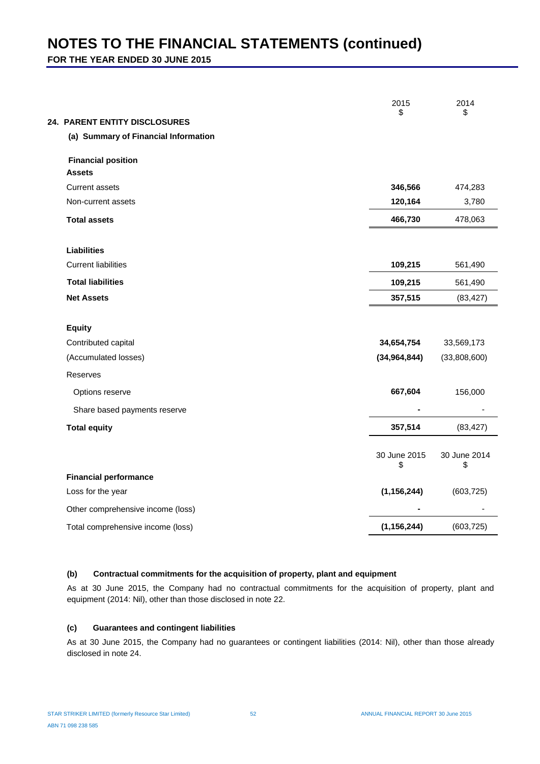# NOTES TO THE FINANCIAL STATEMENTS (continued)

**FOR THE YEAR ENDED 30 JUNE 2015**

## 24. PARENT ENTITY DISCLOSURES

### (a) Summary of Financial Information

| | 2015 $ | 2014 $ |
|---|---|---|
| **Financial position** | | |
| **Assets** | | |
| Current assets | **346,566** | 474,283 |
| Non-current assets | **120,164** | 3,780 |
| **Total assets** | **466,730** | 478,063 |
| | | |
| **Liabilities** | | |
| Current liabilities | **109,215** | 561,490 |
| **Total liabilities** | **109,215** | 561,490 |
| **Net Assets** | **357,515** | (83,427) |
| | | |
| **Equity** | | |
| Contributed capital | **34,654,754** | 33,569,173 |
| (Accumulated losses) | **(34,964,844)** | (33,808,600) |
| Reserves | | |
| Options reserve | **667,604** | 156,000 |
| Share based payments reserve | **-** | - |
| **Total equity** | **357,514** | (83,427) |

| | 30 June 2015 $ | 30 June 2014 $ |
|---|---|---|
| **Financial performance** | | |
| Loss for the year | **(1,156,244)** | (603,725) |
| Other comprehensive income (loss) | **-** | - |
| Total comprehensive income (loss) | **(1,156,244)** | (603,725) |

### (b) Contractual commitments for the acquisition of property, plant and equipment

As at 30 June 2015, the Company had no contractual commitments for the acquisition of property, plant and equipment (2014: Nil), other than those disclosed in note 22.

### (c) Guarantees and contingent liabilities

As at 30 June 2015, the Company had no guarantees or contingent liabilities (2014: Nil), other than those already disclosed in note 24.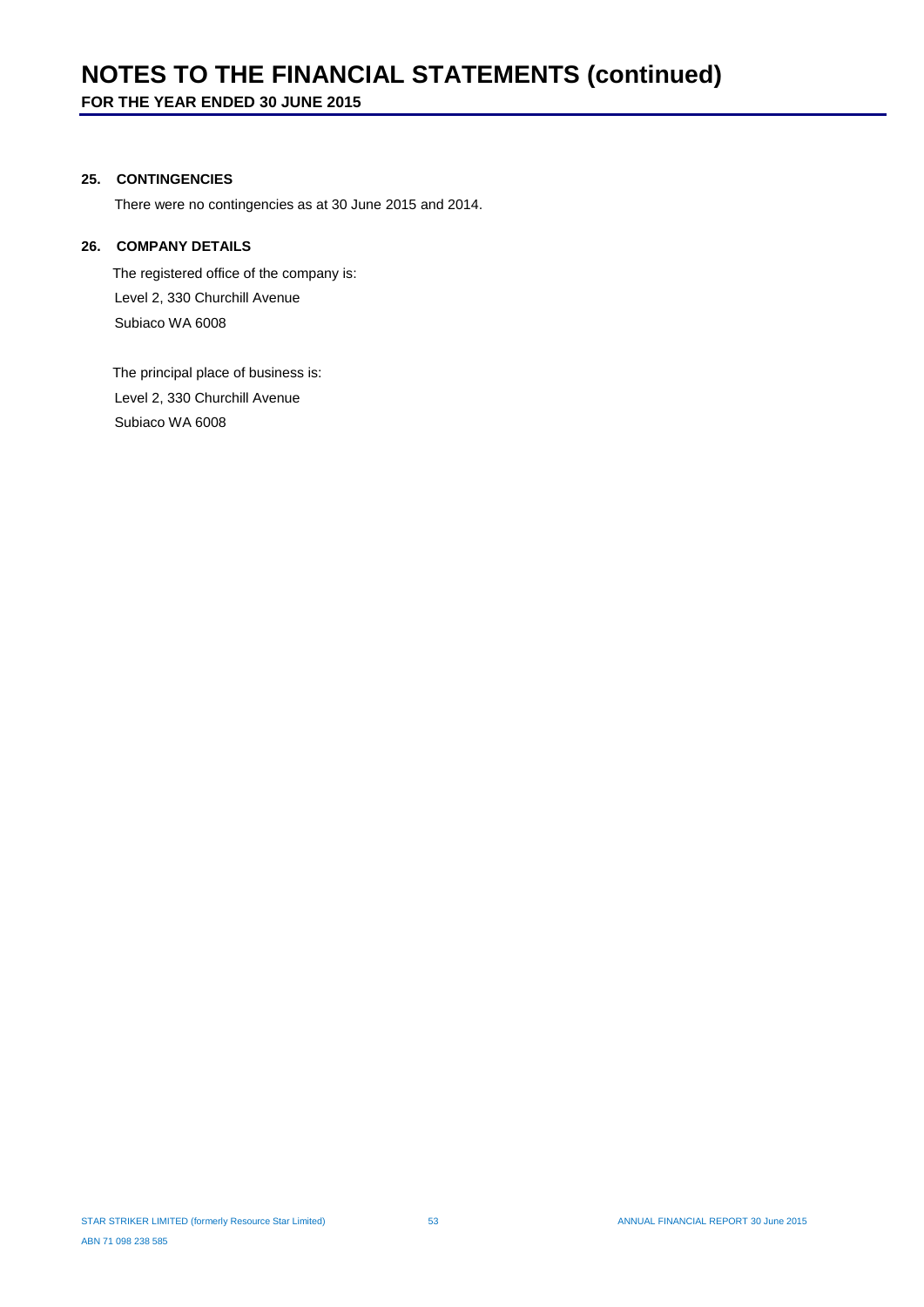# NOTES TO THE FINANCIAL STATEMENTS (continued)

**FOR THE YEAR ENDED 30 JUNE 2015**

## 25. CONTINGENCIES

There were no contingencies as at 30 June 2015 and 2014.

## 26. COMPANY DETAILS

The registered office of the company is:

Level 2, 330 Churchill Avenue
Subiaco WA 6008

The principal place of business is:

Level 2, 330 Churchill Avenue
Subiaco WA 6008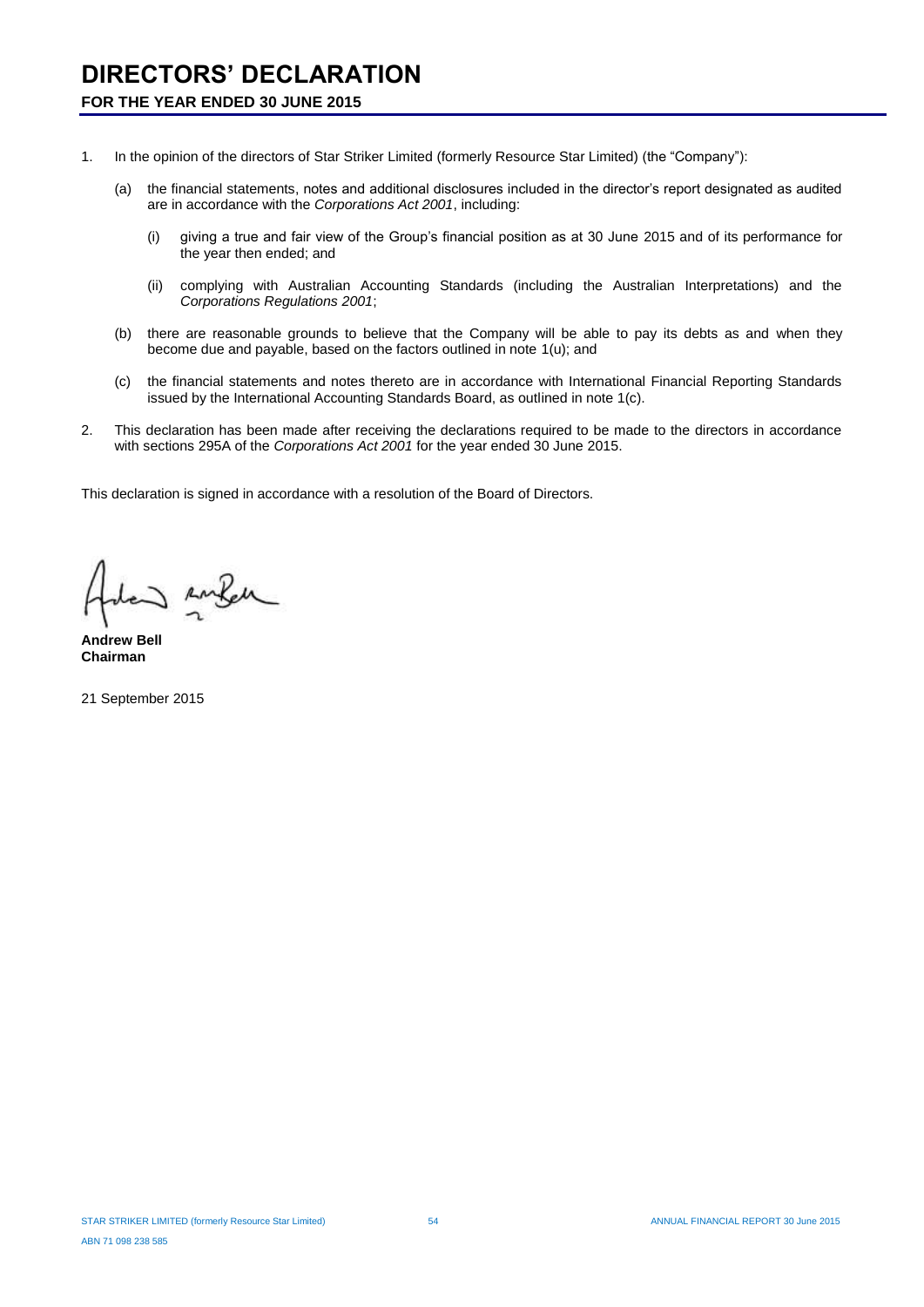# DIRECTORS' DECLARATION

## FOR THE YEAR ENDED 30 JUNE 2015

1. In the opinion of the directors of Star Striker Limited (formerly Resource Star Limited) (the "Company"):

   (a) the financial statements, notes and additional disclosures included in the director's report designated as audited are in accordance with the *Corporations Act 2001*, including:

      (i) giving a true and fair view of the Group's financial position as at 30 June 2015 and of its performance for the year then ended; and

      (ii) complying with Australian Accounting Standards (including the Australian Interpretations) and the *Corporations Regulations 2001*;

   (b) there are reasonable grounds to believe that the Company will be able to pay its debts as and when they become due and payable, based on the factors outlined in note 1(u); and

   (c) the financial statements and notes thereto are in accordance with International Financial Reporting Standards issued by the International Accounting Standards Board, as outlined in note 1(c).

2. This declaration has been made after receiving the declarations required to be made to the directors in accordance with sections 295A of the *Corporations Act 2001* for the year ended 30 June 2015.

This declaration is signed in accordance with a resolution of the Board of Directors.

**Andrew Bell**
**Chairman**

21 September 2015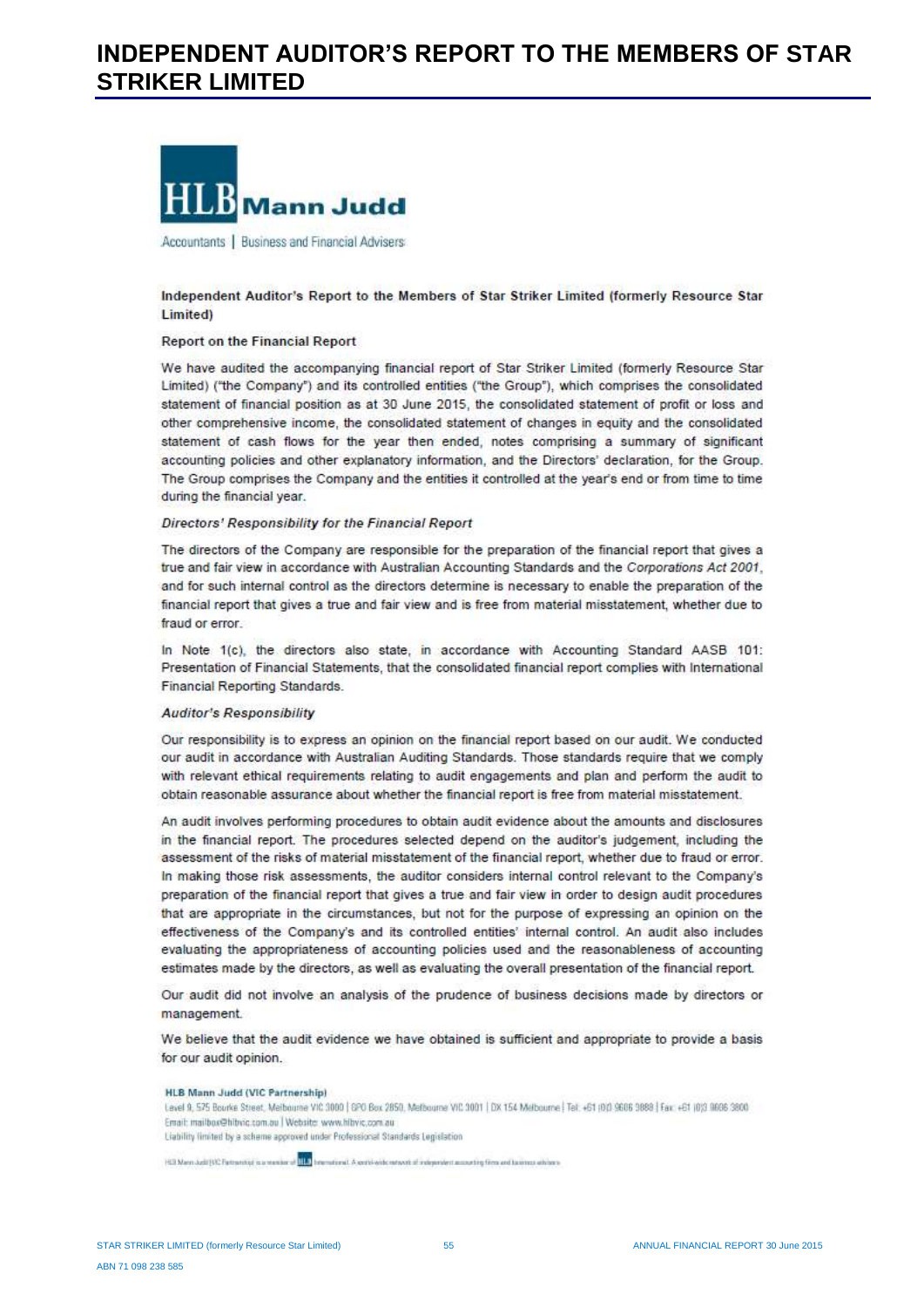# INDEPENDENT AUDITOR'S REPORT TO THE MEMBERS OF STAR STRIKER LIMITED

**HLB Mann Judd**

Accountants | Business and Financial Advisers

**Independent Auditor's Report to the Members of Star Striker Limited (formerly Resource Star Limited)**

**Report on the Financial Report**

We have audited the accompanying financial report of Star Striker Limited (formerly Resource Star Limited) ("the Company") and its controlled entities ("the Group"), which comprises the consolidated statement of financial position as at 30 June 2015, the consolidated statement of profit or loss and other comprehensive income, the consolidated statement of changes in equity and the consolidated statement of cash flows for the year then ended, notes comprising a summary of significant accounting policies and other explanatory information, and the Directors' declaration, for the Group. The Group comprises the Company and the entities it controlled at the year's end or from time to time during the financial year.

***Directors' Responsibility for the Financial Report***

The directors of the Company are responsible for the preparation of the financial report that gives a true and fair view in accordance with Australian Accounting Standards and the *Corporations Act 2001*, and for such internal control as the directors determine is necessary to enable the preparation of the financial report that gives a true and fair view and is free from material misstatement, whether due to fraud or error.

In Note 1(c), the directors also state, in accordance with Accounting Standard AASB 101: Presentation of Financial Statements, that the consolidated financial report complies with International Financial Reporting Standards.

***Auditor's Responsibility***

Our responsibility is to express an opinion on the financial report based on our audit. We conducted our audit in accordance with Australian Auditing Standards. Those standards require that we comply with relevant ethical requirements relating to audit engagements and plan and perform the audit to obtain reasonable assurance about whether the financial report is free from material misstatement.

An audit involves performing procedures to obtain audit evidence about the amounts and disclosures in the financial report. The procedures selected depend on the auditor's judgement, including the assessment of the risks of material misstatement of the financial report, whether due to fraud or error. In making those risk assessments, the auditor considers internal control relevant to the Company's preparation of the financial report that gives a true and fair view in order to design audit procedures that are appropriate in the circumstances, but not for the purpose of expressing an opinion on the effectiveness of the Company's and its controlled entities' internal control. An audit also includes evaluating the appropriateness of accounting policies used and the reasonableness of accounting estimates made by the directors, as well as evaluating the overall presentation of the financial report.

Our audit did not involve an analysis of the prudence of business decisions made by directors or management.

We believe that the audit evidence we have obtained is sufficient and appropriate to provide a basis for our audit opinion.

**HLB Mann Judd (VIC Partnership)**
Level 9, 575 Bourke Street, Melbourne VIC 3000 | GPO Box 2850, Melbourne VIC 3001 | DX 154 Melbourne | Tel: +61 (0)3 9606 3888 | Fax: +61 (0)3 9606 3800
Email: mailbox@hlbvic.com.au | Website: www.hlbvic.com.au
Liability limited by a scheme approved under Professional Standards Legislation

HLB Mann Judd (VIC Partnership) is a member of HLB International. A world-wide network of independent accounting firms and business advisers.

ABN 71 098 238 585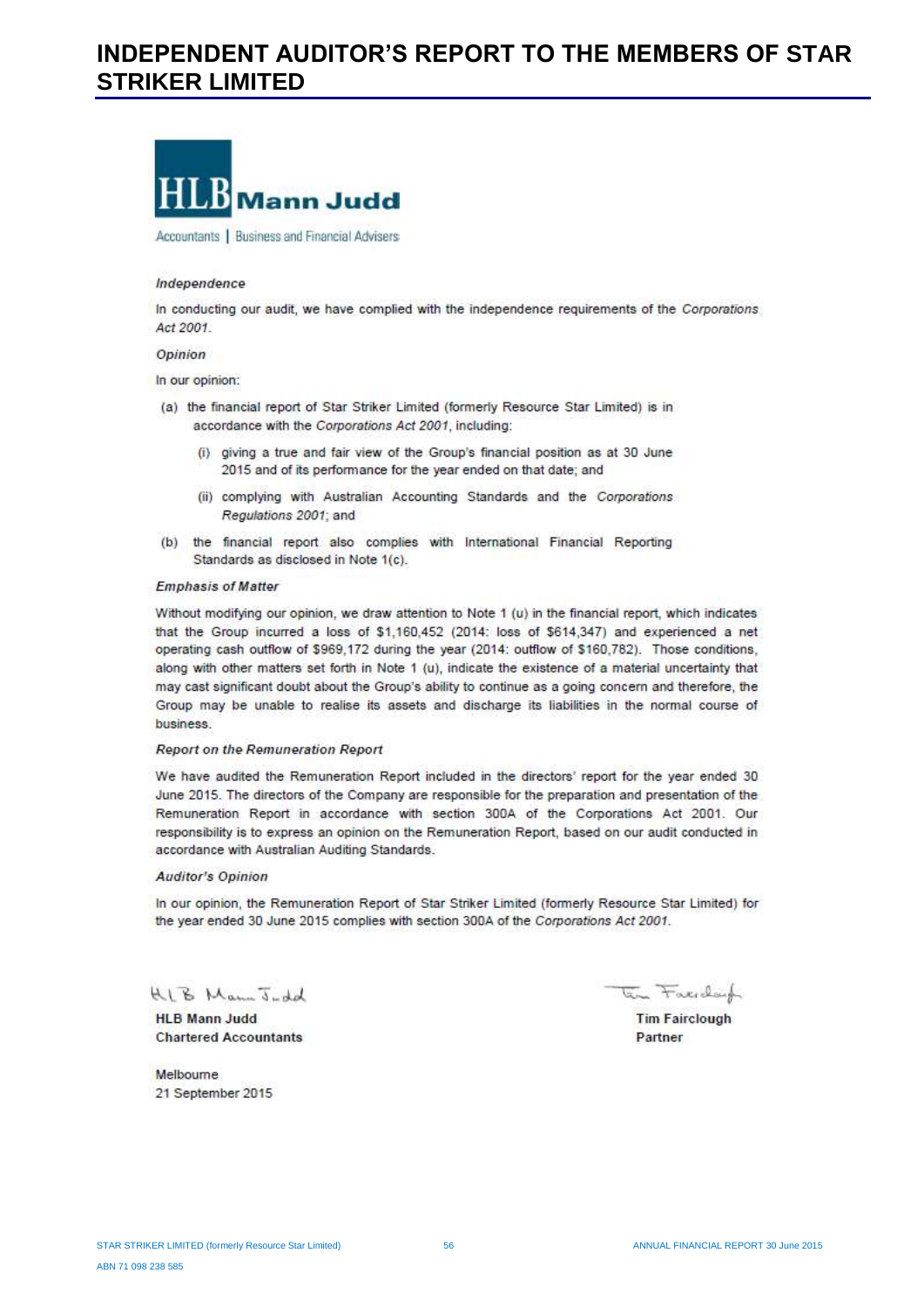# INDEPENDENT AUDITOR'S REPORT TO THE MEMBERS OF STAR STRIKER LIMITED

**HLB Mann Judd**

Accountants | Business and Financial Advisers

*Independence*

In conducting our audit, we have complied with the independence requirements of the *Corporations Act 2001*.

*Opinion*

In our opinion:

(a) the financial report of Star Striker Limited (formerly Resource Star Limited) is in accordance with the *Corporations Act 2001*, including:

   (i) giving a true and fair view of the Group's financial position as at 30 June 2015 and of its performance for the year ended on that date; and

   (ii) complying with Australian Accounting Standards and the *Corporations Regulations 2001*; and

(b) the financial report also complies with International Financial Reporting Standards as disclosed in Note 1(c).

*Emphasis of Matter*

Without modifying our opinion, we draw attention to Note 1 (u) in the financial report, which indicates that the Group incurred a loss of $1,160,452 (2014: loss of $614,347) and experienced a net operating cash outflow of $969,172 during the year (2014: outflow of $160,782). Those conditions, along with other matters set forth in Note 1 (u), indicate the existence of a material uncertainty that may cast significant doubt about the Group's ability to continue as a going concern and therefore, the Group may be unable to realise its assets and discharge its liabilities in the normal course of business.

*Report on the Remuneration Report*

We have audited the Remuneration Report included in the directors' report for the year ended 30 June 2015. The directors of the Company are responsible for the preparation and presentation of the Remuneration Report in accordance with section 300A of the Corporations Act 2001. Our responsibility is to express an opinion on the Remuneration Report, based on our audit conducted in accordance with Australian Auditing Standards.

*Auditor's Opinion*

In our opinion, the Remuneration Report of Star Striker Limited (formerly Resource Star Limited) for the year ended 30 June 2015 complies with section 300A of the *Corporations Act 2001*.

HLB Mann Judd

**HLB Mann Judd**
**Chartered Accountants**

Melbourne
21 September 2015

Tim Fairclough

**Tim Fairclough**
**Partner**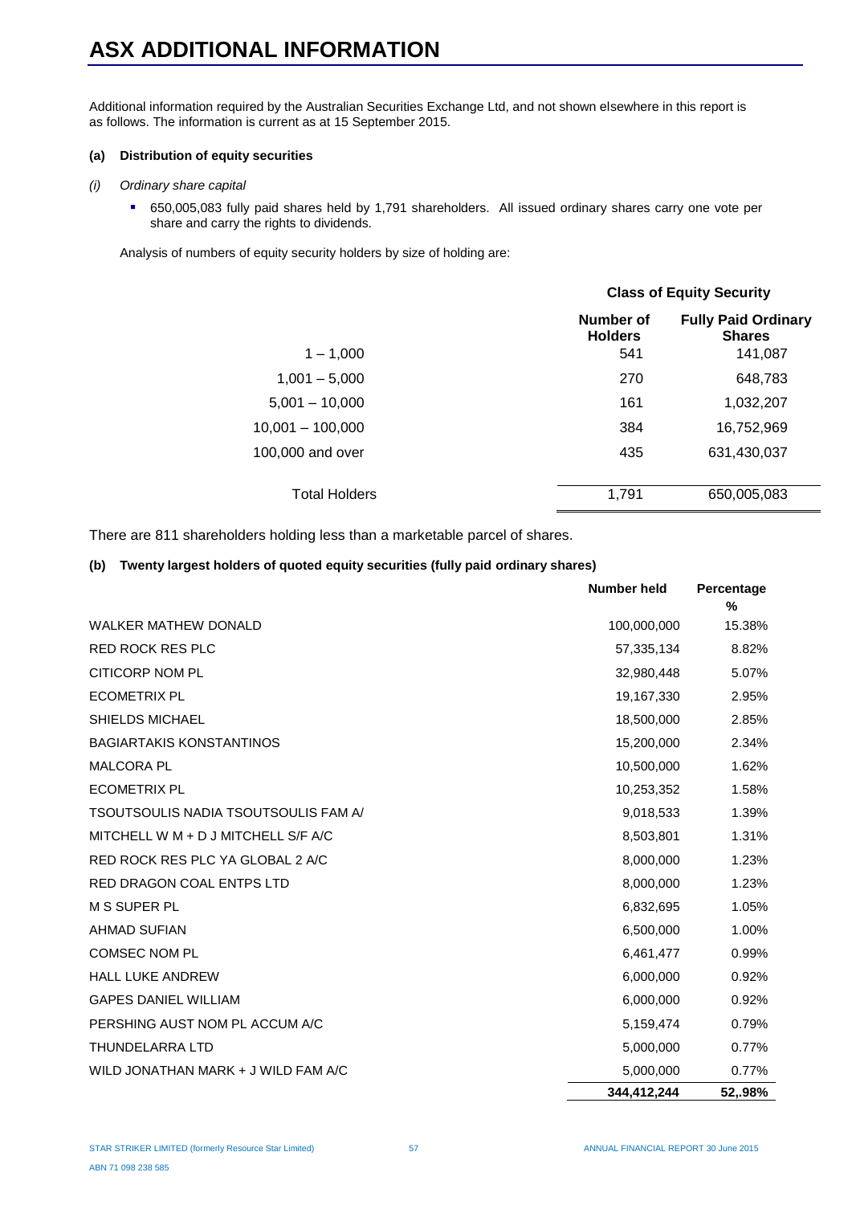# ASX ADDITIONAL INFORMATION

Additional information required by the Australian Securities Exchange Ltd, and not shown elsewhere in this report is as follows. The information is current as at 15 September 2015.

**(a) Distribution of equity securities**

*(i) Ordinary share capital*

- 650,005,083 fully paid shares held by 1,791 shareholders. All issued ordinary shares carry one vote per share and carry the rights to dividends.

Analysis of numbers of equity security holders by size of holding are:

| | Class of Equity Security | |
|---|---|---|
| | **Number of Holders** | **Fully Paid Ordinary Shares** |
| 1 – 1,000 | 541 | 141,087 |
| 1,001 – 5,000 | 270 | 648,783 |
| 5,001 – 10,000 | 161 | 1,032,207 |
| 10,001 – 100,000 | 384 | 16,752,969 |
| 100,000 and over | 435 | 631,430,037 |
| Total Holders | 1,791 | 650,005,083 |

There are 811 shareholders holding less than a marketable parcel of shares.

**(b) Twenty largest holders of quoted equity securities (fully paid ordinary shares)**

| | **Number held** | **Percentage %** |
|---|---|---|
| WALKER MATHEW DONALD | 100,000,000 | 15.38% |
| RED ROCK RES PLC | 57,335,134 | 8.82% |
| CITICORP NOM PL | 32,980,448 | 5.07% |
| ECOMETRIX PL | 19,167,330 | 2.95% |
| SHIELDS MICHAEL | 18,500,000 | 2.85% |
| BAGIARTAKIS KONSTANTINOS | 15,200,000 | 2.34% |
| MALCORA PL | 10,500,000 | 1.62% |
| ECOMETRIX PL | 10,253,352 | 1.58% |
| TSOUTSOULIS NADIA TSOUTSOULIS FAM A/ | 9,018,533 | 1.39% |
| MITCHELL W M + D J MITCHELL S/F A/C | 8,503,801 | 1.31% |
| RED ROCK RES PLC YA GLOBAL 2 A/C | 8,000,000 | 1.23% |
| RED DRAGON COAL ENTPS LTD | 8,000,000 | 1.23% |
| M S SUPER PL | 6,832,695 | 1.05% |
| AHMAD SUFIAN | 6,500,000 | 1.00% |
| COMSEC NOM PL | 6,461,477 | 0.99% |
| HALL LUKE ANDREW | 6,000,000 | 0.92% |
| GAPES DANIEL WILLIAM | 6,000,000 | 0.92% |
| PERSHING AUST NOM PL ACCUM A/C | 5,159,474 | 0.79% |
| THUNDELARRA LTD | 5,000,000 | 0.77% |
| WILD JONATHAN MARK + J WILD FAM A/C | 5,000,000 | 0.77% |
| | **344,412,244** | **52,.98%** |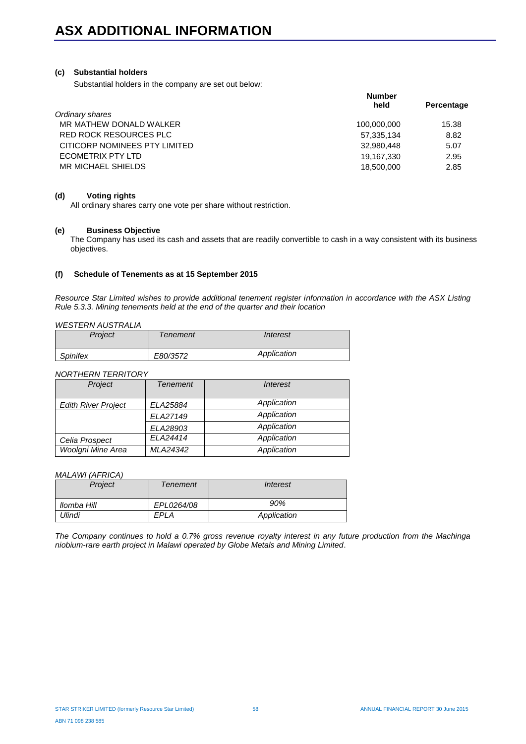# ASX ADDITIONAL INFORMATION

**(c) Substantial holders**

Substantial holders in the company are set out below:

| | Number held | Percentage |
|---|---|---|
| *Ordinary shares* | | |
| MR MATHEW DONALD WALKER | 100,000,000 | 15.38 |
| RED ROCK RESOURCES PLC | 57,335,134 | 8.82 |
| CITICORP NOMINEES PTY LIMITED | 32,980,448 | 5.07 |
| ECOMETRIX PTY LTD | 19,167,330 | 2.95 |
| MR MICHAEL SHIELDS | 18,500,000 | 2.85 |

**(d) Voting rights**

All ordinary shares carry one vote per share without restriction.

**(e) Business Objective**

The Company has used its cash and assets that are readily convertible to cash in a way consistent with its business objectives.

**(f) Schedule of Tenements as at 15 September 2015**

*Resource Star Limited wishes to provide additional tenement register information in accordance with the ASX Listing Rule 5.3.3. Mining tenements held at the end of the quarter and their location*

*WESTERN AUSTRALIA*

| *Project* | *Tenement* | *Interest* |
|---|---|---|
| *Spinifex* | *E80/3572* | *Application* |

*NORTHERN TERRITORY*

| *Project* | *Tenement* | *Interest* |
|---|---|---|
| *Edith River Project* | *ELA25884* | *Application* |
| | *ELA27149* | *Application* |
| | *ELA28903* | *Application* |
| *Celia Prospect* | *ELA24414* | *Application* |
| *Woolgni Mine Area* | *MLA24342* | *Application* |

*MALAWI (AFRICA)*

| *Project* | *Tenement* | *Interest* |
|---|---|---|
| *Ilomba Hill* | *EPL0264/08* | *90%* |
| *Ulindi* | *EPLA* | *Application* |

*The Company continues to hold a 0.7% gross revenue royalty interest in any future production from the Machinga niobium-rare earth project in Malawi operated by Globe Metals and Mining Limited.*